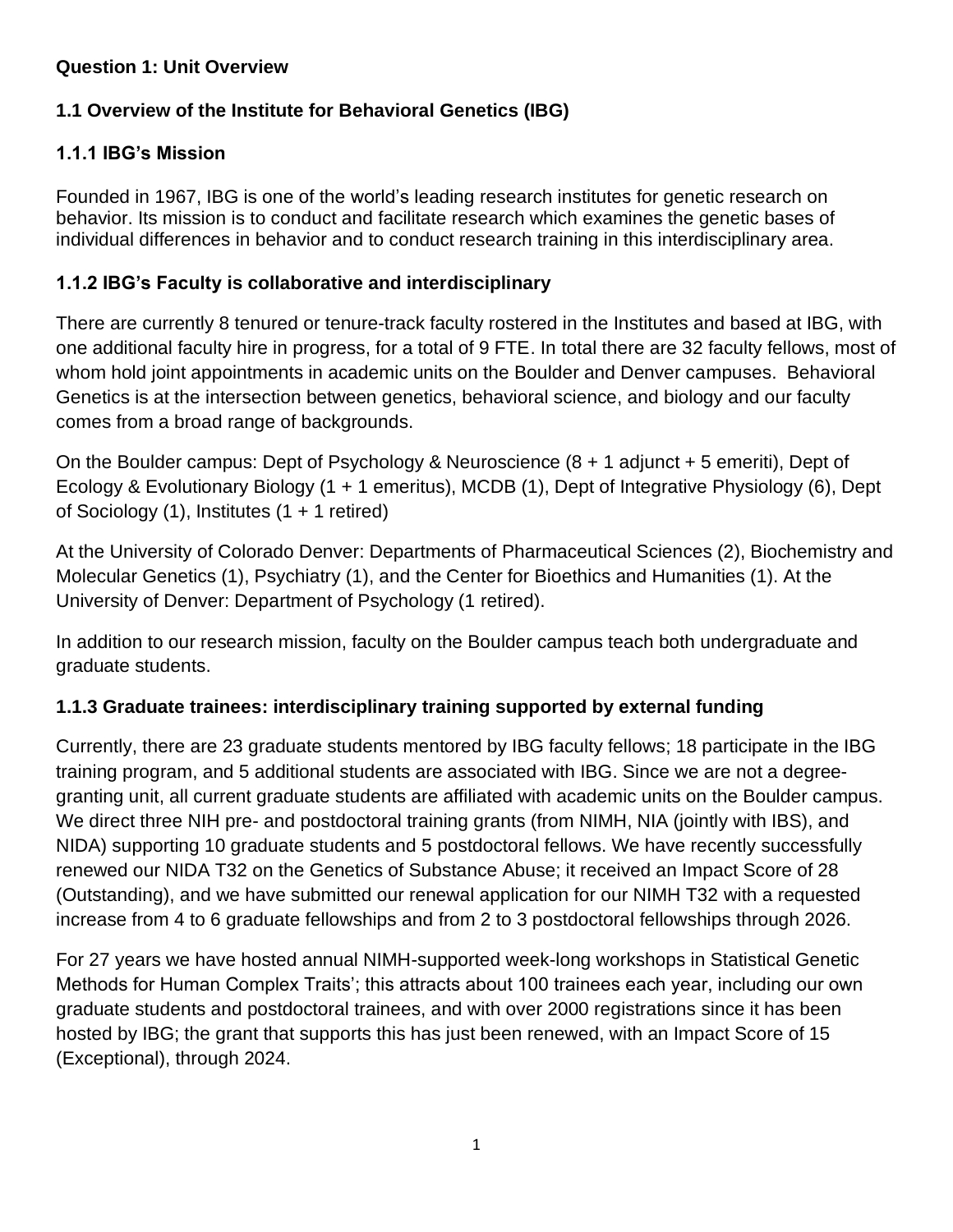**Question 1: Unit Overview**

## 1.1 Overview of the Institute for Behavioral Genetics (IBG)

### 1.1.1 IBG's Mission

Founded in 1967, IBG is one of the world's leading research institutes for genetic research on behavior. Its mission is to conduct and facilitate research which examines the genetic bases of individual differences in behavior and to conduct research training in this interdisciplinary area.

### 1.1.2 IBG's Faculty is collaborative and interdisciplinary

There are currently 8 tenured or tenure-track faculty rostered in the Institutes and based at IBG, with one additional faculty hire in progress, for a total of 9 FTE. In total there are 32 faculty fellows, most of whom hold joint appointments in academic units on the Boulder and Denver campuses. Behavioral Genetics is at the intersection between genetics, behavioral science, and biology and our faculty comes from a broad range of backgrounds.

On the Boulder campus: Dept of Psychology & Neuroscience (8 + 1 adjunct + 5 emeriti), Dept of Ecology & Evolutionary Biology (1 + 1 emeritus), MCDB (1), Dept of Integrative Physiology (6), Dept of Sociology (1), Institutes (1 + 1 retired)

At the University of Colorado Denver: Departments of Pharmaceutical Sciences (2), Biochemistry and Molecular Genetics (1), Psychiatry (1), and the Center for Bioethics and Humanities (1). At the University of Denver: Department of Psychology (1 retired).

In addition to our research mission, faculty on the Boulder campus teach both undergraduate and graduate students.

### 1.1.3 Graduate trainees: interdisciplinary training supported by external funding

Currently, there are 23 graduate students mentored by IBG faculty fellows; 18 participate in the IBG training program, and 5 additional students are associated with IBG. Since we are not a degree-granting unit, all current graduate students are affiliated with academic units on the Boulder campus. We direct three NIH pre- and postdoctoral training grants (from NIMH, NIA (jointly with IBS), and NIDA) supporting 10 graduate students and 5 postdoctoral fellows. We have recently successfully renewed our NIDA T32 on the Genetics of Substance Abuse; it received an Impact Score of 28 (Outstanding), and we have submitted our renewal application for our NIMH T32 with a requested increase from 4 to 6 graduate fellowships and from 2 to 3 postdoctoral fellowships through 2026.

For 27 years we have hosted annual NIMH-supported week-long workshops in Statistical Genetic Methods for Human Complex Traits'; this attracts about 100 trainees each year, including our own graduate students and postdoctoral trainees, and with over 2000 registrations since it has been hosted by IBG; the grant that supports this has just been renewed, with an Impact Score of 15 (Exceptional), through 2024.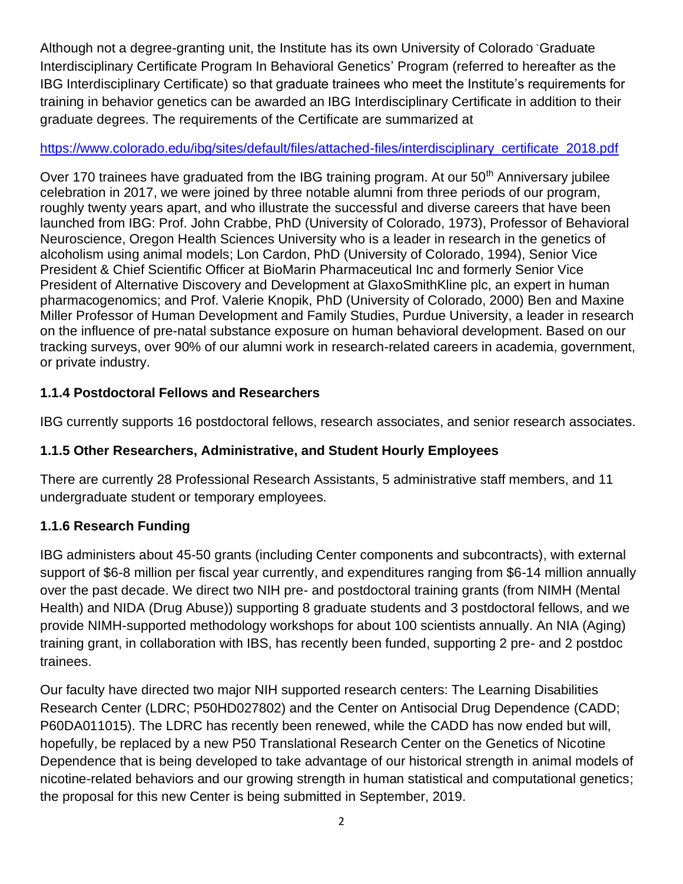Although not a degree-granting unit, the Institute has its own University of Colorado `Graduate Interdisciplinary Certificate Program In Behavioral Genetics' Program (referred to hereafter as the IBG Interdisciplinary Certificate) so that graduate trainees who meet the Institute's requirements for training in behavior genetics can be awarded an IBG Interdisciplinary Certificate in addition to their graduate degrees. The requirements of the Certificate are summarized at

https://www.colorado.edu/ibg/sites/default/files/attached-files/interdisciplinary_certificate_2018.pdf

Over 170 trainees have graduated from the IBG training program. At our 50th Anniversary jubilee celebration in 2017, we were joined by three notable alumni from three periods of our program, roughly twenty years apart, and who illustrate the successful and diverse careers that have been launched from IBG: Prof. John Crabbe, PhD (University of Colorado, 1973), Professor of Behavioral Neuroscience, Oregon Health Sciences University who is a leader in research in the genetics of alcoholism using animal models; Lon Cardon, PhD (University of Colorado, 1994), Senior Vice President & Chief Scientific Officer at BioMarin Pharmaceutical Inc and formerly Senior Vice President of Alternative Discovery and Development at GlaxoSmithKline plc, an expert in human pharmacogenomics; and Prof. Valerie Knopik, PhD (University of Colorado, 2000) Ben and Maxine Miller Professor of Human Development and Family Studies, Purdue University, a leader in research on the influence of pre-natal substance exposure on human behavioral development. Based on our tracking surveys, over 90% of our alumni work in research-related careers in academia, government, or private industry.

### 1.1.4 Postdoctoral Fellows and Researchers

IBG currently supports 16 postdoctoral fellows, research associates, and senior research associates.

### 1.1.5 Other Researchers, Administrative, and Student Hourly Employees

There are currently 28 Professional Research Assistants, 5 administrative staff members, and 11 undergraduate student or temporary employees.

### 1.1.6 Research Funding

IBG administers about 45-50 grants (including Center components and subcontracts), with external support of $6-8 million per fiscal year currently, and expenditures ranging from $6-14 million annually over the past decade. We direct two NIH pre- and postdoctoral training grants (from NIMH (Mental Health) and NIDA (Drug Abuse)) supporting 8 graduate students and 3 postdoctoral fellows, and we provide NIMH-supported methodology workshops for about 100 scientists annually. An NIA (Aging) training grant, in collaboration with IBS, has recently been funded, supporting 2 pre- and 2 postdoc trainees.

Our faculty have directed two major NIH supported research centers: The Learning Disabilities Research Center (LDRC; P50HD027802) and the Center on Antisocial Drug Dependence (CADD; P60DA011015). The LDRC has recently been renewed, while the CADD has now ended but will, hopefully, be replaced by a new P50 Translational Research Center on the Genetics of Nicotine Dependence that is being developed to take advantage of our historical strength in animal models of nicotine-related behaviors and our growing strength in human statistical and computational genetics; the proposal for this new Center is being submitted in September, 2019.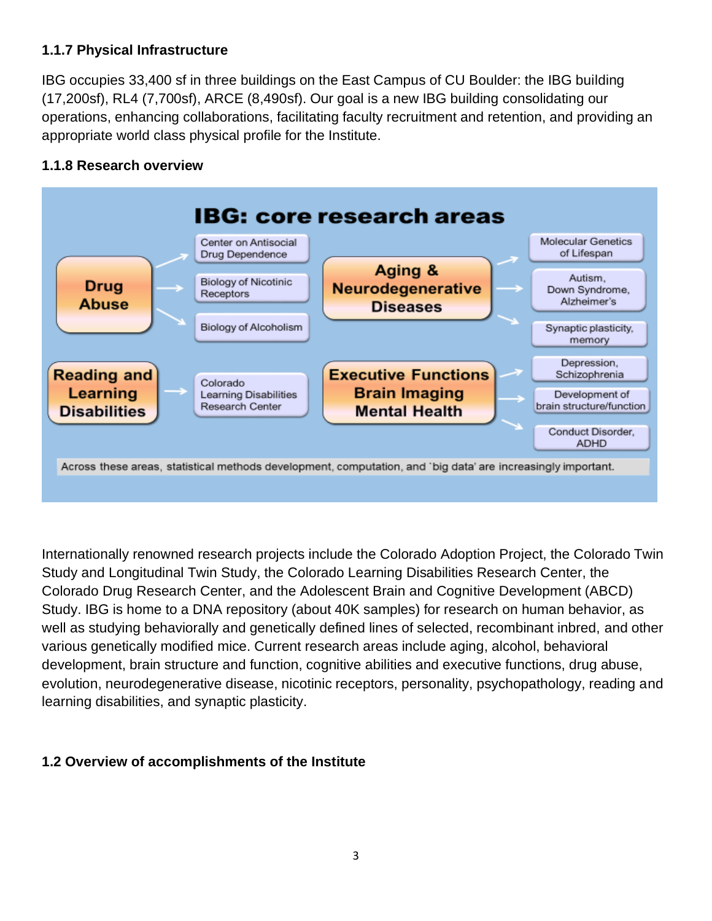### 1.1.7 Physical Infrastructure

IBG occupies 33,400 sf in three buildings on the East Campus of CU Boulder: the IBG building (17,200sf), RL4 (7,700sf), ARCE (8,490sf). Our goal is a new IBG building consolidating our operations, enhancing collaborations, facilitating faculty recruitment and retention, and providing an appropriate world class physical profile for the Institute.

### 1.1.8 Research overview

**IBG: core research areas**

- **Drug Abuse**
  - Center on Antisocial Drug Dependence
  - Biology of Nicotinic Receptors
  - Biology of Alcoholism
- **Reading and Learning Disabilities**
  - Colorado Learning Disabilities Research Center
- **Aging & Neurodegenerative Diseases**
  - Molecular Genetics of Lifespan
  - Autism, Down Syndrome, Alzheimer's
  - Synaptic plasticity, memory
- **Executive Functions Brain Imaging Mental Health**
  - Depression, Schizophrenia
  - Development of brain structure/function
  - Conduct Disorder, ADHD

Across these areas, statistical methods development, computation, and `big data' are increasingly important.

Internationally renowned research projects include the Colorado Adoption Project, the Colorado Twin Study and Longitudinal Twin Study, the Colorado Learning Disabilities Research Center, the Colorado Drug Research Center, and the Adolescent Brain and Cognitive Development (ABCD) Study. IBG is home to a DNA repository (about 40K samples) for research on human behavior, as well as studying behaviorally and genetically defined lines of selected, recombinant inbred, and other various genetically modified mice. Current research areas include aging, alcohol, behavioral development, brain structure and function, cognitive abilities and executive functions, drug abuse, evolution, neurodegenerative disease, nicotinic receptors, personality, psychopathology, reading and learning disabilities, and synaptic plasticity.

## 1.2 Overview of accomplishments of the Institute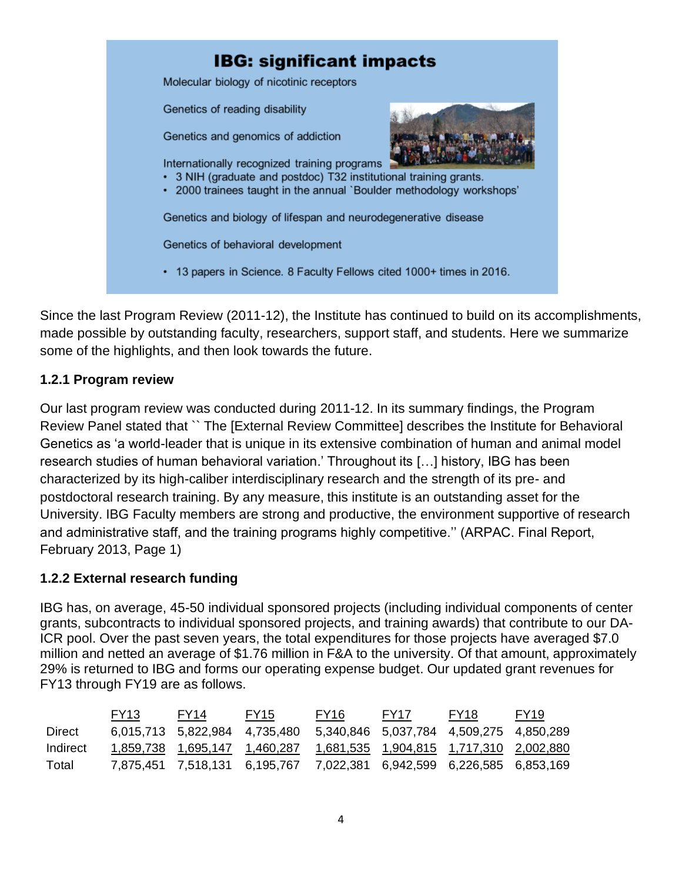**IBG: significant impacts**

Molecular biology of nicotinic receptors

Genetics of reading disability

Genetics and genomics of addiction

Internationally recognized training programs

- 3 NIH (graduate and postdoc) T32 institutional training grants.
- 2000 trainees taught in the annual `Boulder methodology workshops'

Genetics and biology of lifespan and neurodegenerative disease

Genetics of behavioral development

- 13 papers in Science. 8 Faculty Fellows cited 1000+ times in 2016.

Since the last Program Review (2011-12), the Institute has continued to build on its accomplishments, made possible by outstanding faculty, researchers, support staff, and students. Here we summarize some of the highlights, and then look towards the future.

### 1.2.1 Program review

Our last program review was conducted during 2011-12. In its summary findings, the Program Review Panel stated that `` The [External Review Committee] describes the Institute for Behavioral Genetics as 'a world-leader that is unique in its extensive combination of human and animal model research studies of human behavioral variation.' Throughout its […] history, IBG has been characterized by its high-caliber interdisciplinary research and the strength of its pre- and postdoctoral research training. By any measure, this institute is an outstanding asset for the University. IBG Faculty members are strong and productive, the environment supportive of research and administrative staff, and the training programs highly competitive.'' (ARPAC. Final Report, February 2013, Page 1)

### 1.2.2 External research funding

IBG has, on average, 45-50 individual sponsored projects (including individual components of center grants, subcontracts to individual sponsored projects, and training awards) that contribute to our DA-ICR pool. Over the past seven years, the total expenditures for those projects have averaged $7.0 million and netted an average of $1.76 million in F&A to the university. Of that amount, approximately 29% is returned to IBG and forms our operating expense budget. Our updated grant revenues for FY13 through FY19 are as follows.

| | FY13 | FY14 | FY15 | FY16 | FY17 | FY18 | FY19 |
|---|---|---|---|---|---|---|---|
| Direct | 6,015,713 | 5,822,984 | 4,735,480 | 5,340,846 | 5,037,784 | 4,509,275 | 4,850,289 |
| Indirect | 1,859,738 | 1,695,147 | 1,460,287 | 1,681,535 | 1,904,815 | 1,717,310 | 2,002,880 |
| Total | 7,875,451 | 7,518,131 | 6,195,767 | 7,022,381 | 6,942,599 | 6,226,585 | 6,853,169 |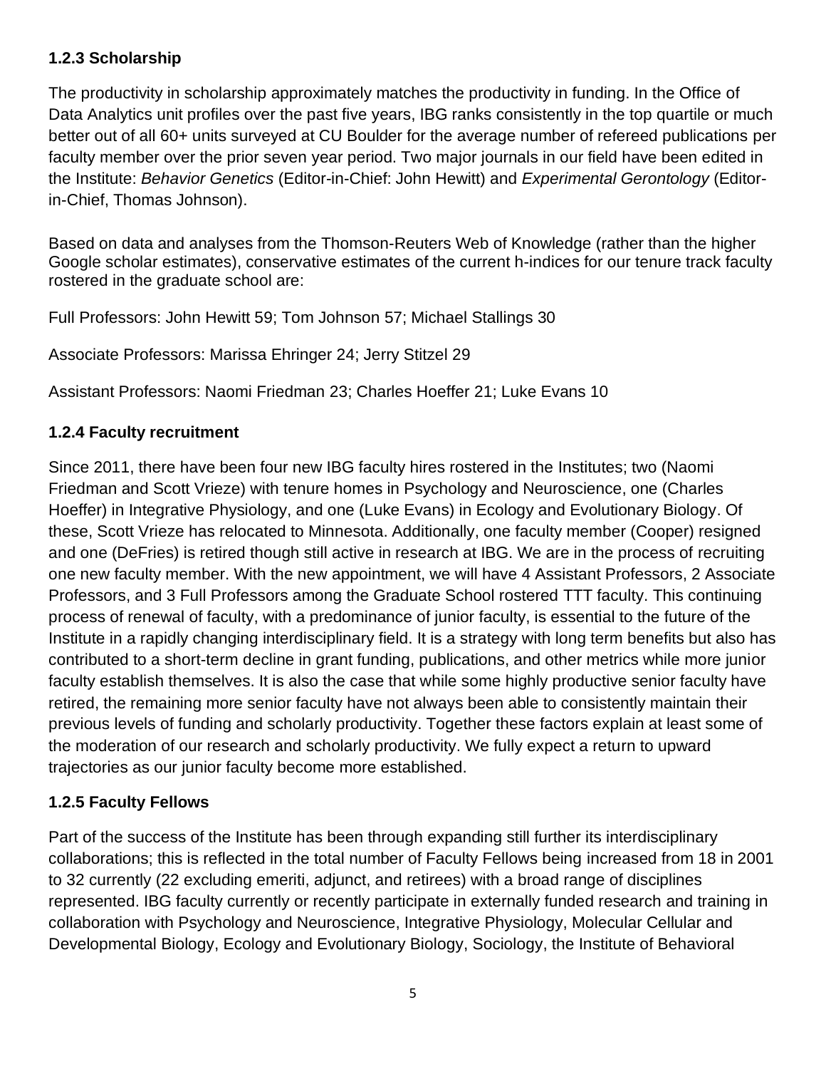### 1.2.3 Scholarship

The productivity in scholarship approximately matches the productivity in funding. In the Office of Data Analytics unit profiles over the past five years, IBG ranks consistently in the top quartile or much better out of all 60+ units surveyed at CU Boulder for the average number of refereed publications per faculty member over the prior seven year period. Two major journals in our field have been edited in the Institute: *Behavior Genetics* (Editor-in-Chief: John Hewitt) and *Experimental Gerontology* (Editor-in-Chief, Thomas Johnson).

Based on data and analyses from the Thomson-Reuters Web of Knowledge (rather than the higher Google scholar estimates), conservative estimates of the current h-indices for our tenure track faculty rostered in the graduate school are:

Full Professors: John Hewitt 59; Tom Johnson 57; Michael Stallings 30

Associate Professors: Marissa Ehringer 24; Jerry Stitzel 29

Assistant Professors: Naomi Friedman 23; Charles Hoeffer 21; Luke Evans 10

### 1.2.4 Faculty recruitment

Since 2011, there have been four new IBG faculty hires rostered in the Institutes; two (Naomi Friedman and Scott Vrieze) with tenure homes in Psychology and Neuroscience, one (Charles Hoeffer) in Integrative Physiology, and one (Luke Evans) in Ecology and Evolutionary Biology. Of these, Scott Vrieze has relocated to Minnesota. Additionally, one faculty member (Cooper) resigned and one (DeFries) is retired though still active in research at IBG. We are in the process of recruiting one new faculty member. With the new appointment, we will have 4 Assistant Professors, 2 Associate Professors, and 3 Full Professors among the Graduate School rostered TTT faculty. This continuing process of renewal of faculty, with a predominance of junior faculty, is essential to the future of the Institute in a rapidly changing interdisciplinary field. It is a strategy with long term benefits but also has contributed to a short-term decline in grant funding, publications, and other metrics while more junior faculty establish themselves. It is also the case that while some highly productive senior faculty have retired, the remaining more senior faculty have not always been able to consistently maintain their previous levels of funding and scholarly productivity. Together these factors explain at least some of the moderation of our research and scholarly productivity. We fully expect a return to upward trajectories as our junior faculty become more established.

### 1.2.5 Faculty Fellows

Part of the success of the Institute has been through expanding still further its interdisciplinary collaborations; this is reflected in the total number of Faculty Fellows being increased from 18 in 2001 to 32 currently (22 excluding emeriti, adjunct, and retirees) with a broad range of disciplines represented. IBG faculty currently or recently participate in externally funded research and training in collaboration with Psychology and Neuroscience, Integrative Physiology, Molecular Cellular and Developmental Biology, Ecology and Evolutionary Biology, Sociology, the Institute of Behavioral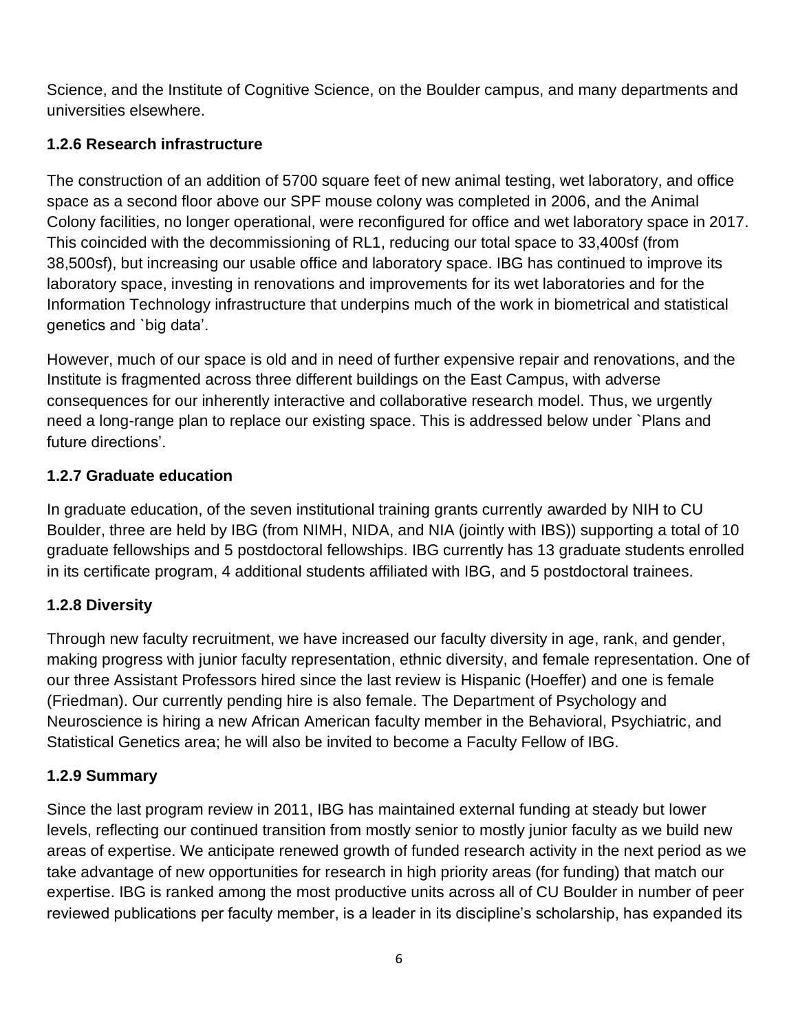Science, and the Institute of Cognitive Science, on the Boulder campus, and many departments and universities elsewhere.

### 1.2.6 Research infrastructure

The construction of an addition of 5700 square feet of new animal testing, wet laboratory, and office space as a second floor above our SPF mouse colony was completed in 2006, and the Animal Colony facilities, no longer operational, were reconfigured for office and wet laboratory space in 2017. This coincided with the decommissioning of RL1, reducing our total space to 33,400sf (from 38,500sf), but increasing our usable office and laboratory space. IBG has continued to improve its laboratory space, investing in renovations and improvements for its wet laboratories and for the Information Technology infrastructure that underpins much of the work in biometrical and statistical genetics and `big data'.

However, much of our space is old and in need of further expensive repair and renovations, and the Institute is fragmented across three different buildings on the East Campus, with adverse consequences for our inherently interactive and collaborative research model. Thus, we urgently need a long-range plan to replace our existing space. This is addressed below under `Plans and future directions'.

### 1.2.7 Graduate education

In graduate education, of the seven institutional training grants currently awarded by NIH to CU Boulder, three are held by IBG (from NIMH, NIDA, and NIA (jointly with IBS)) supporting a total of 10 graduate fellowships and 5 postdoctoral fellowships. IBG currently has 13 graduate students enrolled in its certificate program, 4 additional students affiliated with IBG, and 5 postdoctoral trainees.

### 1.2.8 Diversity

Through new faculty recruitment, we have increased our faculty diversity in age, rank, and gender, making progress with junior faculty representation, ethnic diversity, and female representation. One of our three Assistant Professors hired since the last review is Hispanic (Hoeffer) and one is female (Friedman). Our currently pending hire is also female. The Department of Psychology and Neuroscience is hiring a new African American faculty member in the Behavioral, Psychiatric, and Statistical Genetics area; he will also be invited to become a Faculty Fellow of IBG.

### 1.2.9 Summary

Since the last program review in 2011, IBG has maintained external funding at steady but lower levels, reflecting our continued transition from mostly senior to mostly junior faculty as we build new areas of expertise. We anticipate renewed growth of funded research activity in the next period as we take advantage of new opportunities for research in high priority areas (for funding) that match our expertise. IBG is ranked among the most productive units across all of CU Boulder in number of peer reviewed publications per faculty member, is a leader in its discipline's scholarship, has expanded its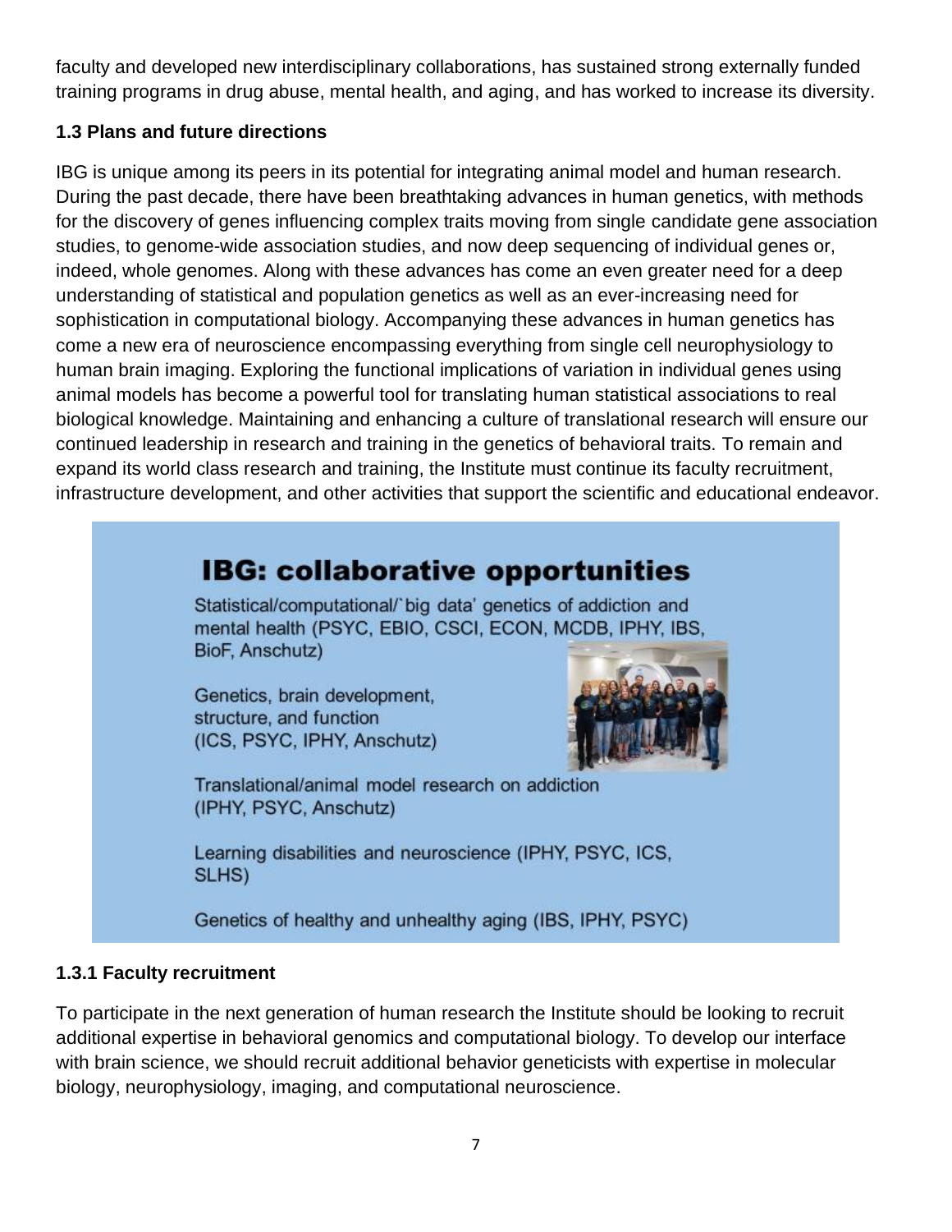faculty and developed new interdisciplinary collaborations, has sustained strong externally funded training programs in drug abuse, mental health, and aging, and has worked to increase its diversity.

### 1.3 Plans and future directions

IBG is unique among its peers in its potential for integrating animal model and human research. During the past decade, there have been breathtaking advances in human genetics, with methods for the discovery of genes influencing complex traits moving from single candidate gene association studies, to genome-wide association studies, and now deep sequencing of individual genes or, indeed, whole genomes. Along with these advances has come an even greater need for a deep understanding of statistical and population genetics as well as an ever-increasing need for sophistication in computational biology. Accompanying these advances in human genetics has come a new era of neuroscience encompassing everything from single cell neurophysiology to human brain imaging. Exploring the functional implications of variation in individual genes using animal models has become a powerful tool for translating human statistical associations to real biological knowledge. Maintaining and enhancing a culture of translational research will ensure our continued leadership in research and training in the genetics of behavioral traits. To remain and expand its world class research and training, the Institute must continue its faculty recruitment, infrastructure development, and other activities that support the scientific and educational endeavor.

**IBG: collaborative opportunities**

Statistical/computational/`big data' genetics of addiction and mental health (PSYC, EBIO, CSCI, ECON, MCDB, IPHY, IBS, BioF, Anschutz)

Genetics, brain development, structure, and function (ICS, PSYC, IPHY, Anschutz)

Translational/animal model research on addiction (IPHY, PSYC, Anschutz)

Learning disabilities and neuroscience (IPHY, PSYC, ICS, SLHS)

Genetics of healthy and unhealthy aging (IBS, IPHY, PSYC)

#### 1.3.1 Faculty recruitment

To participate in the next generation of human research the Institute should be looking to recruit additional expertise in behavioral genomics and computational biology. To develop our interface with brain science, we should recruit additional behavior geneticists with expertise in molecular biology, neurophysiology, imaging, and computational neuroscience.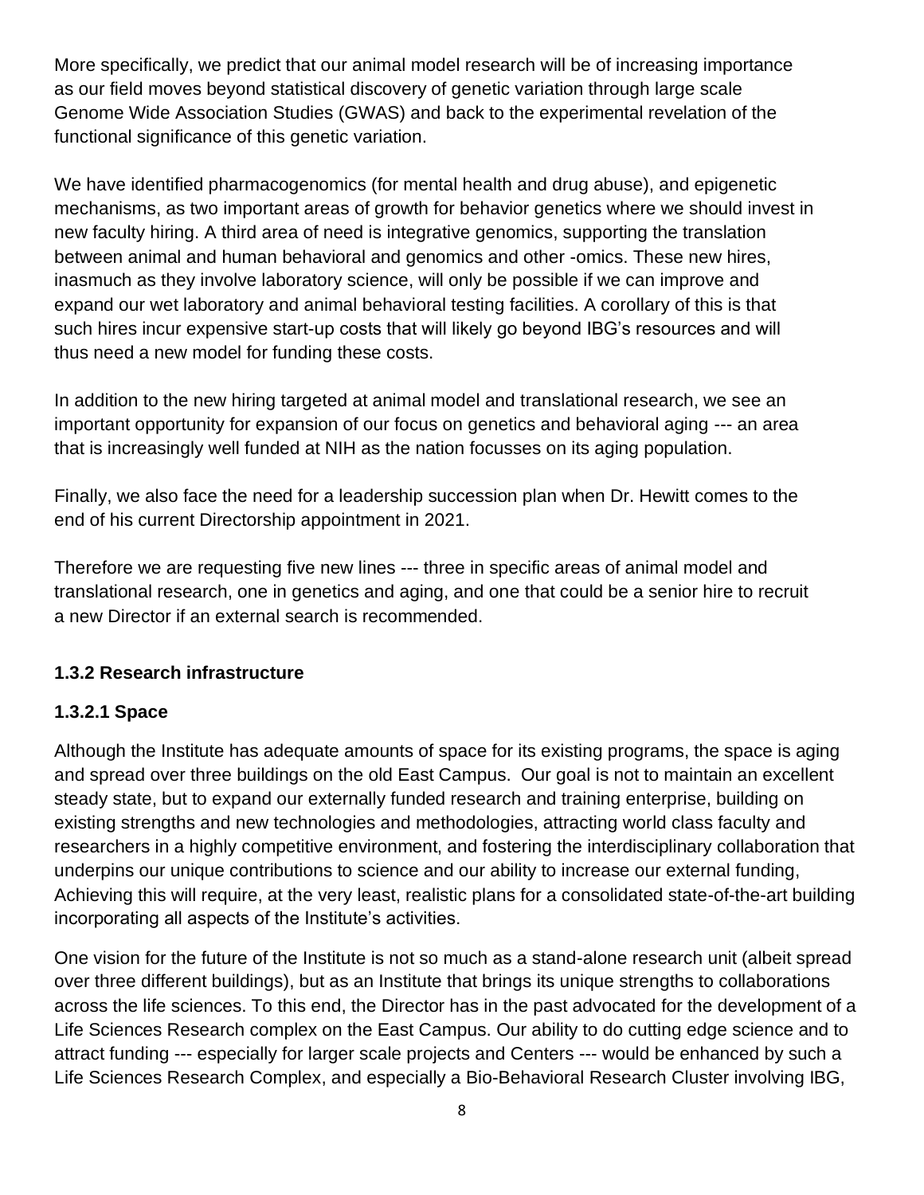More specifically, we predict that our animal model research will be of increasing importance as our field moves beyond statistical discovery of genetic variation through large scale Genome Wide Association Studies (GWAS) and back to the experimental revelation of the functional significance of this genetic variation.

We have identified pharmacogenomics (for mental health and drug abuse), and epigenetic mechanisms, as two important areas of growth for behavior genetics where we should invest in new faculty hiring. A third area of need is integrative genomics, supporting the translation between animal and human behavioral and genomics and other -omics. These new hires, inasmuch as they involve laboratory science, will only be possible if we can improve and expand our wet laboratory and animal behavioral testing facilities. A corollary of this is that such hires incur expensive start-up costs that will likely go beyond IBG's resources and will thus need a new model for funding these costs.

In addition to the new hiring targeted at animal model and translational research, we see an important opportunity for expansion of our focus on genetics and behavioral aging --- an area that is increasingly well funded at NIH as the nation focusses on its aging population.

Finally, we also face the need for a leadership succession plan when Dr. Hewitt comes to the end of his current Directorship appointment in 2021.

Therefore we are requesting five new lines --- three in specific areas of animal model and translational research, one in genetics and aging, and one that could be a senior hire to recruit a new Director if an external search is recommended.

### 1.3.2 Research infrastructure

#### 1.3.2.1 Space

Although the Institute has adequate amounts of space for its existing programs, the space is aging and spread over three buildings on the old East Campus. Our goal is not to maintain an excellent steady state, but to expand our externally funded research and training enterprise, building on existing strengths and new technologies and methodologies, attracting world class faculty and researchers in a highly competitive environment, and fostering the interdisciplinary collaboration that underpins our unique contributions to science and our ability to increase our external funding, Achieving this will require, at the very least, realistic plans for a consolidated state-of-the-art building incorporating all aspects of the Institute's activities.

One vision for the future of the Institute is not so much as a stand-alone research unit (albeit spread over three different buildings), but as an Institute that brings its unique strengths to collaborations across the life sciences. To this end, the Director has in the past advocated for the development of a Life Sciences Research complex on the East Campus. Our ability to do cutting edge science and to attract funding --- especially for larger scale projects and Centers --- would be enhanced by such a Life Sciences Research Complex, and especially a Bio-Behavioral Research Cluster involving IBG,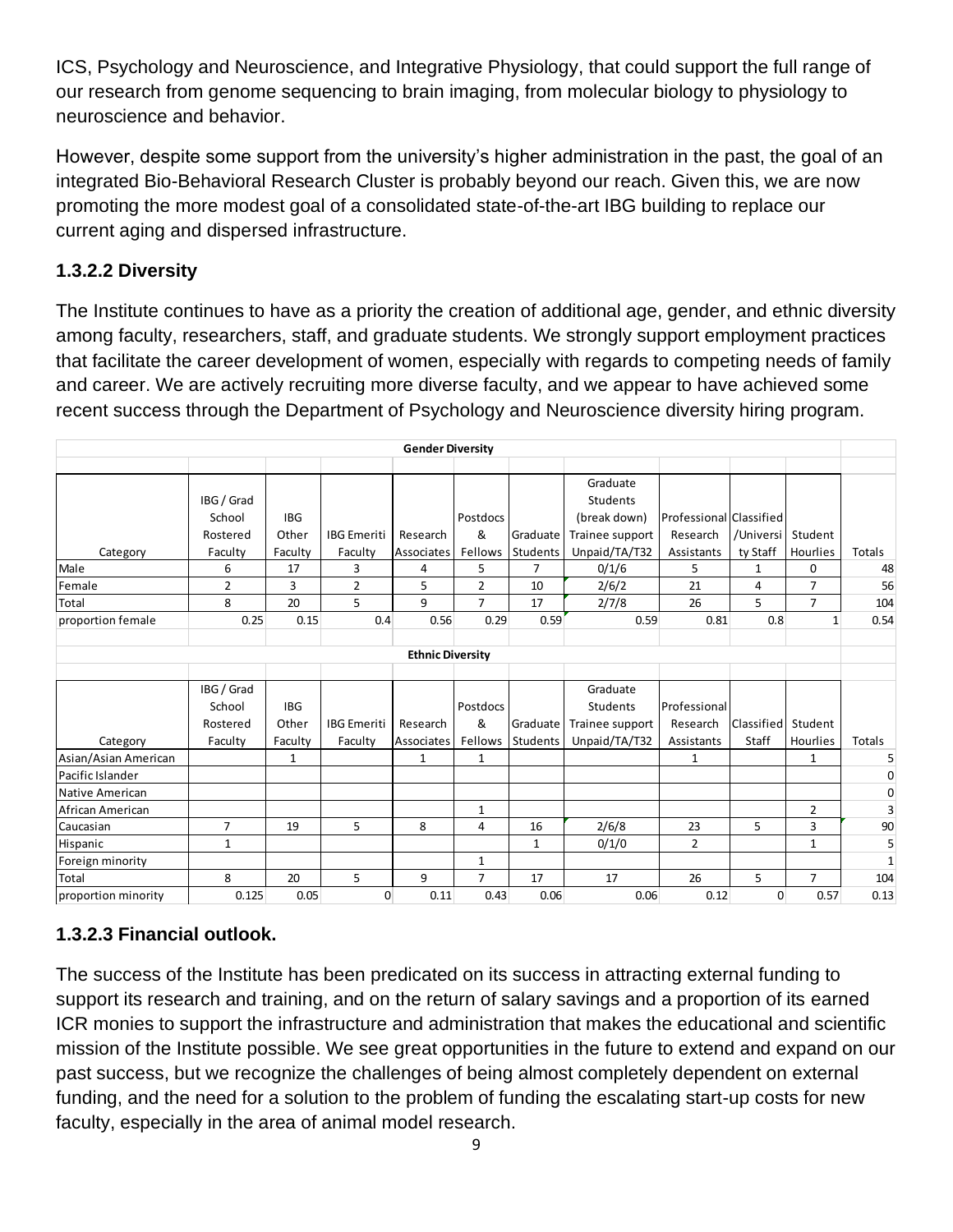ICS, Psychology and Neuroscience, and Integrative Physiology, that could support the full range of our research from genome sequencing to brain imaging, from molecular biology to physiology to neuroscience and behavior.

However, despite some support from the university's higher administration in the past, the goal of an integrated Bio-Behavioral Research Cluster is probably beyond our reach. Given this, we are now promoting the more modest goal of a consolidated state-of-the-art IBG building to replace our current aging and dispersed infrastructure.

### 1.3.2.2 Diversity

The Institute continues to have as a priority the creation of additional age, gender, and ethnic diversity among faculty, researchers, staff, and graduate students. We strongly support employment practices that facilitate the career development of women, especially with regards to competing needs of family and career. We are actively recruiting more diverse faculty, and we appear to have achieved some recent success through the Department of Psychology and Neuroscience diversity hiring program.

**Gender Diversity**

| Category | IBG / Grad School Rostered Faculty | IBG Other Faculty | IBG Emeriti Faculty | Research Associates | Postdocs & Fellows | Graduate Students | Graduate Students (break down) Trainee support Unpaid/TA/T32 | Professional Research Assistants | Classified /University Staff | Student Hourlies | Totals |
|---|---|---|---|---|---|---|---|---|---|---|---|
| Male | 6 | 17 | 3 | 4 | 5 | 7 | 0/1/6 | 5 | 1 | 0 | 48 |
| Female | 2 | 3 | 2 | 5 | 2 | 10 | 2/6/2 | 21 | 4 | 7 | 56 |
| Total | 8 | 20 | 5 | 9 | 7 | 17 | 2/7/8 | 26 | 5 | 7 | 104 |
| proportion female | 0.25 | 0.15 | 0.4 | 0.56 | 0.29 | 0.59 | 0.59 | 0.81 | 0.8 | 1 | 0.54 |

**Ethnic Diversity**

| Category | IBG / Grad School Rostered Faculty | IBG Other Faculty | IBG Emeriti Faculty | Research Associates | Postdocs & Fellows | Graduate Students | Graduate Students Trainee support Unpaid/TA/T32 | Professional Research Assistants | Classified Staff | Student Hourlies | Totals |
|---|---|---|---|---|---|---|---|---|---|---|---|
| Asian/Asian American | | 1 | | 1 | 1 | | | 1 | | 1 | 5 |
| Pacific Islander | | | | | | | | | | | 0 |
| Native American | | | | | | | | | | | 0 |
| African American | | | | | 1 | | | | | 2 | 3 |
| Caucasian | 7 | 19 | 5 | 8 | 4 | 16 | 2/6/8 | 23 | 5 | 3 | 90 |
| Hispanic | 1 | | | | | 1 | 0/1/0 | 2 | | 1 | 5 |
| Foreign minority | | | | | 1 | | | | | | 1 |
| Total | 8 | 20 | 5 | 9 | 7 | 17 | 17 | 26 | 5 | 7 | 104 |
| proportion minority | 0.125 | 0.05 | 0 | 0.11 | 0.43 | 0.06 | 0.06 | 0.12 | 0 | 0.57 | 0.13 |

### 1.3.2.3 Financial outlook.

The success of the Institute has been predicated on its success in attracting external funding to support its research and training, and on the return of salary savings and a proportion of its earned ICR monies to support the infrastructure and administration that makes the educational and scientific mission of the Institute possible. We see great opportunities in the future to extend and expand on our past success, but we recognize the challenges of being almost completely dependent on external funding, and the need for a solution to the problem of funding the escalating start-up costs for new faculty, especially in the area of animal model research.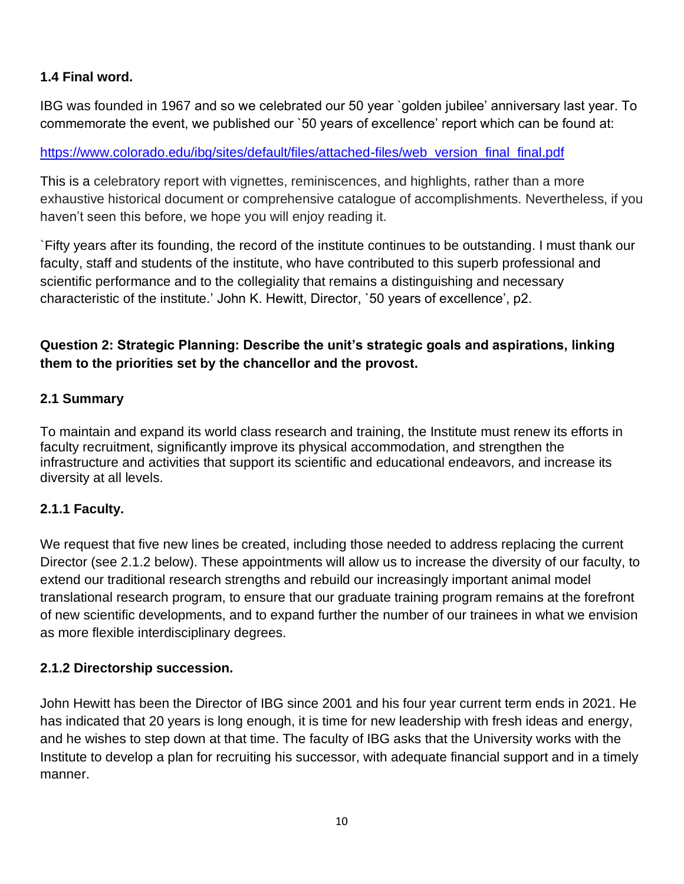### 1.4 Final word.

IBG was founded in 1967 and so we celebrated our 50 year `golden jubilee' anniversary last year. To commemorate the event, we published our `50 years of excellence' report which can be found at:

https://www.colorado.edu/ibg/sites/default/files/attached-files/web_version_final_final.pdf

This is a celebratory report with vignettes, reminiscences, and highlights, rather than a more exhaustive historical document or comprehensive catalogue of accomplishments. Nevertheless, if you haven't seen this before, we hope you will enjoy reading it.

`Fifty years after its founding, the record of the institute continues to be outstanding. I must thank our faculty, staff and students of the institute, who have contributed to this superb professional and scientific performance and to the collegiality that remains a distinguishing and necessary characteristic of the institute.' John K. Hewitt, Director, `50 years of excellence', p2.

## Question 2: Strategic Planning: Describe the unit's strategic goals and aspirations, linking them to the priorities set by the chancellor and the provost.

### 2.1 Summary

To maintain and expand its world class research and training, the Institute must renew its efforts in faculty recruitment, significantly improve its physical accommodation, and strengthen the infrastructure and activities that support its scientific and educational endeavors, and increase its diversity at all levels.

#### 2.1.1 Faculty.

We request that five new lines be created, including those needed to address replacing the current Director (see 2.1.2 below). These appointments will allow us to increase the diversity of our faculty, to extend our traditional research strengths and rebuild our increasingly important animal model translational research program, to ensure that our graduate training program remains at the forefront of new scientific developments, and to expand further the number of our trainees in what we envision as more flexible interdisciplinary degrees.

#### 2.1.2 Directorship succession.

John Hewitt has been the Director of IBG since 2001 and his four year current term ends in 2021. He has indicated that 20 years is long enough, it is time for new leadership with fresh ideas and energy, and he wishes to step down at that time. The faculty of IBG asks that the University works with the Institute to develop a plan for recruiting his successor, with adequate financial support and in a timely manner.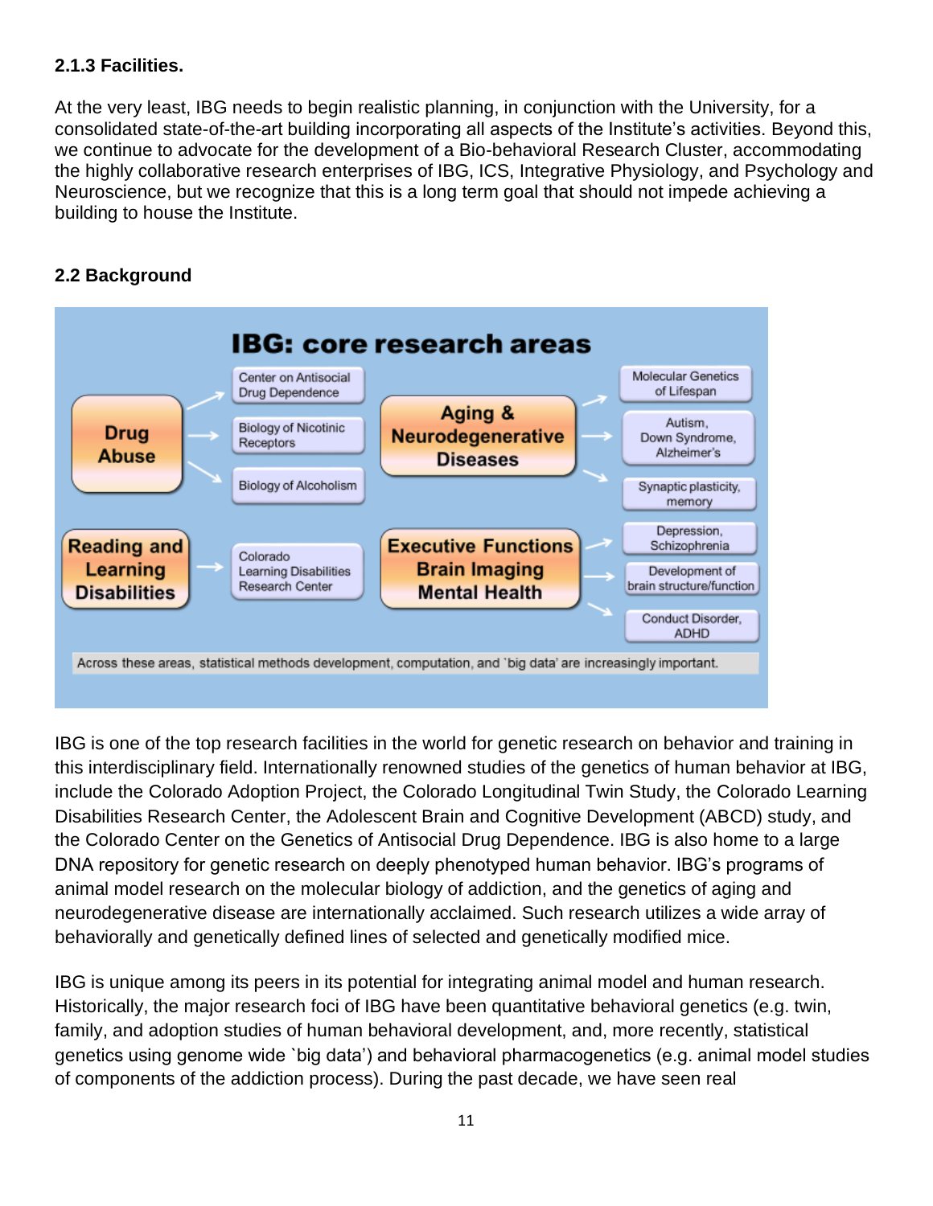### 2.1.3 Facilities.

At the very least, IBG needs to begin realistic planning, in conjunction with the University, for a consolidated state-of-the-art building incorporating all aspects of the Institute's activities. Beyond this, we continue to advocate for the development of a Bio-behavioral Research Cluster, accommodating the highly collaborative research enterprises of IBG, ICS, Integrative Physiology, and Psychology and Neuroscience, but we recognize that this is a long term goal that should not impede achieving a building to house the Institute.

## 2.2 Background

**IBG: core research areas**

- **Drug Abuse** → Center on Antisocial Drug Dependence; Biology of Nicotinic Receptors; Biology of Alcoholism
- **Aging & Neurodegenerative Diseases** → Molecular Genetics of Lifespan; Autism, Down Syndrome, Alzheimer's; Synaptic plasticity, memory
- **Reading and Learning Disabilities** → Colorado Learning Disabilities Research Center
- **Executive Functions Brain Imaging Mental Health** → Depression, Schizophrenia; Development of brain structure/function; Conduct Disorder, ADHD

Across these areas, statistical methods development, computation, and `big data' are increasingly important.

IBG is one of the top research facilities in the world for genetic research on behavior and training in this interdisciplinary field. Internationally renowned studies of the genetics of human behavior at IBG, include the Colorado Adoption Project, the Colorado Longitudinal Twin Study, the Colorado Learning Disabilities Research Center, the Adolescent Brain and Cognitive Development (ABCD) study, and the Colorado Center on the Genetics of Antisocial Drug Dependence. IBG is also home to a large DNA repository for genetic research on deeply phenotyped human behavior. IBG's programs of animal model research on the molecular biology of addiction, and the genetics of aging and neurodegenerative disease are internationally acclaimed. Such research utilizes a wide array of behaviorally and genetically defined lines of selected and genetically modified mice.

IBG is unique among its peers in its potential for integrating animal model and human research. Historically, the major research foci of IBG have been quantitative behavioral genetics (e.g. twin, family, and adoption studies of human behavioral development, and, more recently, statistical genetics using genome wide `big data') and behavioral pharmacogenetics (e.g. animal model studies of components of the addiction process). During the past decade, we have seen real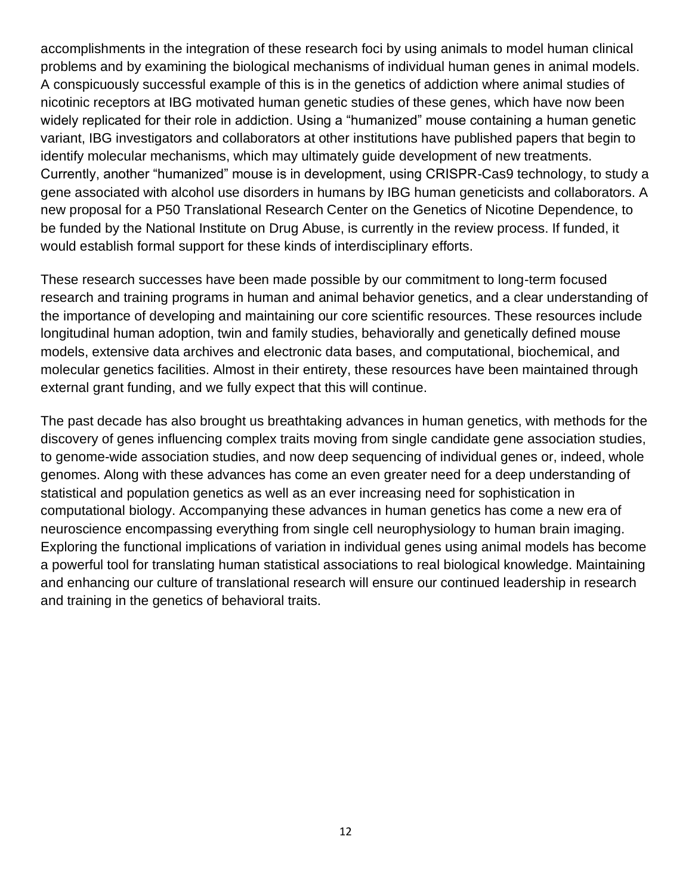accomplishments in the integration of these research foci by using animals to model human clinical problems and by examining the biological mechanisms of individual human genes in animal models. A conspicuously successful example of this is in the genetics of addiction where animal studies of nicotinic receptors at IBG motivated human genetic studies of these genes, which have now been widely replicated for their role in addiction. Using a "humanized" mouse containing a human genetic variant, IBG investigators and collaborators at other institutions have published papers that begin to identify molecular mechanisms, which may ultimately guide development of new treatments. Currently, another "humanized" mouse is in development, using CRISPR-Cas9 technology, to study a gene associated with alcohol use disorders in humans by IBG human geneticists and collaborators. A new proposal for a P50 Translational Research Center on the Genetics of Nicotine Dependence, to be funded by the National Institute on Drug Abuse, is currently in the review process. If funded, it would establish formal support for these kinds of interdisciplinary efforts.

These research successes have been made possible by our commitment to long-term focused research and training programs in human and animal behavior genetics, and a clear understanding of the importance of developing and maintaining our core scientific resources. These resources include longitudinal human adoption, twin and family studies, behaviorally and genetically defined mouse models, extensive data archives and electronic data bases, and computational, biochemical, and molecular genetics facilities. Almost in their entirety, these resources have been maintained through external grant funding, and we fully expect that this will continue.

The past decade has also brought us breathtaking advances in human genetics, with methods for the discovery of genes influencing complex traits moving from single candidate gene association studies, to genome-wide association studies, and now deep sequencing of individual genes or, indeed, whole genomes. Along with these advances has come an even greater need for a deep understanding of statistical and population genetics as well as an ever increasing need for sophistication in computational biology. Accompanying these advances in human genetics has come a new era of neuroscience encompassing everything from single cell neurophysiology to human brain imaging. Exploring the functional implications of variation in individual genes using animal models has become a powerful tool for translating human statistical associations to real biological knowledge. Maintaining and enhancing our culture of translational research will ensure our continued leadership in research and training in the genetics of behavioral traits.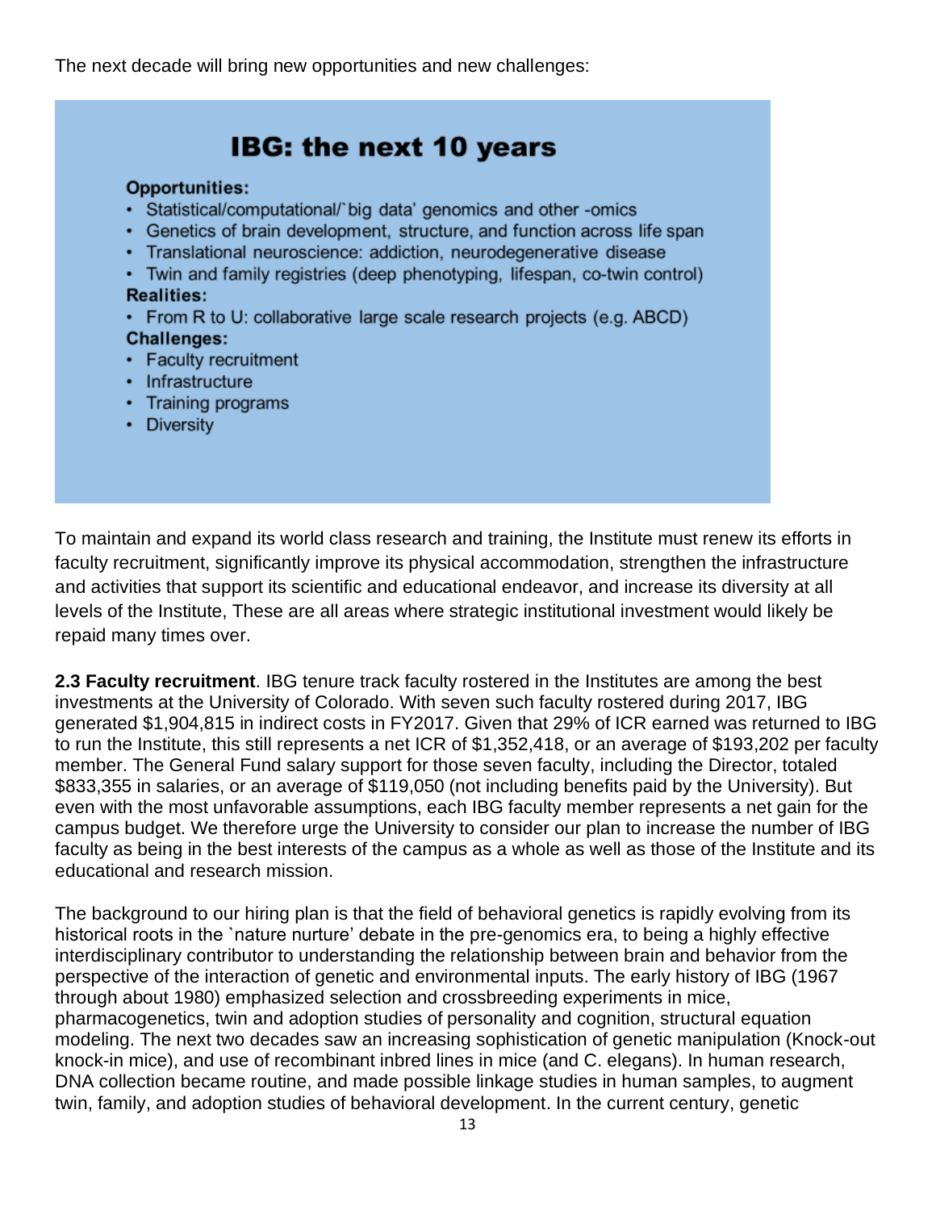The next decade will bring new opportunities and new challenges:

## IBG: the next 10 years

**Opportunities:**

- Statistical/computational/`big data' genomics and other -omics
- Genetics of brain development, structure, and function across life span
- Translational neuroscience: addiction, neurodegenerative disease
- Twin and family registries (deep phenotyping, lifespan, co-twin control)

**Realities:**

- From R to U: collaborative large scale research projects (e.g. ABCD)

**Challenges:**

- Faculty recruitment
- Infrastructure
- Training programs
- Diversity

To maintain and expand its world class research and training, the Institute must renew its efforts in faculty recruitment, significantly improve its physical accommodation, strengthen the infrastructure and activities that support its scientific and educational endeavor, and increase its diversity at all levels of the Institute, These are all areas where strategic institutional investment would likely be repaid many times over.

**2.3 Faculty recruitment**. IBG tenure track faculty rostered in the Institutes are among the best investments at the University of Colorado. With seven such faculty rostered during 2017, IBG generated $1,904,815 in indirect costs in FY2017. Given that 29% of ICR earned was returned to IBG to run the Institute, this still represents a net ICR of $1,352,418, or an average of $193,202 per faculty member. The General Fund salary support for those seven faculty, including the Director, totaled $833,355 in salaries, or an average of $119,050 (not including benefits paid by the University). But even with the most unfavorable assumptions, each IBG faculty member represents a net gain for the campus budget. We therefore urge the University to consider our plan to increase the number of IBG faculty as being in the best interests of the campus as a whole as well as those of the Institute and its educational and research mission.

The background to our hiring plan is that the field of behavioral genetics is rapidly evolving from its historical roots in the `nature nurture' debate in the pre-genomics era, to being a highly effective interdisciplinary contributor to understanding the relationship between brain and behavior from the perspective of the interaction of genetic and environmental inputs. The early history of IBG (1967 through about 1980) emphasized selection and crossbreeding experiments in mice, pharmacogenetics, twin and adoption studies of personality and cognition, structural equation modeling. The next two decades saw an increasing sophistication of genetic manipulation (Knock-out knock-in mice), and use of recombinant inbred lines in mice (and C. elegans). In human research, DNA collection became routine, and made possible linkage studies in human samples, to augment twin, family, and adoption studies of behavioral development. In the current century, genetic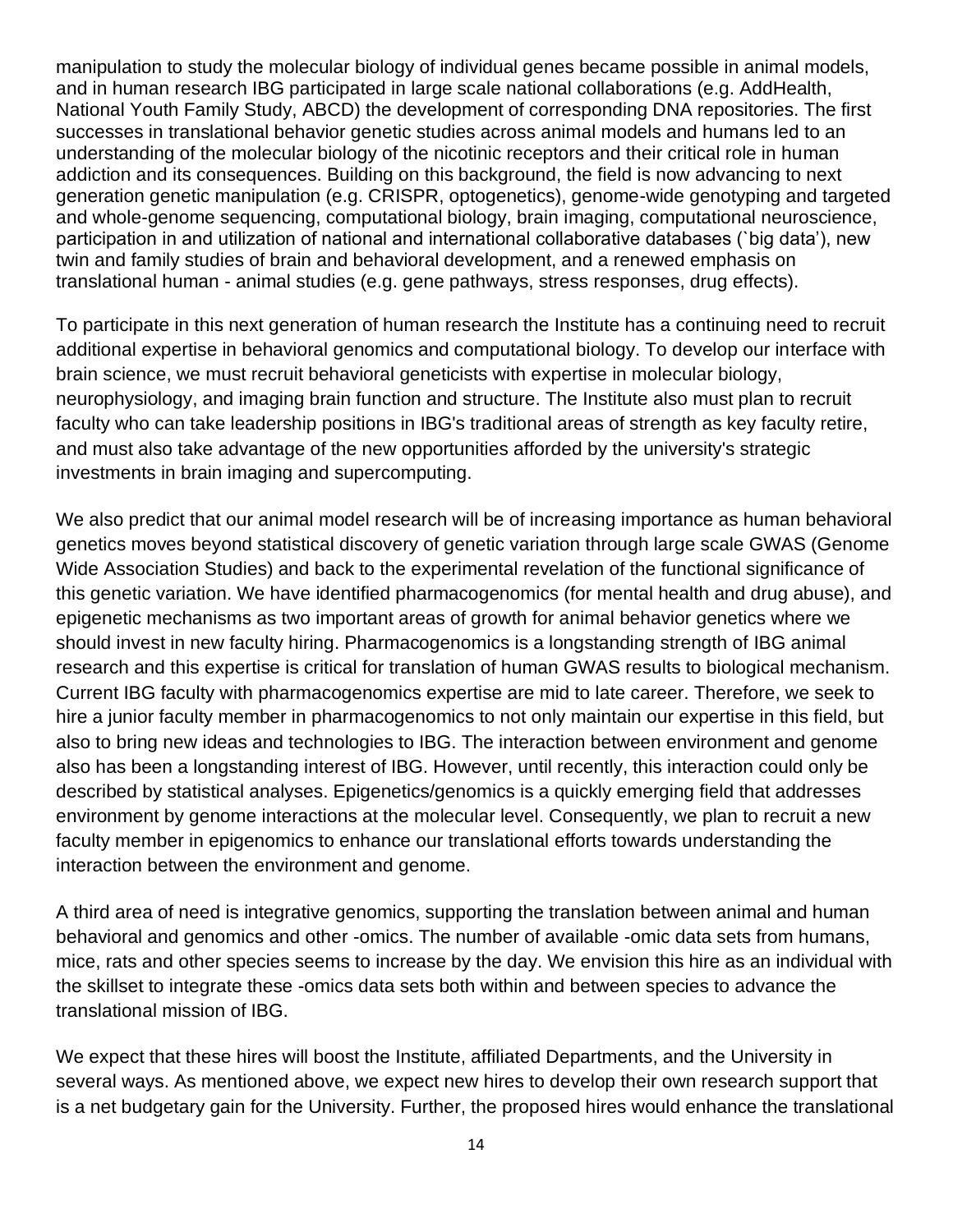manipulation to study the molecular biology of individual genes became possible in animal models, and in human research IBG participated in large scale national collaborations (e.g. AddHealth, National Youth Family Study, ABCD) the development of corresponding DNA repositories. The first successes in translational behavior genetic studies across animal models and humans led to an understanding of the molecular biology of the nicotinic receptors and their critical role in human addiction and its consequences. Building on this background, the field is now advancing to next generation genetic manipulation (e.g. CRISPR, optogenetics), genome-wide genotyping and targeted and whole-genome sequencing, computational biology, brain imaging, computational neuroscience, participation in and utilization of national and international collaborative databases (`big data'), new twin and family studies of brain and behavioral development, and a renewed emphasis on translational human - animal studies (e.g. gene pathways, stress responses, drug effects).

To participate in this next generation of human research the Institute has a continuing need to recruit additional expertise in behavioral genomics and computational biology. To develop our interface with brain science, we must recruit behavioral geneticists with expertise in molecular biology, neurophysiology, and imaging brain function and structure. The Institute also must plan to recruit faculty who can take leadership positions in IBG's traditional areas of strength as key faculty retire, and must also take advantage of the new opportunities afforded by the university's strategic investments in brain imaging and supercomputing.

We also predict that our animal model research will be of increasing importance as human behavioral genetics moves beyond statistical discovery of genetic variation through large scale GWAS (Genome Wide Association Studies) and back to the experimental revelation of the functional significance of this genetic variation. We have identified pharmacogenomics (for mental health and drug abuse), and epigenetic mechanisms as two important areas of growth for animal behavior genetics where we should invest in new faculty hiring. Pharmacogenomics is a longstanding strength of IBG animal research and this expertise is critical for translation of human GWAS results to biological mechanism. Current IBG faculty with pharmacogenomics expertise are mid to late career. Therefore, we seek to hire a junior faculty member in pharmacogenomics to not only maintain our expertise in this field, but also to bring new ideas and technologies to IBG. The interaction between environment and genome also has been a longstanding interest of IBG. However, until recently, this interaction could only be described by statistical analyses. Epigenetics/genomics is a quickly emerging field that addresses environment by genome interactions at the molecular level. Consequently, we plan to recruit a new faculty member in epigenomics to enhance our translational efforts towards understanding the interaction between the environment and genome.

A third area of need is integrative genomics, supporting the translation between animal and human behavioral and genomics and other -omics. The number of available -omic data sets from humans, mice, rats and other species seems to increase by the day. We envision this hire as an individual with the skillset to integrate these -omics data sets both within and between species to advance the translational mission of IBG.

We expect that these hires will boost the Institute, affiliated Departments, and the University in several ways. As mentioned above, we expect new hires to develop their own research support that is a net budgetary gain for the University. Further, the proposed hires would enhance the translational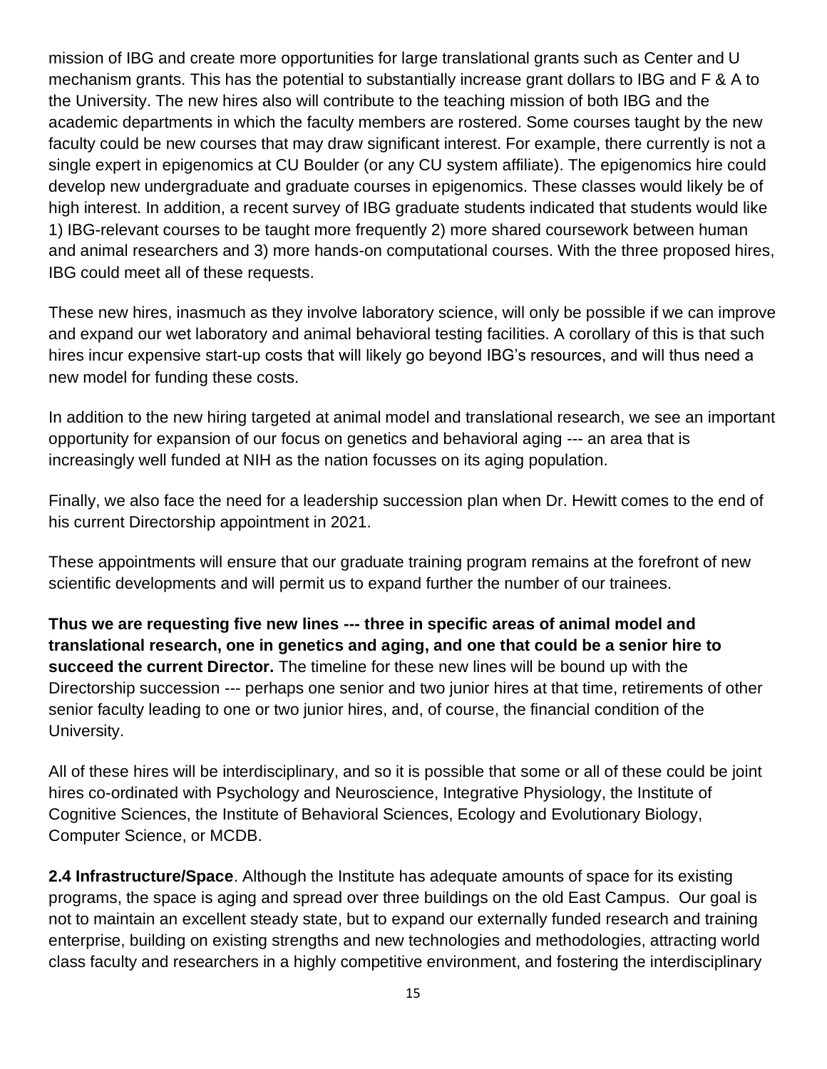mission of IBG and create more opportunities for large translational grants such as Center and U mechanism grants. This has the potential to substantially increase grant dollars to IBG and F & A to the University. The new hires also will contribute to the teaching mission of both IBG and the academic departments in which the faculty members are rostered. Some courses taught by the new faculty could be new courses that may draw significant interest. For example, there currently is not a single expert in epigenomics at CU Boulder (or any CU system affiliate). The epigenomics hire could develop new undergraduate and graduate courses in epigenomics. These classes would likely be of high interest. In addition, a recent survey of IBG graduate students indicated that students would like 1) IBG-relevant courses to be taught more frequently 2) more shared coursework between human and animal researchers and 3) more hands-on computational courses. With the three proposed hires, IBG could meet all of these requests.

These new hires, inasmuch as they involve laboratory science, will only be possible if we can improve and expand our wet laboratory and animal behavioral testing facilities. A corollary of this is that such hires incur expensive start-up costs that will likely go beyond IBG's resources, and will thus need a new model for funding these costs.

In addition to the new hiring targeted at animal model and translational research, we see an important opportunity for expansion of our focus on genetics and behavioral aging --- an area that is increasingly well funded at NIH as the nation focusses on its aging population.

Finally, we also face the need for a leadership succession plan when Dr. Hewitt comes to the end of his current Directorship appointment in 2021.

These appointments will ensure that our graduate training program remains at the forefront of new scientific developments and will permit us to expand further the number of our trainees.

**Thus we are requesting five new lines --- three in specific areas of animal model and translational research, one in genetics and aging, and one that could be a senior hire to succeed the current Director.** The timeline for these new lines will be bound up with the Directorship succession --- perhaps one senior and two junior hires at that time, retirements of other senior faculty leading to one or two junior hires, and, of course, the financial condition of the University.

All of these hires will be interdisciplinary, and so it is possible that some or all of these could be joint hires co-ordinated with Psychology and Neuroscience, Integrative Physiology, the Institute of Cognitive Sciences, the Institute of Behavioral Sciences, Ecology and Evolutionary Biology, Computer Science, or MCDB.

**2.4 Infrastructure/Space**. Although the Institute has adequate amounts of space for its existing programs, the space is aging and spread over three buildings on the old East Campus. Our goal is not to maintain an excellent steady state, but to expand our externally funded research and training enterprise, building on existing strengths and new technologies and methodologies, attracting world class faculty and researchers in a highly competitive environment, and fostering the interdisciplinary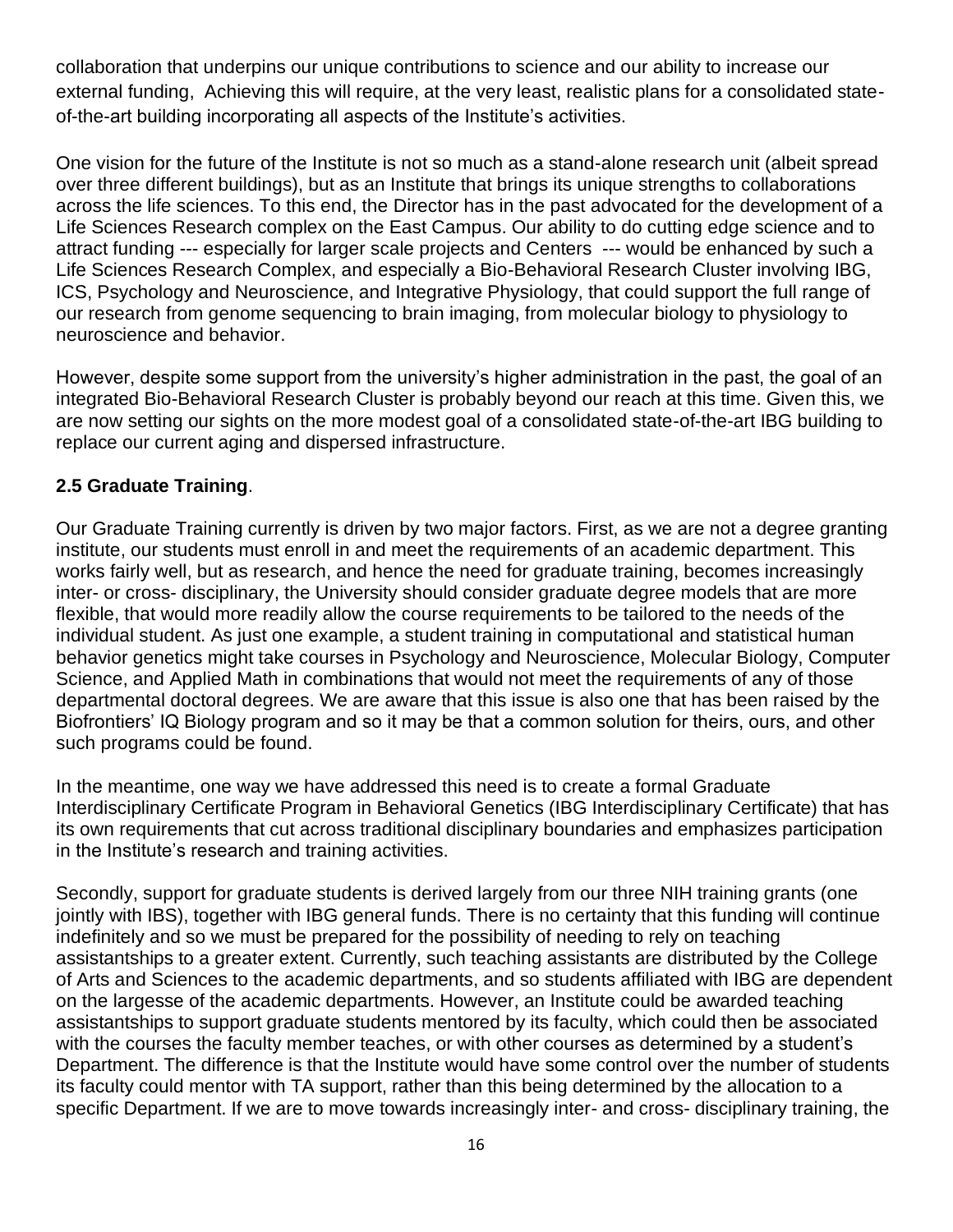collaboration that underpins our unique contributions to science and our ability to increase our external funding, Achieving this will require, at the very least, realistic plans for a consolidated state-of-the-art building incorporating all aspects of the Institute's activities.

One vision for the future of the Institute is not so much as a stand-alone research unit (albeit spread over three different buildings), but as an Institute that brings its unique strengths to collaborations across the life sciences. To this end, the Director has in the past advocated for the development of a Life Sciences Research complex on the East Campus. Our ability to do cutting edge science and to attract funding --- especially for larger scale projects and Centers --- would be enhanced by such a Life Sciences Research Complex, and especially a Bio-Behavioral Research Cluster involving IBG, ICS, Psychology and Neuroscience, and Integrative Physiology, that could support the full range of our research from genome sequencing to brain imaging, from molecular biology to physiology to neuroscience and behavior.

However, despite some support from the university's higher administration in the past, the goal of an integrated Bio-Behavioral Research Cluster is probably beyond our reach at this time. Given this, we are now setting our sights on the more modest goal of a consolidated state-of-the-art IBG building to replace our current aging and dispersed infrastructure.

### **2.5 Graduate Training**.

Our Graduate Training currently is driven by two major factors. First, as we are not a degree granting institute, our students must enroll in and meet the requirements of an academic department. This works fairly well, but as research, and hence the need for graduate training, becomes increasingly inter- or cross- disciplinary, the University should consider graduate degree models that are more flexible, that would more readily allow the course requirements to be tailored to the needs of the individual student. As just one example, a student training in computational and statistical human behavior genetics might take courses in Psychology and Neuroscience, Molecular Biology, Computer Science, and Applied Math in combinations that would not meet the requirements of any of those departmental doctoral degrees. We are aware that this issue is also one that has been raised by the Biofrontiers' IQ Biology program and so it may be that a common solution for theirs, ours, and other such programs could be found.

In the meantime, one way we have addressed this need is to create a formal Graduate Interdisciplinary Certificate Program in Behavioral Genetics (IBG Interdisciplinary Certificate) that has its own requirements that cut across traditional disciplinary boundaries and emphasizes participation in the Institute's research and training activities.

Secondly, support for graduate students is derived largely from our three NIH training grants (one jointly with IBS), together with IBG general funds. There is no certainty that this funding will continue indefinitely and so we must be prepared for the possibility of needing to rely on teaching assistantships to a greater extent. Currently, such teaching assistants are distributed by the College of Arts and Sciences to the academic departments, and so students affiliated with IBG are dependent on the largesse of the academic departments. However, an Institute could be awarded teaching assistantships to support graduate students mentored by its faculty, which could then be associated with the courses the faculty member teaches, or with other courses as determined by a student's Department. The difference is that the Institute would have some control over the number of students its faculty could mentor with TA support, rather than this being determined by the allocation to a specific Department. If we are to move towards increasingly inter- and cross- disciplinary training, the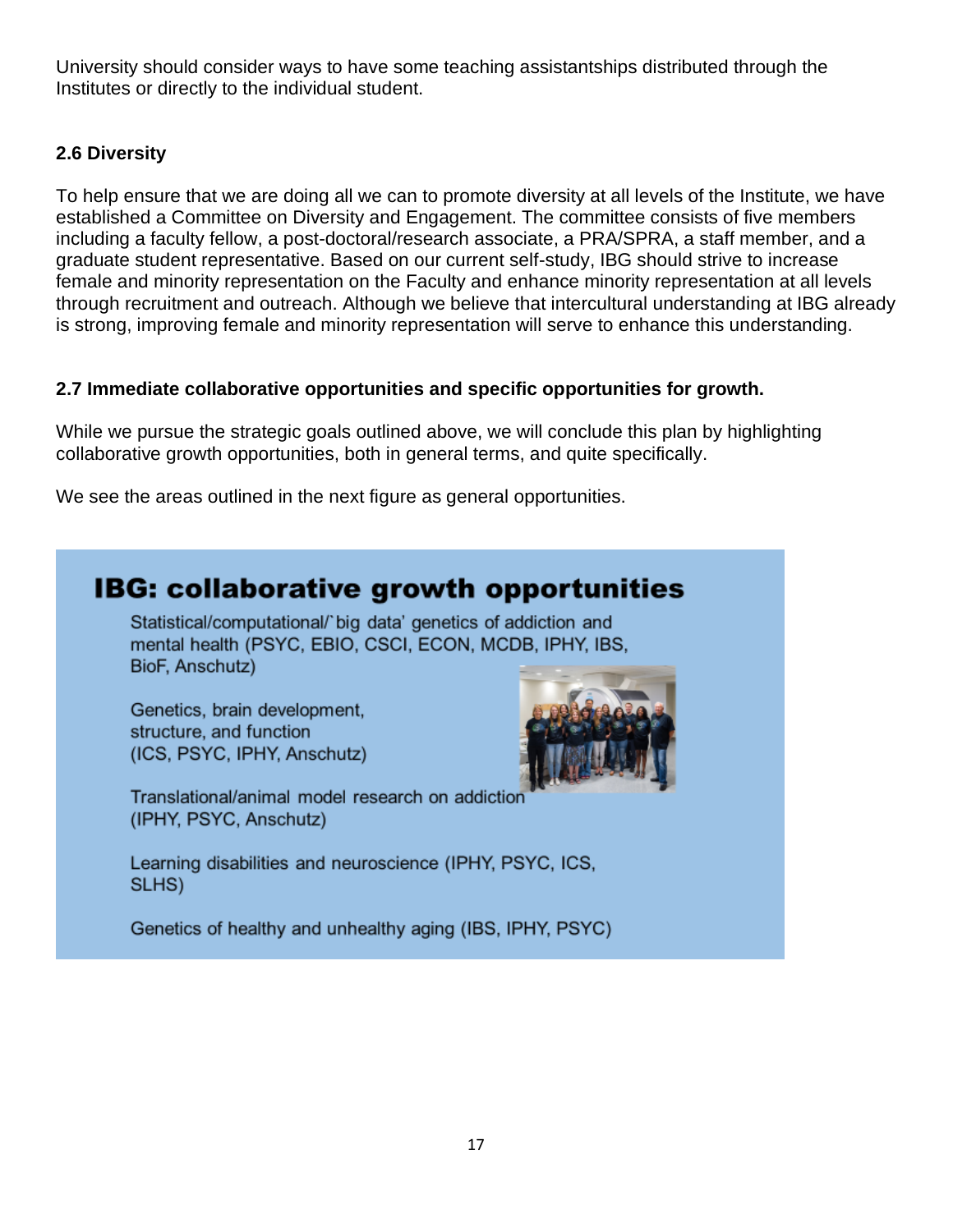University should consider ways to have some teaching assistantships distributed through the Institutes or directly to the individual student.

### 2.6 Diversity

To help ensure that we are doing all we can to promote diversity at all levels of the Institute, we have established a Committee on Diversity and Engagement. The committee consists of five members including a faculty fellow, a post-doctoral/research associate, a PRA/SPRA, a staff member, and a graduate student representative. Based on our current self-study, IBG should strive to increase female and minority representation on the Faculty and enhance minority representation at all levels through recruitment and outreach. Although we believe that intercultural understanding at IBG already is strong, improving female and minority representation will serve to enhance this understanding.

### 2.7 Immediate collaborative opportunities and specific opportunities for growth.

While we pursue the strategic goals outlined above, we will conclude this plan by highlighting collaborative growth opportunities, both in general terms, and quite specifically.

We see the areas outlined in the next figure as general opportunities.

**IBG: collaborative growth opportunities**

Statistical/computational/`big data' genetics of addiction and mental health (PSYC, EBIO, CSCI, ECON, MCDB, IPHY, IBS, BioF, Anschutz)

Genetics, brain development, structure, and function (ICS, PSYC, IPHY, Anschutz)

Translational/animal model research on addiction (IPHY, PSYC, Anschutz)

Learning disabilities and neuroscience (IPHY, PSYC, ICS, SLHS)

Genetics of healthy and unhealthy aging (IBS, IPHY, PSYC)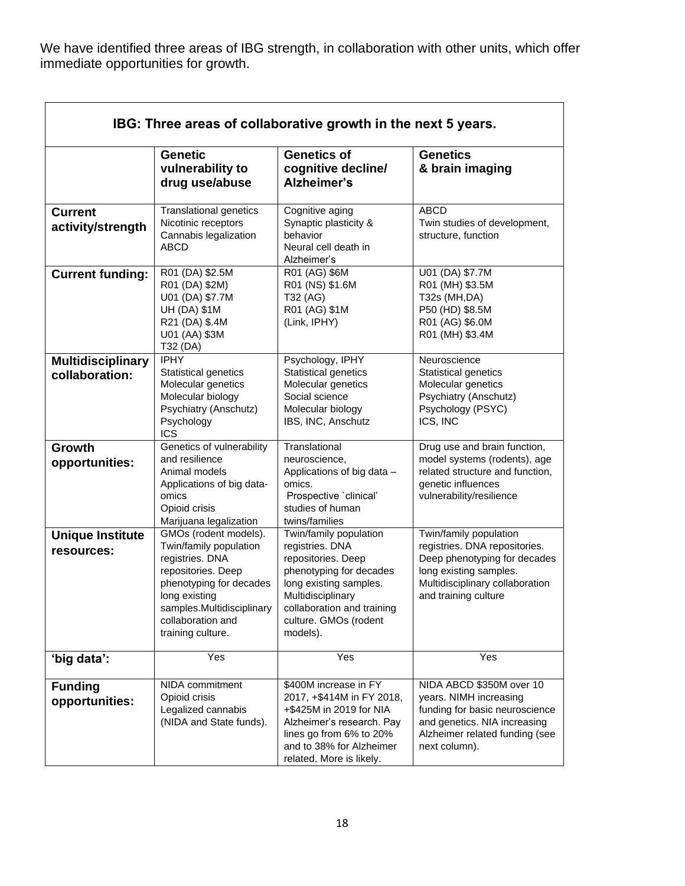We have identified three areas of IBG strength, in collaboration with other units, which offer immediate opportunities for growth.

| **IBG: Three areas of collaborative growth in the next 5 years.** | | | |
|---|---|---|---|
| | **Genetic vulnerability to drug use/abuse** | **Genetics of cognitive decline/ Alzheimer's** | **Genetics & brain imaging** |
| **Current activity/strength** | Translational genetics<br>Nicotinic receptors<br>Cannabis legalization<br>ABCD | Cognitive aging<br>Synaptic plasticity & behavior<br>Neural cell death in Alzheimer's | ABCD<br>Twin studies of development, structure, function |
| **Current funding:** | R01 (DA) $2.5M<br>R01 (DA) $2M)<br>U01 (DA) $7.7M<br>UH (DA) $1M<br>R21 (DA) $.4M<br>U01 (AA) $3M<br>T32 (DA) | R01 (AG) $6M<br>R01 (NS) $1.6M<br>T32 (AG)<br>R01 (AG) $1M<br>(Link, IPHY) | U01 (DA) $7.7M<br>R01 (MH) $3.5M<br>T32s (MH,DA)<br>P50 (HD) $8.5M<br>R01 (AG) $6.0M<br>R01 (MH) $3.4M |
| **Multidisciplinary collaboration:** | IPHY<br>Statistical genetics<br>Molecular genetics<br>Molecular biology<br>Psychiatry (Anschutz)<br>Psychology<br>ICS | Psychology, IPHY<br>Statistical genetics<br>Molecular genetics<br>Social science<br>Molecular biology<br>IBS, INC, Anschutz | Neuroscience<br>Statistical genetics<br>Molecular genetics<br>Psychiatry (Anschutz)<br>Psychology (PSYC)<br>ICS, INC |
| **Growth opportunities:** | Genetics of vulnerability and resilience<br>Animal models<br>Applications of big data-omics<br>Opioid crisis<br>Marijuana legalization | Translational neuroscience,<br>Applications of big data – omics.<br>Prospective `clinical' studies of human twins/families | Drug use and brain function, model systems (rodents), age related structure and function, genetic influences vulnerability/resilience |
| **Unique Institute resources:** | GMOs (rodent models). Twin/family population registries. DNA repositories. Deep phenotyping for decades long existing samples.Multidisciplinary collaboration and training culture. | Twin/family population registries. DNA repositories. Deep phenotyping for decades long existing samples. Multidisciplinary collaboration and training culture. GMOs (rodent models). | Twin/family population registries. DNA repositories. Deep phenotyping for decades long existing samples. Multidisciplinary collaboration and training culture |
| **'big data':** | Yes | Yes | Yes |
| **Funding opportunities:** | NIDA commitment<br>Opioid crisis<br>Legalized cannabis (NIDA and State funds). | $400M increase in FY 2017, +$414M in FY 2018, +$425M in 2019 for NIA Alzheimer's research. Pay lines go from 6% to 20% and to 38% for Alzheimer related. More is likely. | NIDA ABCD $350M over 10 years. NIMH increasing funding for basic neuroscience and genetics. NIA increasing Alzheimer related funding (see next column). |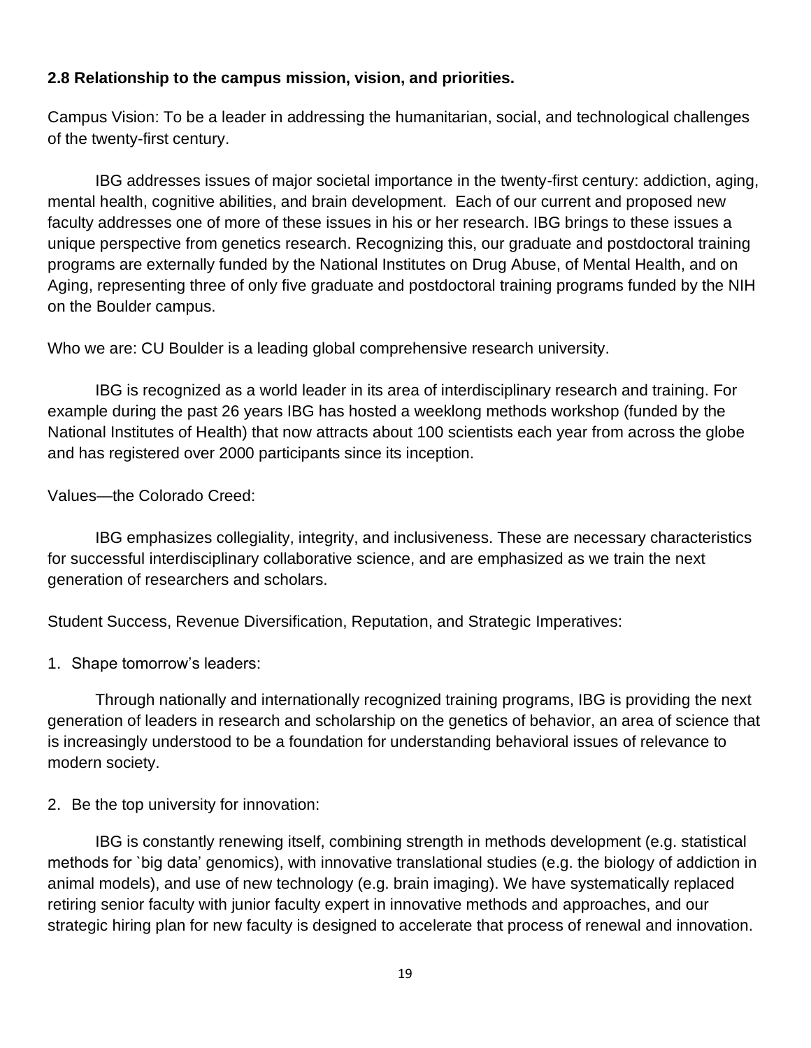**2.8 Relationship to the campus mission, vision, and priorities.**

Campus Vision: To be a leader in addressing the humanitarian, social, and technological challenges of the twenty-first century.

IBG addresses issues of major societal importance in the twenty-first century: addiction, aging, mental health, cognitive abilities, and brain development. Each of our current and proposed new faculty addresses one of more of these issues in his or her research. IBG brings to these issues a unique perspective from genetics research. Recognizing this, our graduate and postdoctoral training programs are externally funded by the National Institutes on Drug Abuse, of Mental Health, and on Aging, representing three of only five graduate and postdoctoral training programs funded by the NIH on the Boulder campus.

Who we are: CU Boulder is a leading global comprehensive research university.

IBG is recognized as a world leader in its area of interdisciplinary research and training. For example during the past 26 years IBG has hosted a weeklong methods workshop (funded by the National Institutes of Health) that now attracts about 100 scientists each year from across the globe and has registered over 2000 participants since its inception.

Values—the Colorado Creed:

IBG emphasizes collegiality, integrity, and inclusiveness. These are necessary characteristics for successful interdisciplinary collaborative science, and are emphasized as we train the next generation of researchers and scholars.

Student Success, Revenue Diversification, Reputation, and Strategic Imperatives:

1. Shape tomorrow's leaders:

Through nationally and internationally recognized training programs, IBG is providing the next generation of leaders in research and scholarship on the genetics of behavior, an area of science that is increasingly understood to be a foundation for understanding behavioral issues of relevance to modern society.

2. Be the top university for innovation:

IBG is constantly renewing itself, combining strength in methods development (e.g. statistical methods for `big data' genomics), with innovative translational studies (e.g. the biology of addiction in animal models), and use of new technology (e.g. brain imaging). We have systematically replaced retiring senior faculty with junior faculty expert in innovative methods and approaches, and our strategic hiring plan for new faculty is designed to accelerate that process of renewal and innovation.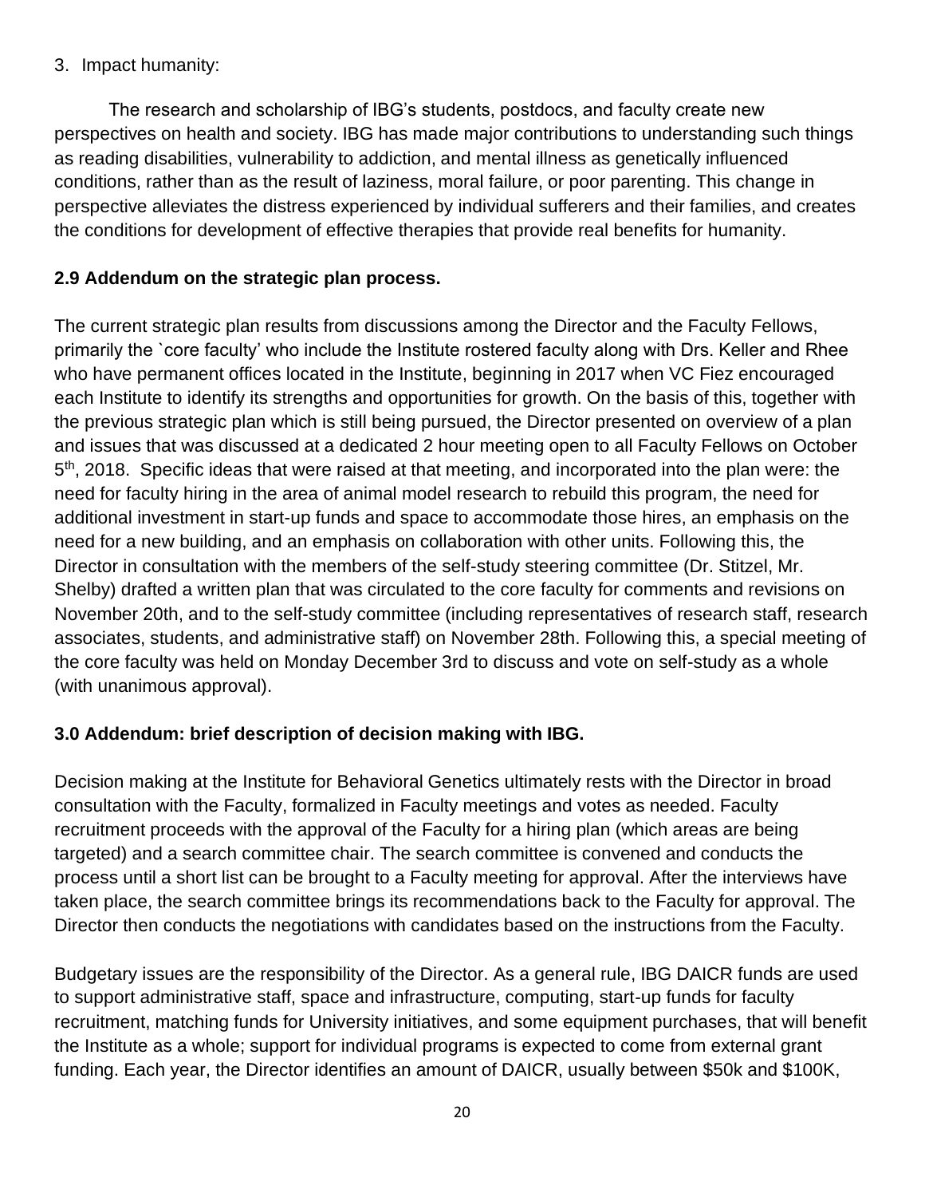3. Impact humanity:

The research and scholarship of IBG's students, postdocs, and faculty create new perspectives on health and society. IBG has made major contributions to understanding such things as reading disabilities, vulnerability to addiction, and mental illness as genetically influenced conditions, rather than as the result of laziness, moral failure, or poor parenting. This change in perspective alleviates the distress experienced by individual sufferers and their families, and creates the conditions for development of effective therapies that provide real benefits for humanity.

**2.9 Addendum on the strategic plan process.**

The current strategic plan results from discussions among the Director and the Faculty Fellows, primarily the `core faculty' who include the Institute rostered faculty along with Drs. Keller and Rhee who have permanent offices located in the Institute, beginning in 2017 when VC Fiez encouraged each Institute to identify its strengths and opportunities for growth. On the basis of this, together with the previous strategic plan which is still being pursued, the Director presented on overview of a plan and issues that was discussed at a dedicated 2 hour meeting open to all Faculty Fellows on October 5th, 2018. Specific ideas that were raised at that meeting, and incorporated into the plan were: the need for faculty hiring in the area of animal model research to rebuild this program, the need for additional investment in start-up funds and space to accommodate those hires, an emphasis on the need for a new building, and an emphasis on collaboration with other units. Following this, the Director in consultation with the members of the self-study steering committee (Dr. Stitzel, Mr. Shelby) drafted a written plan that was circulated to the core faculty for comments and revisions on November 20th, and to the self-study committee (including representatives of research staff, research associates, students, and administrative staff) on November 28th. Following this, a special meeting of the core faculty was held on Monday December 3rd to discuss and vote on self-study as a whole (with unanimous approval).

**3.0 Addendum: brief description of decision making with IBG.**

Decision making at the Institute for Behavioral Genetics ultimately rests with the Director in broad consultation with the Faculty, formalized in Faculty meetings and votes as needed. Faculty recruitment proceeds with the approval of the Faculty for a hiring plan (which areas are being targeted) and a search committee chair. The search committee is convened and conducts the process until a short list can be brought to a Faculty meeting for approval. After the interviews have taken place, the search committee brings its recommendations back to the Faculty for approval. The Director then conducts the negotiations with candidates based on the instructions from the Faculty.

Budgetary issues are the responsibility of the Director. As a general rule, IBG DAICR funds are used to support administrative staff, space and infrastructure, computing, start-up funds for faculty recruitment, matching funds for University initiatives, and some equipment purchases, that will benefit the Institute as a whole; support for individual programs is expected to come from external grant funding. Each year, the Director identifies an amount of DAICR, usually between $50k and $100K,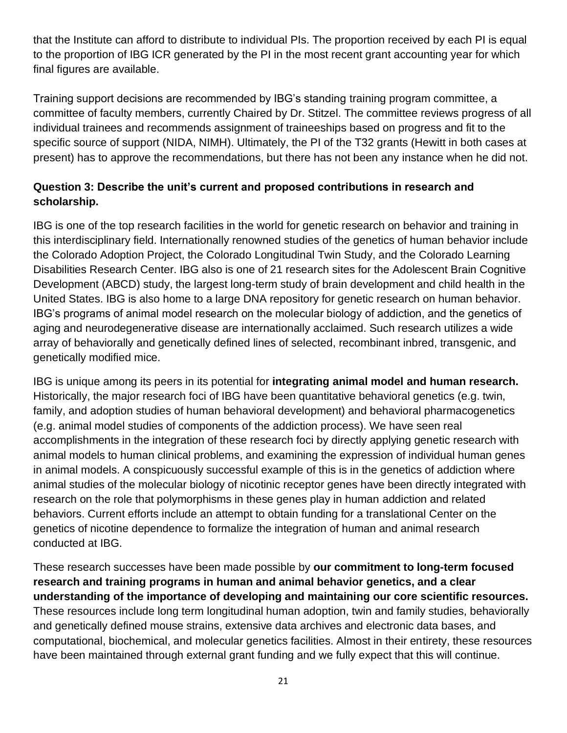that the Institute can afford to distribute to individual PIs. The proportion received by each PI is equal to the proportion of IBG ICR generated by the PI in the most recent grant accounting year for which final figures are available.

Training support decisions are recommended by IBG's standing training program committee, a committee of faculty members, currently Chaired by Dr. Stitzel. The committee reviews progress of all individual trainees and recommends assignment of traineeships based on progress and fit to the specific source of support (NIDA, NIMH). Ultimately, the PI of the T32 grants (Hewitt in both cases at present) has to approve the recommendations, but there has not been any instance when he did not.

**Question 3: Describe the unit's current and proposed contributions in research and scholarship.**

IBG is one of the top research facilities in the world for genetic research on behavior and training in this interdisciplinary field. Internationally renowned studies of the genetics of human behavior include the Colorado Adoption Project, the Colorado Longitudinal Twin Study, and the Colorado Learning Disabilities Research Center. IBG also is one of 21 research sites for the Adolescent Brain Cognitive Development (ABCD) study, the largest long-term study of brain development and child health in the United States. IBG is also home to a large DNA repository for genetic research on human behavior. IBG's programs of animal model research on the molecular biology of addiction, and the genetics of aging and neurodegenerative disease are internationally acclaimed. Such research utilizes a wide array of behaviorally and genetically defined lines of selected, recombinant inbred, transgenic, and genetically modified mice.

IBG is unique among its peers in its potential for **integrating animal model and human research.** Historically, the major research foci of IBG have been quantitative behavioral genetics (e.g. twin, family, and adoption studies of human behavioral development) and behavioral pharmacogenetics (e.g. animal model studies of components of the addiction process). We have seen real accomplishments in the integration of these research foci by directly applying genetic research with animal models to human clinical problems, and examining the expression of individual human genes in animal models. A conspicuously successful example of this is in the genetics of addiction where animal studies of the molecular biology of nicotinic receptor genes have been directly integrated with research on the role that polymorphisms in these genes play in human addiction and related behaviors. Current efforts include an attempt to obtain funding for a translational Center on the genetics of nicotine dependence to formalize the integration of human and animal research conducted at IBG.

These research successes have been made possible by **our commitment to long-term focused research and training programs in human and animal behavior genetics, and a clear understanding of the importance of developing and maintaining our core scientific resources.** These resources include long term longitudinal human adoption, twin and family studies, behaviorally and genetically defined mouse strains, extensive data archives and electronic data bases, and computational, biochemical, and molecular genetics facilities. Almost in their entirety, these resources have been maintained through external grant funding and we fully expect that this will continue.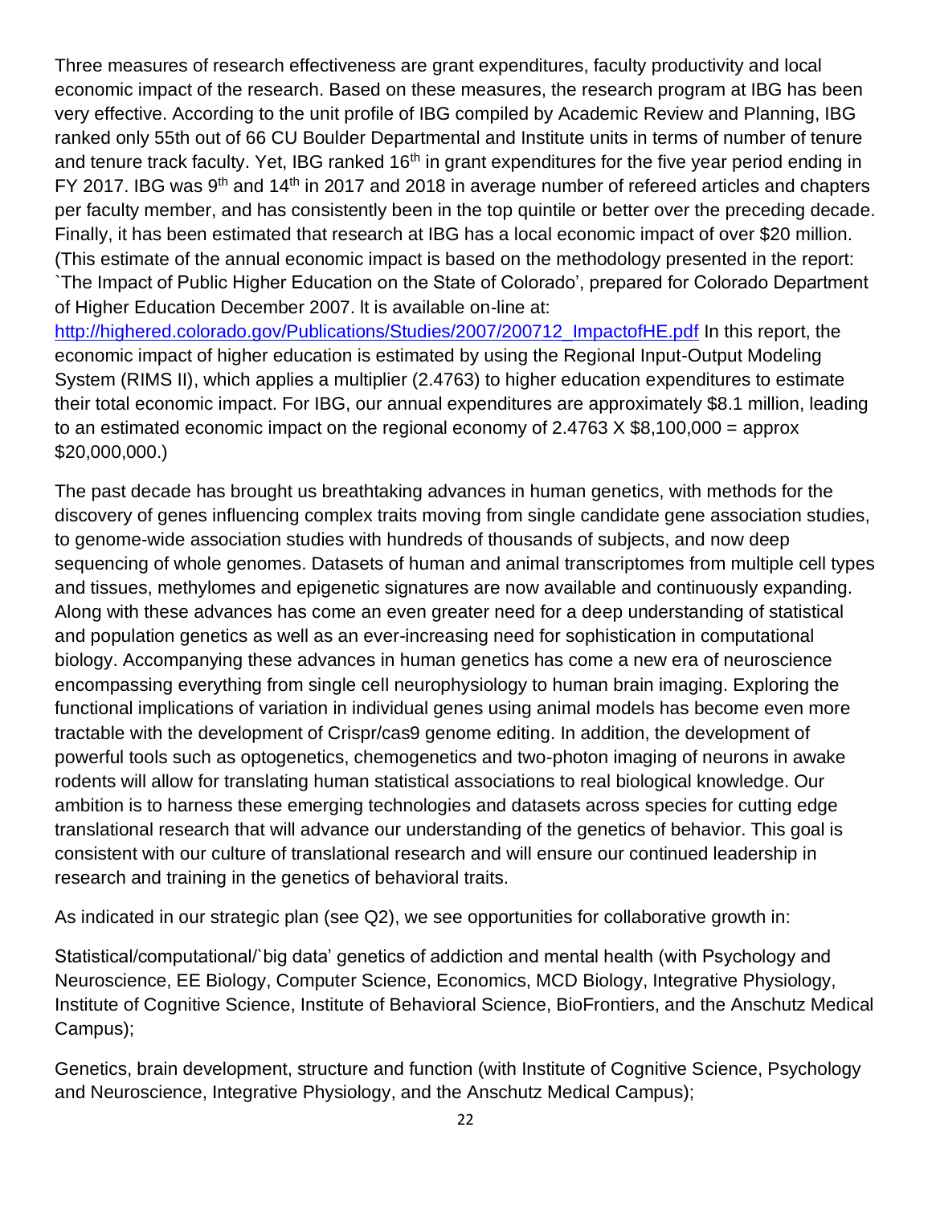Three measures of research effectiveness are grant expenditures, faculty productivity and local economic impact of the research. Based on these measures, the research program at IBG has been very effective. According to the unit profile of IBG compiled by Academic Review and Planning, IBG ranked only 55th out of 66 CU Boulder Departmental and Institute units in terms of number of tenure and tenure track faculty. Yet, IBG ranked 16th in grant expenditures for the five year period ending in FY 2017. IBG was 9th and 14th in 2017 and 2018 in average number of refereed articles and chapters per faculty member, and has consistently been in the top quintile or better over the preceding decade. Finally, it has been estimated that research at IBG has a local economic impact of over $20 million. (This estimate of the annual economic impact is based on the methodology presented in the report: `The Impact of Public Higher Education on the State of Colorado', prepared for Colorado Department of Higher Education December 2007. It is available on-line at: [http://highered.colorado.gov/Publications/Studies/2007/200712_ImpactofHE.pdf](http://highered.colorado.gov/Publications/Studies/2007/200712_ImpactofHE.pdf) In this report, the economic impact of higher education is estimated by using the Regional Input-Output Modeling System (RIMS II), which applies a multiplier (2.4763) to higher education expenditures to estimate their total economic impact. For IBG, our annual expenditures are approximately $8.1 million, leading to an estimated economic impact on the regional economy of 2.4763 X $8,100,000 = approx $20,000,000.)

The past decade has brought us breathtaking advances in human genetics, with methods for the discovery of genes influencing complex traits moving from single candidate gene association studies, to genome-wide association studies with hundreds of thousands of subjects, and now deep sequencing of whole genomes. Datasets of human and animal transcriptomes from multiple cell types and tissues, methylomes and epigenetic signatures are now available and continuously expanding. Along with these advances has come an even greater need for a deep understanding of statistical and population genetics as well as an ever-increasing need for sophistication in computational biology. Accompanying these advances in human genetics has come a new era of neuroscience encompassing everything from single cell neurophysiology to human brain imaging. Exploring the functional implications of variation in individual genes using animal models has become even more tractable with the development of Crispr/cas9 genome editing. In addition, the development of powerful tools such as optogenetics, chemogenetics and two-photon imaging of neurons in awake rodents will allow for translating human statistical associations to real biological knowledge. Our ambition is to harness these emerging technologies and datasets across species for cutting edge translational research that will advance our understanding of the genetics of behavior. This goal is consistent with our culture of translational research and will ensure our continued leadership in research and training in the genetics of behavioral traits.

As indicated in our strategic plan (see Q2), we see opportunities for collaborative growth in:

Statistical/computational/`big data' genetics of addiction and mental health (with Psychology and Neuroscience, EE Biology, Computer Science, Economics, MCD Biology, Integrative Physiology, Institute of Cognitive Science, Institute of Behavioral Science, BioFrontiers, and the Anschutz Medical Campus);

Genetics, brain development, structure and function (with Institute of Cognitive Science, Psychology and Neuroscience, Integrative Physiology, and the Anschutz Medical Campus);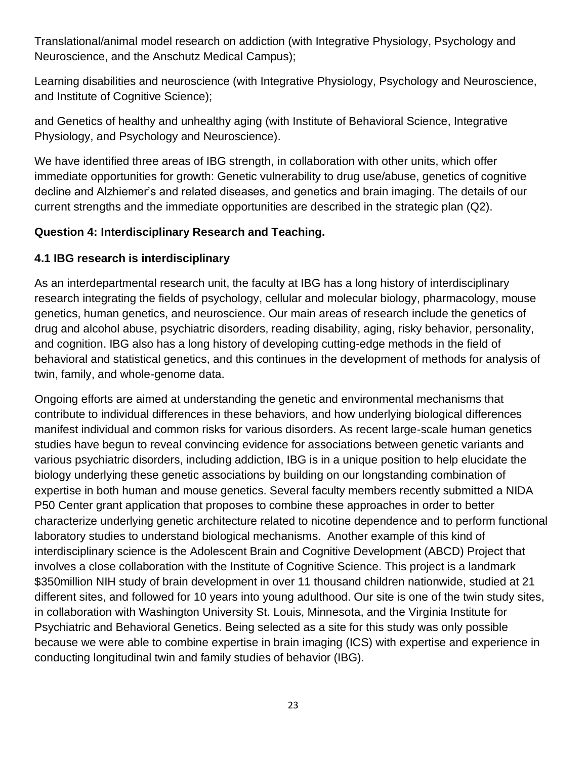Translational/animal model research on addiction (with Integrative Physiology, Psychology and Neuroscience, and the Anschutz Medical Campus);

Learning disabilities and neuroscience (with Integrative Physiology, Psychology and Neuroscience, and Institute of Cognitive Science);

and Genetics of healthy and unhealthy aging (with Institute of Behavioral Science, Integrative Physiology, and Psychology and Neuroscience).

We have identified three areas of IBG strength, in collaboration with other units, which offer immediate opportunities for growth: Genetic vulnerability to drug use/abuse, genetics of cognitive decline and Alzhiemer's and related diseases, and genetics and brain imaging. The details of our current strengths and the immediate opportunities are described in the strategic plan (Q2).

**Question 4: Interdisciplinary Research and Teaching.**

**4.1 IBG research is interdisciplinary**

As an interdepartmental research unit, the faculty at IBG has a long history of interdisciplinary research integrating the fields of psychology, cellular and molecular biology, pharmacology, mouse genetics, human genetics, and neuroscience. Our main areas of research include the genetics of drug and alcohol abuse, psychiatric disorders, reading disability, aging, risky behavior, personality, and cognition. IBG also has a long history of developing cutting-edge methods in the field of behavioral and statistical genetics, and this continues in the development of methods for analysis of twin, family, and whole-genome data.

Ongoing efforts are aimed at understanding the genetic and environmental mechanisms that contribute to individual differences in these behaviors, and how underlying biological differences manifest individual and common risks for various disorders. As recent large-scale human genetics studies have begun to reveal convincing evidence for associations between genetic variants and various psychiatric disorders, including addiction, IBG is in a unique position to help elucidate the biology underlying these genetic associations by building on our longstanding combination of expertise in both human and mouse genetics. Several faculty members recently submitted a NIDA P50 Center grant application that proposes to combine these approaches in order to better characterize underlying genetic architecture related to nicotine dependence and to perform functional laboratory studies to understand biological mechanisms. Another example of this kind of interdisciplinary science is the Adolescent Brain and Cognitive Development (ABCD) Project that involves a close collaboration with the Institute of Cognitive Science. This project is a landmark $350million NIH study of brain development in over 11 thousand children nationwide, studied at 21 different sites, and followed for 10 years into young adulthood. Our site is one of the twin study sites, in collaboration with Washington University St. Louis, Minnesota, and the Virginia Institute for Psychiatric and Behavioral Genetics. Being selected as a site for this study was only possible because we were able to combine expertise in brain imaging (ICS) with expertise and experience in conducting longitudinal twin and family studies of behavior (IBG).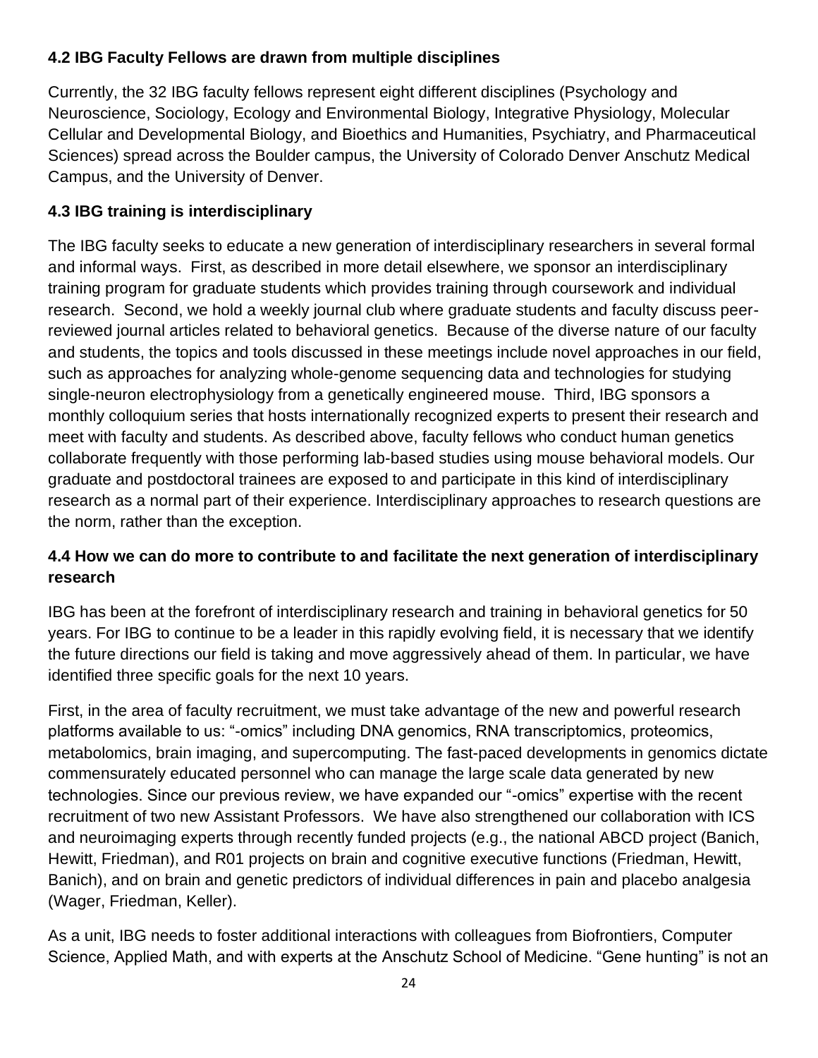### 4.2 IBG Faculty Fellows are drawn from multiple disciplines

Currently, the 32 IBG faculty fellows represent eight different disciplines (Psychology and Neuroscience, Sociology, Ecology and Environmental Biology, Integrative Physiology, Molecular Cellular and Developmental Biology, and Bioethics and Humanities, Psychiatry, and Pharmaceutical Sciences) spread across the Boulder campus, the University of Colorado Denver Anschutz Medical Campus, and the University of Denver.

### 4.3 IBG training is interdisciplinary

The IBG faculty seeks to educate a new generation of interdisciplinary researchers in several formal and informal ways. First, as described in more detail elsewhere, we sponsor an interdisciplinary training program for graduate students which provides training through coursework and individual research. Second, we hold a weekly journal club where graduate students and faculty discuss peer-reviewed journal articles related to behavioral genetics. Because of the diverse nature of our faculty and students, the topics and tools discussed in these meetings include novel approaches in our field, such as approaches for analyzing whole-genome sequencing data and technologies for studying single-neuron electrophysiology from a genetically engineered mouse. Third, IBG sponsors a monthly colloquium series that hosts internationally recognized experts to present their research and meet with faculty and students. As described above, faculty fellows who conduct human genetics collaborate frequently with those performing lab-based studies using mouse behavioral models. Our graduate and postdoctoral trainees are exposed to and participate in this kind of interdisciplinary research as a normal part of their experience. Interdisciplinary approaches to research questions are the norm, rather than the exception.

### 4.4 How we can do more to contribute to and facilitate the next generation of interdisciplinary research

IBG has been at the forefront of interdisciplinary research and training in behavioral genetics for 50 years. For IBG to continue to be a leader in this rapidly evolving field, it is necessary that we identify the future directions our field is taking and move aggressively ahead of them. In particular, we have identified three specific goals for the next 10 years.

First, in the area of faculty recruitment, we must take advantage of the new and powerful research platforms available to us: "-omics" including DNA genomics, RNA transcriptomics, proteomics, metabolomics, brain imaging, and supercomputing. The fast-paced developments in genomics dictate commensurately educated personnel who can manage the large scale data generated by new technologies. Since our previous review, we have expanded our "-omics" expertise with the recent recruitment of two new Assistant Professors. We have also strengthened our collaboration with ICS and neuroimaging experts through recently funded projects (e.g., the national ABCD project (Banich, Hewitt, Friedman), and R01 projects on brain and cognitive executive functions (Friedman, Hewitt, Banich), and on brain and genetic predictors of individual differences in pain and placebo analgesia (Wager, Friedman, Keller).

As a unit, IBG needs to foster additional interactions with colleagues from Biofrontiers, Computer Science, Applied Math, and with experts at the Anschutz School of Medicine. "Gene hunting" is not an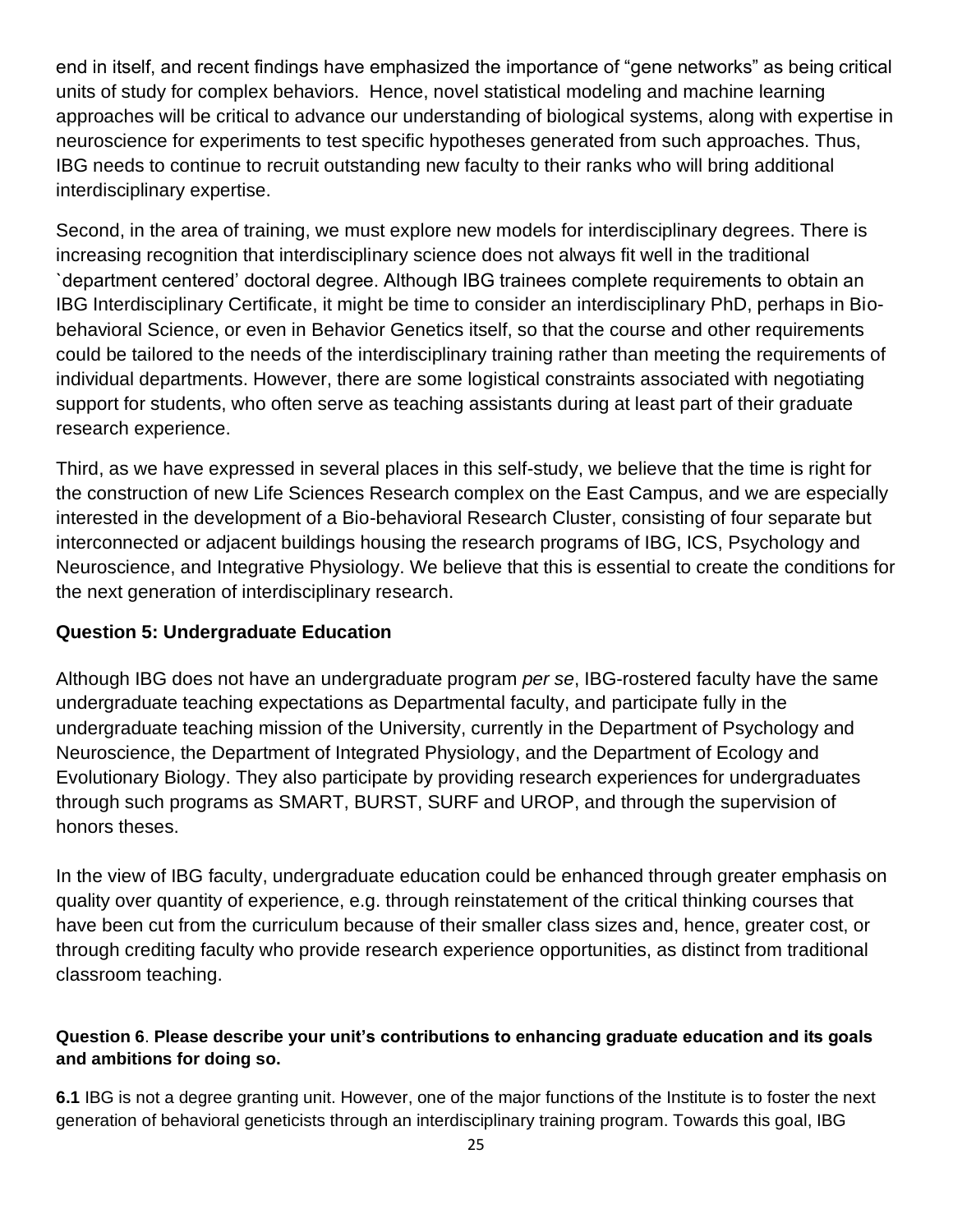end in itself, and recent findings have emphasized the importance of "gene networks" as being critical units of study for complex behaviors. Hence, novel statistical modeling and machine learning approaches will be critical to advance our understanding of biological systems, along with expertise in neuroscience for experiments to test specific hypotheses generated from such approaches. Thus, IBG needs to continue to recruit outstanding new faculty to their ranks who will bring additional interdisciplinary expertise.

Second, in the area of training, we must explore new models for interdisciplinary degrees. There is increasing recognition that interdisciplinary science does not always fit well in the traditional `department centered' doctoral degree. Although IBG trainees complete requirements to obtain an IBG Interdisciplinary Certificate, it might be time to consider an interdisciplinary PhD, perhaps in Bio-behavioral Science, or even in Behavior Genetics itself, so that the course and other requirements could be tailored to the needs of the interdisciplinary training rather than meeting the requirements of individual departments. However, there are some logistical constraints associated with negotiating support for students, who often serve as teaching assistants during at least part of their graduate research experience.

Third, as we have expressed in several places in this self-study, we believe that the time is right for the construction of new Life Sciences Research complex on the East Campus, and we are especially interested in the development of a Bio-behavioral Research Cluster, consisting of four separate but interconnected or adjacent buildings housing the research programs of IBG, ICS, Psychology and Neuroscience, and Integrative Physiology. We believe that this is essential to create the conditions for the next generation of interdisciplinary research.

### Question 5: Undergraduate Education

Although IBG does not have an undergraduate program *per se*, IBG-rostered faculty have the same undergraduate teaching expectations as Departmental faculty, and participate fully in the undergraduate teaching mission of the University, currently in the Department of Psychology and Neuroscience, the Department of Integrated Physiology, and the Department of Ecology and Evolutionary Biology. They also participate by providing research experiences for undergraduates through such programs as SMART, BURST, SURF and UROP, and through the supervision of honors theses.

In the view of IBG faculty, undergraduate education could be enhanced through greater emphasis on quality over quantity of experience, e.g. through reinstatement of the critical thinking courses that have been cut from the curriculum because of their smaller class sizes and, hence, greater cost, or through crediting faculty who provide research experience opportunities, as distinct from traditional classroom teaching.

### Question 6. Please describe your unit's contributions to enhancing graduate education and its goals and ambitions for doing so.

**6.1** IBG is not a degree granting unit. However, one of the major functions of the Institute is to foster the next generation of behavioral geneticists through an interdisciplinary training program. Towards this goal, IBG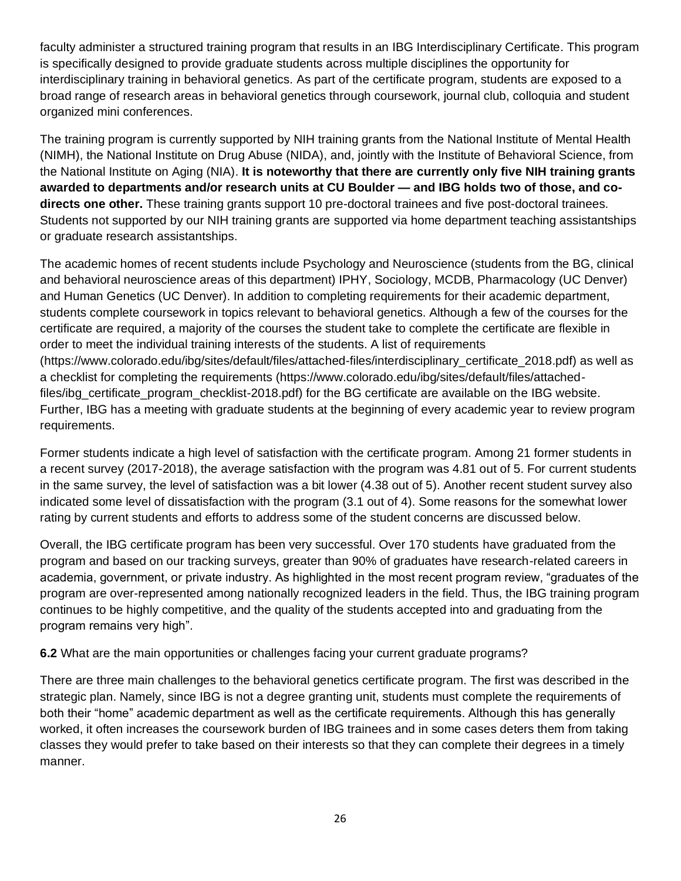faculty administer a structured training program that results in an IBG Interdisciplinary Certificate. This program is specifically designed to provide graduate students across multiple disciplines the opportunity for interdisciplinary training in behavioral genetics. As part of the certificate program, students are exposed to a broad range of research areas in behavioral genetics through coursework, journal club, colloquia and student organized mini conferences.

The training program is currently supported by NIH training grants from the National Institute of Mental Health (NIMH), the National Institute on Drug Abuse (NIDA), and, jointly with the Institute of Behavioral Science, from the National Institute on Aging (NIA). **It is noteworthy that there are currently only five NIH training grants awarded to departments and/or research units at CU Boulder — and IBG holds two of those, and co-directs one other.** These training grants support 10 pre-doctoral trainees and five post-doctoral trainees. Students not supported by our NIH training grants are supported via home department teaching assistantships or graduate research assistantships.

The academic homes of recent students include Psychology and Neuroscience (students from the BG, clinical and behavioral neuroscience areas of this department) IPHY, Sociology, MCDB, Pharmacology (UC Denver) and Human Genetics (UC Denver). In addition to completing requirements for their academic department, students complete coursework in topics relevant to behavioral genetics. Although a few of the courses for the certificate are required, a majority of the courses the student take to complete the certificate are flexible in order to meet the individual training interests of the students. A list of requirements (https://www.colorado.edu/ibg/sites/default/files/attached-files/interdisciplinary_certificate_2018.pdf) as well as a checklist for completing the requirements (https://www.colorado.edu/ibg/sites/default/files/attached-files/ibg_certificate_program_checklist-2018.pdf) for the BG certificate are available on the IBG website. Further, IBG has a meeting with graduate students at the beginning of every academic year to review program requirements.

Former students indicate a high level of satisfaction with the certificate program. Among 21 former students in a recent survey (2017-2018), the average satisfaction with the program was 4.81 out of 5. For current students in the same survey, the level of satisfaction was a bit lower (4.38 out of 5). Another recent student survey also indicated some level of dissatisfaction with the program (3.1 out of 4). Some reasons for the somewhat lower rating by current students and efforts to address some of the student concerns are discussed below.

Overall, the IBG certificate program has been very successful. Over 170 students have graduated from the program and based on our tracking surveys, greater than 90% of graduates have research-related careers in academia, government, or private industry. As highlighted in the most recent program review, "graduates of the program are over-represented among nationally recognized leaders in the field. Thus, the IBG training program continues to be highly competitive, and the quality of the students accepted into and graduating from the program remains very high".

**6.2** What are the main opportunities or challenges facing your current graduate programs?

There are three main challenges to the behavioral genetics certificate program. The first was described in the strategic plan. Namely, since IBG is not a degree granting unit, students must complete the requirements of both their "home" academic department as well as the certificate requirements. Although this has generally worked, it often increases the coursework burden of IBG trainees and in some cases deters them from taking classes they would prefer to take based on their interests so that they can complete their degrees in a timely manner.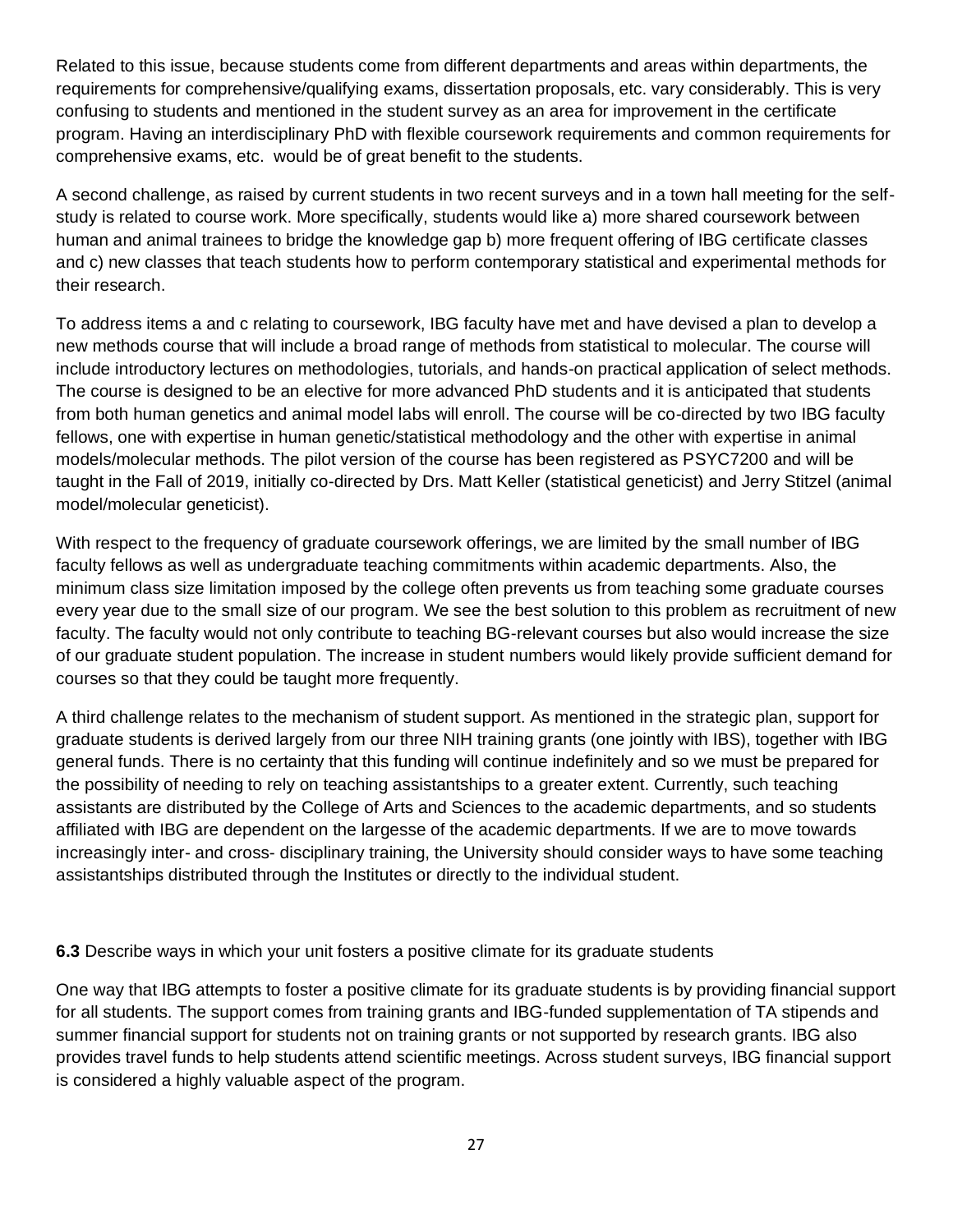Related to this issue, because students come from different departments and areas within departments, the requirements for comprehensive/qualifying exams, dissertation proposals, etc. vary considerably. This is very confusing to students and mentioned in the student survey as an area for improvement in the certificate program. Having an interdisciplinary PhD with flexible coursework requirements and common requirements for comprehensive exams, etc. would be of great benefit to the students.

A second challenge, as raised by current students in two recent surveys and in a town hall meeting for the self-study is related to course work. More specifically, students would like a) more shared coursework between human and animal trainees to bridge the knowledge gap b) more frequent offering of IBG certificate classes and c) new classes that teach students how to perform contemporary statistical and experimental methods for their research.

To address items a and c relating to coursework, IBG faculty have met and have devised a plan to develop a new methods course that will include a broad range of methods from statistical to molecular. The course will include introductory lectures on methodologies, tutorials, and hands-on practical application of select methods. The course is designed to be an elective for more advanced PhD students and it is anticipated that students from both human genetics and animal model labs will enroll. The course will be co-directed by two IBG faculty fellows, one with expertise in human genetic/statistical methodology and the other with expertise in animal models/molecular methods. The pilot version of the course has been registered as PSYC7200 and will be taught in the Fall of 2019, initially co-directed by Drs. Matt Keller (statistical geneticist) and Jerry Stitzel (animal model/molecular geneticist).

With respect to the frequency of graduate coursework offerings, we are limited by the small number of IBG faculty fellows as well as undergraduate teaching commitments within academic departments. Also, the minimum class size limitation imposed by the college often prevents us from teaching some graduate courses every year due to the small size of our program. We see the best solution to this problem as recruitment of new faculty. The faculty would not only contribute to teaching BG-relevant courses but also would increase the size of our graduate student population. The increase in student numbers would likely provide sufficient demand for courses so that they could be taught more frequently.

A third challenge relates to the mechanism of student support. As mentioned in the strategic plan, support for graduate students is derived largely from our three NIH training grants (one jointly with IBS), together with IBG general funds. There is no certainty that this funding will continue indefinitely and so we must be prepared for the possibility of needing to rely on teaching assistantships to a greater extent. Currently, such teaching assistants are distributed by the College of Arts and Sciences to the academic departments, and so students affiliated with IBG are dependent on the largesse of the academic departments. If we are to move towards increasingly inter- and cross- disciplinary training, the University should consider ways to have some teaching assistantships distributed through the Institutes or directly to the individual student.

**6.3** Describe ways in which your unit fosters a positive climate for its graduate students

One way that IBG attempts to foster a positive climate for its graduate students is by providing financial support for all students. The support comes from training grants and IBG-funded supplementation of TA stipends and summer financial support for students not on training grants or not supported by research grants. IBG also provides travel funds to help students attend scientific meetings. Across student surveys, IBG financial support is considered a highly valuable aspect of the program.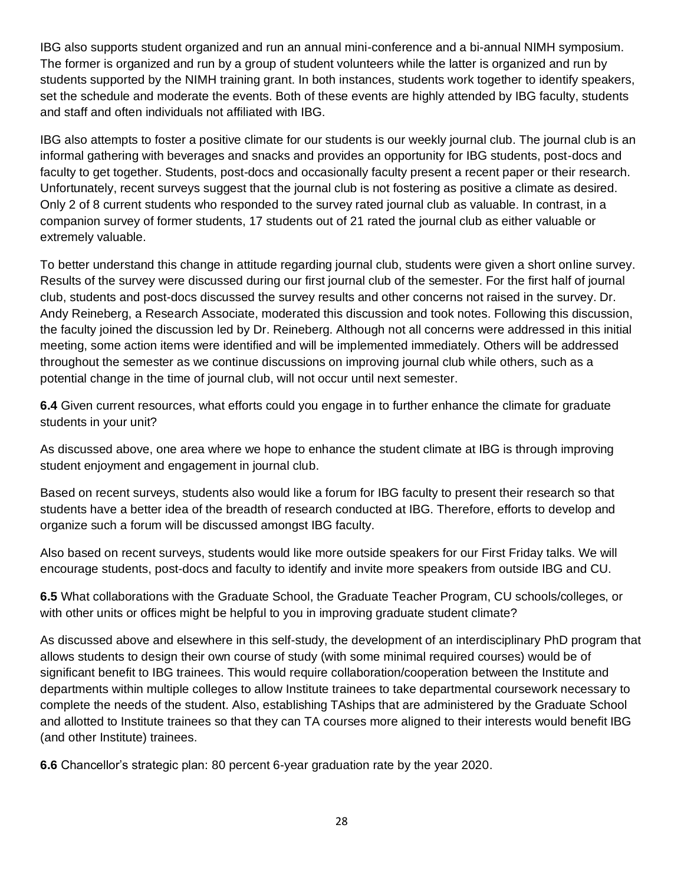IBG also supports student organized and run an annual mini-conference and a bi-annual NIMH symposium. The former is organized and run by a group of student volunteers while the latter is organized and run by students supported by the NIMH training grant. In both instances, students work together to identify speakers, set the schedule and moderate the events. Both of these events are highly attended by IBG faculty, students and staff and often individuals not affiliated with IBG.

IBG also attempts to foster a positive climate for our students is our weekly journal club. The journal club is an informal gathering with beverages and snacks and provides an opportunity for IBG students, post-docs and faculty to get together. Students, post-docs and occasionally faculty present a recent paper or their research. Unfortunately, recent surveys suggest that the journal club is not fostering as positive a climate as desired. Only 2 of 8 current students who responded to the survey rated journal club as valuable. In contrast, in a companion survey of former students, 17 students out of 21 rated the journal club as either valuable or extremely valuable.

To better understand this change in attitude regarding journal club, students were given a short online survey. Results of the survey were discussed during our first journal club of the semester. For the first half of journal club, students and post-docs discussed the survey results and other concerns not raised in the survey. Dr. Andy Reineberg, a Research Associate, moderated this discussion and took notes. Following this discussion, the faculty joined the discussion led by Dr. Reineberg. Although not all concerns were addressed in this initial meeting, some action items were identified and will be implemented immediately. Others will be addressed throughout the semester as we continue discussions on improving journal club while others, such as a potential change in the time of journal club, will not occur until next semester.

**6.4** Given current resources, what efforts could you engage in to further enhance the climate for graduate students in your unit?

As discussed above, one area where we hope to enhance the student climate at IBG is through improving student enjoyment and engagement in journal club.

Based on recent surveys, students also would like a forum for IBG faculty to present their research so that students have a better idea of the breadth of research conducted at IBG. Therefore, efforts to develop and organize such a forum will be discussed amongst IBG faculty.

Also based on recent surveys, students would like more outside speakers for our First Friday talks. We will encourage students, post-docs and faculty to identify and invite more speakers from outside IBG and CU.

**6.5** What collaborations with the Graduate School, the Graduate Teacher Program, CU schools/colleges, or with other units or offices might be helpful to you in improving graduate student climate?

As discussed above and elsewhere in this self-study, the development of an interdisciplinary PhD program that allows students to design their own course of study (with some minimal required courses) would be of significant benefit to IBG trainees. This would require collaboration/cooperation between the Institute and departments within multiple colleges to allow Institute trainees to take departmental coursework necessary to complete the needs of the student. Also, establishing TAships that are administered by the Graduate School and allotted to Institute trainees so that they can TA courses more aligned to their interests would benefit IBG (and other Institute) trainees.

**6.6** Chancellor's strategic plan: 80 percent 6-year graduation rate by the year 2020.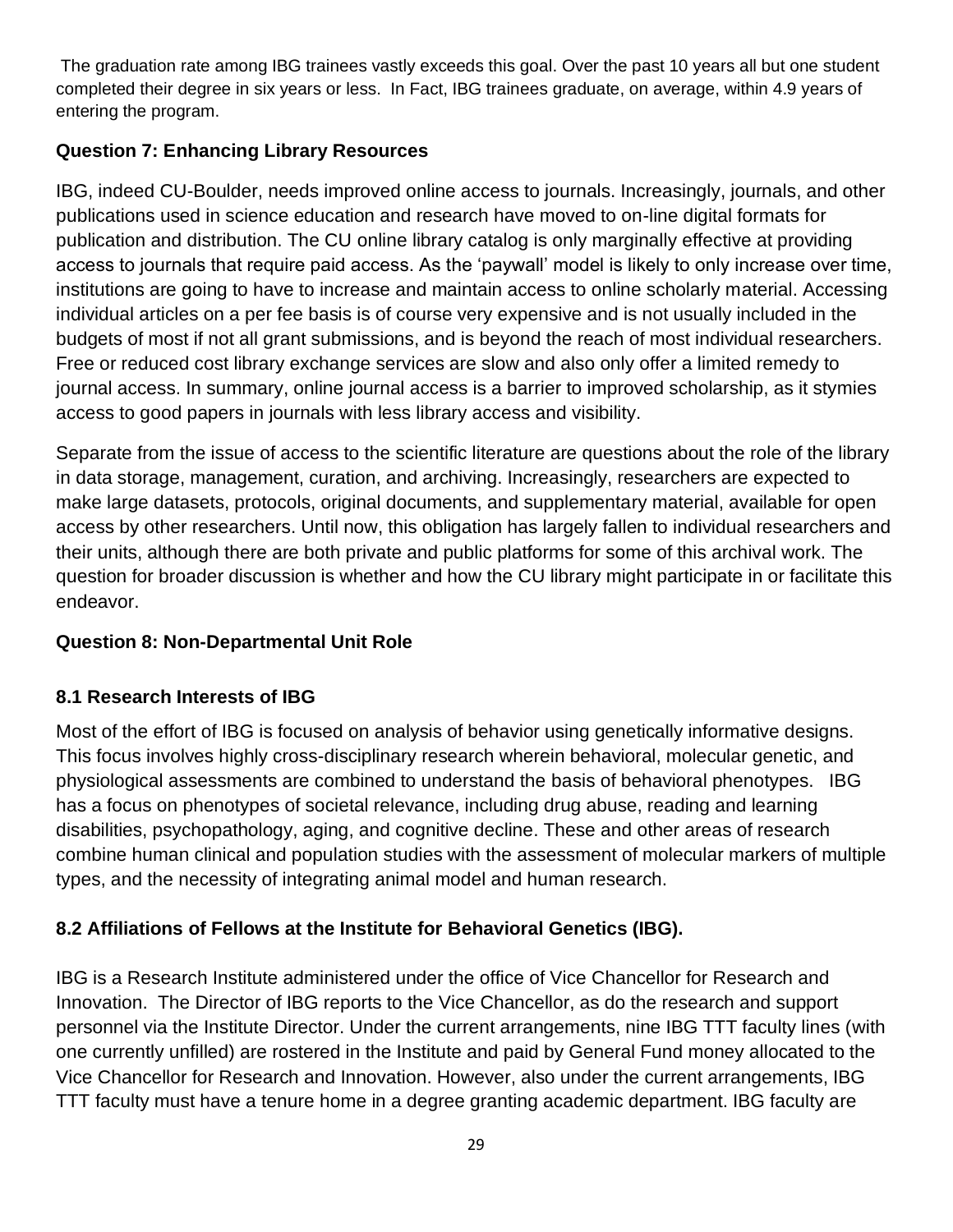The graduation rate among IBG trainees vastly exceeds this goal. Over the past 10 years all but one student completed their degree in six years or less. In Fact, IBG trainees graduate, on average, within 4.9 years of entering the program.

### Question 7: Enhancing Library Resources

IBG, indeed CU-Boulder, needs improved online access to journals. Increasingly, journals, and other publications used in science education and research have moved to on-line digital formats for publication and distribution. The CU online library catalog is only marginally effective at providing access to journals that require paid access. As the 'paywall' model is likely to only increase over time, institutions are going to have to increase and maintain access to online scholarly material. Accessing individual articles on a per fee basis is of course very expensive and is not usually included in the budgets of most if not all grant submissions, and is beyond the reach of most individual researchers. Free or reduced cost library exchange services are slow and also only offer a limited remedy to journal access. In summary, online journal access is a barrier to improved scholarship, as it stymies access to good papers in journals with less library access and visibility.

Separate from the issue of access to the scientific literature are questions about the role of the library in data storage, management, curation, and archiving. Increasingly, researchers are expected to make large datasets, protocols, original documents, and supplementary material, available for open access by other researchers. Until now, this obligation has largely fallen to individual researchers and their units, although there are both private and public platforms for some of this archival work. The question for broader discussion is whether and how the CU library might participate in or facilitate this endeavor.

### Question 8: Non-Departmental Unit Role

#### 8.1 Research Interests of IBG

Most of the effort of IBG is focused on analysis of behavior using genetically informative designs. This focus involves highly cross-disciplinary research wherein behavioral, molecular genetic, and physiological assessments are combined to understand the basis of behavioral phenotypes. IBG has a focus on phenotypes of societal relevance, including drug abuse, reading and learning disabilities, psychopathology, aging, and cognitive decline. These and other areas of research combine human clinical and population studies with the assessment of molecular markers of multiple types, and the necessity of integrating animal model and human research.

#### 8.2 Affiliations of Fellows at the Institute for Behavioral Genetics (IBG).

IBG is a Research Institute administered under the office of Vice Chancellor for Research and Innovation. The Director of IBG reports to the Vice Chancellor, as do the research and support personnel via the Institute Director. Under the current arrangements, nine IBG TTT faculty lines (with one currently unfilled) are rostered in the Institute and paid by General Fund money allocated to the Vice Chancellor for Research and Innovation. However, also under the current arrangements, IBG TTT faculty must have a tenure home in a degree granting academic department. IBG faculty are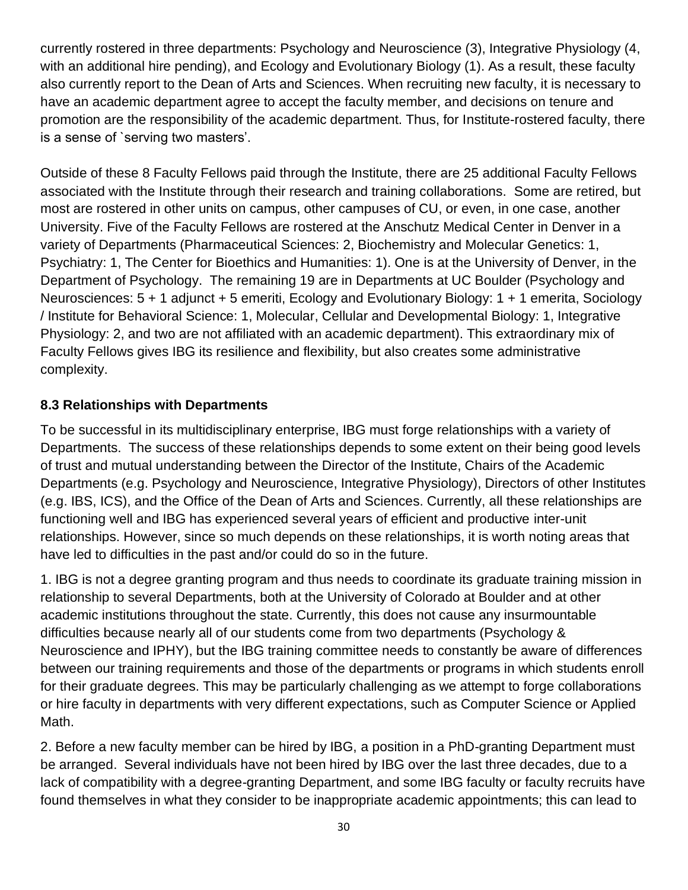currently rostered in three departments: Psychology and Neuroscience (3), Integrative Physiology (4, with an additional hire pending), and Ecology and Evolutionary Biology (1). As a result, these faculty also currently report to the Dean of Arts and Sciences. When recruiting new faculty, it is necessary to have an academic department agree to accept the faculty member, and decisions on tenure and promotion are the responsibility of the academic department. Thus, for Institute-rostered faculty, there is a sense of `serving two masters'.

Outside of these 8 Faculty Fellows paid through the Institute, there are 25 additional Faculty Fellows associated with the Institute through their research and training collaborations. Some are retired, but most are rostered in other units on campus, other campuses of CU, or even, in one case, another University. Five of the Faculty Fellows are rostered at the Anschutz Medical Center in Denver in a variety of Departments (Pharmaceutical Sciences: 2, Biochemistry and Molecular Genetics: 1, Psychiatry: 1, The Center for Bioethics and Humanities: 1). One is at the University of Denver, in the Department of Psychology. The remaining 19 are in Departments at UC Boulder (Psychology and Neurosciences: 5 + 1 adjunct + 5 emeriti, Ecology and Evolutionary Biology: 1 + 1 emerita, Sociology / Institute for Behavioral Science: 1, Molecular, Cellular and Developmental Biology: 1, Integrative Physiology: 2, and two are not affiliated with an academic department). This extraordinary mix of Faculty Fellows gives IBG its resilience and flexibility, but also creates some administrative complexity.

### 8.3 Relationships with Departments

To be successful in its multidisciplinary enterprise, IBG must forge relationships with a variety of Departments. The success of these relationships depends to some extent on their being good levels of trust and mutual understanding between the Director of the Institute, Chairs of the Academic Departments (e.g. Psychology and Neuroscience, Integrative Physiology), Directors of other Institutes (e.g. IBS, ICS), and the Office of the Dean of Arts and Sciences. Currently, all these relationships are functioning well and IBG has experienced several years of efficient and productive inter-unit relationships. However, since so much depends on these relationships, it is worth noting areas that have led to difficulties in the past and/or could do so in the future.

1. IBG is not a degree granting program and thus needs to coordinate its graduate training mission in relationship to several Departments, both at the University of Colorado at Boulder and at other academic institutions throughout the state. Currently, this does not cause any insurmountable difficulties because nearly all of our students come from two departments (Psychology & Neuroscience and IPHY), but the IBG training committee needs to constantly be aware of differences between our training requirements and those of the departments or programs in which students enroll for their graduate degrees. This may be particularly challenging as we attempt to forge collaborations or hire faculty in departments with very different expectations, such as Computer Science or Applied Math.

2. Before a new faculty member can be hired by IBG, a position in a PhD-granting Department must be arranged. Several individuals have not been hired by IBG over the last three decades, due to a lack of compatibility with a degree-granting Department, and some IBG faculty or faculty recruits have found themselves in what they consider to be inappropriate academic appointments; this can lead to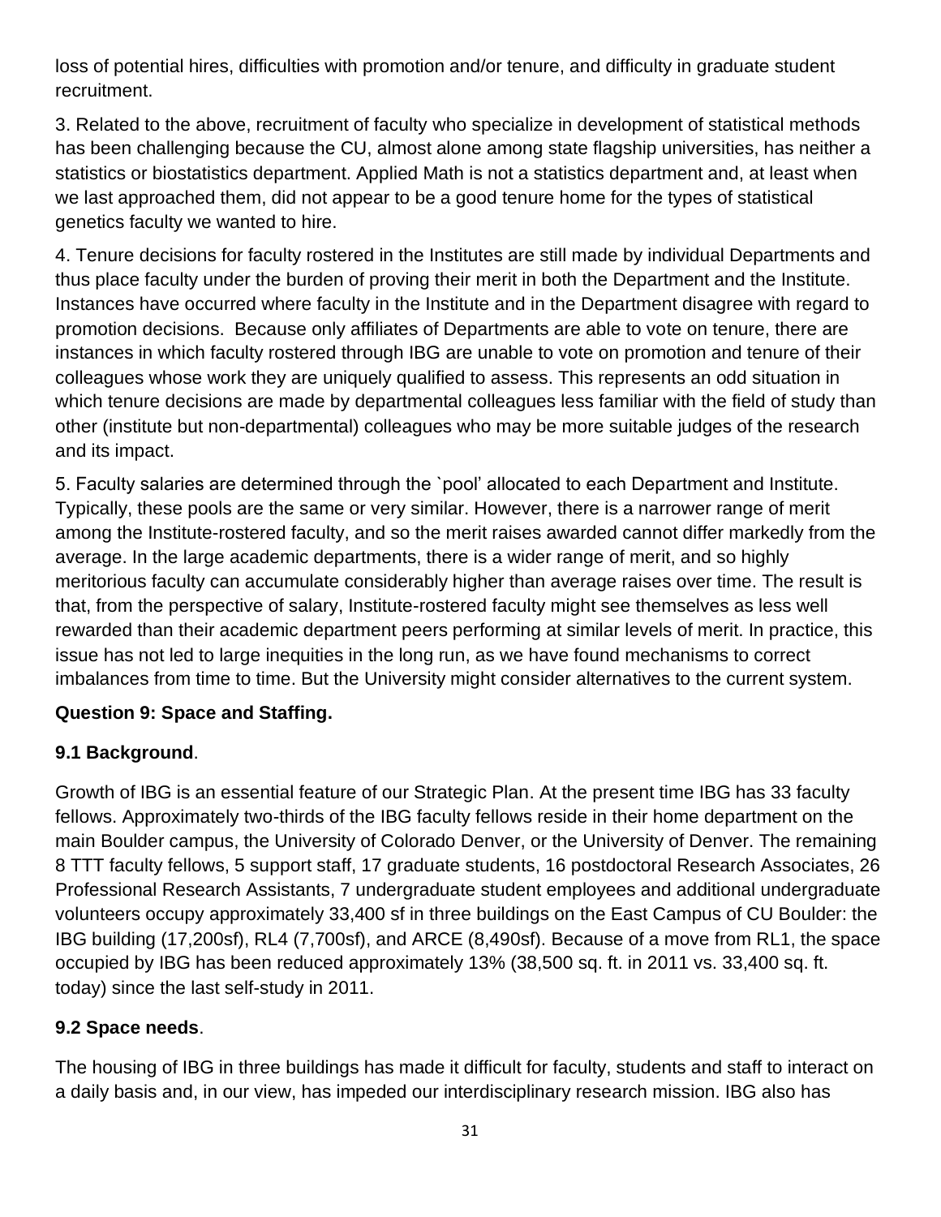loss of potential hires, difficulties with promotion and/or tenure, and difficulty in graduate student recruitment.

3. Related to the above, recruitment of faculty who specialize in development of statistical methods has been challenging because the CU, almost alone among state flagship universities, has neither a statistics or biostatistics department. Applied Math is not a statistics department and, at least when we last approached them, did not appear to be a good tenure home for the types of statistical genetics faculty we wanted to hire.

4. Tenure decisions for faculty rostered in the Institutes are still made by individual Departments and thus place faculty under the burden of proving their merit in both the Department and the Institute. Instances have occurred where faculty in the Institute and in the Department disagree with regard to promotion decisions. Because only affiliates of Departments are able to vote on tenure, there are instances in which faculty rostered through IBG are unable to vote on promotion and tenure of their colleagues whose work they are uniquely qualified to assess. This represents an odd situation in which tenure decisions are made by departmental colleagues less familiar with the field of study than other (institute but non-departmental) colleagues who may be more suitable judges of the research and its impact.

5. Faculty salaries are determined through the `pool' allocated to each Department and Institute. Typically, these pools are the same or very similar. However, there is a narrower range of merit among the Institute-rostered faculty, and so the merit raises awarded cannot differ markedly from the average. In the large academic departments, there is a wider range of merit, and so highly meritorious faculty can accumulate considerably higher than average raises over time. The result is that, from the perspective of salary, Institute-rostered faculty might see themselves as less well rewarded than their academic department peers performing at similar levels of merit. In practice, this issue has not led to large inequities in the long run, as we have found mechanisms to correct imbalances from time to time. But the University might consider alternatives to the current system.

**Question 9: Space and Staffing.**

**9.1 Background**.

Growth of IBG is an essential feature of our Strategic Plan. At the present time IBG has 33 faculty fellows. Approximately two-thirds of the IBG faculty fellows reside in their home department on the main Boulder campus, the University of Colorado Denver, or the University of Denver. The remaining 8 TTT faculty fellows, 5 support staff, 17 graduate students, 16 postdoctoral Research Associates, 26 Professional Research Assistants, 7 undergraduate student employees and additional undergraduate volunteers occupy approximately 33,400 sf in three buildings on the East Campus of CU Boulder: the IBG building (17,200sf), RL4 (7,700sf), and ARCE (8,490sf). Because of a move from RL1, the space occupied by IBG has been reduced approximately 13% (38,500 sq. ft. in 2011 vs. 33,400 sq. ft. today) since the last self-study in 2011.

**9.2 Space needs**.

The housing of IBG in three buildings has made it difficult for faculty, students and staff to interact on a daily basis and, in our view, has impeded our interdisciplinary research mission. IBG also has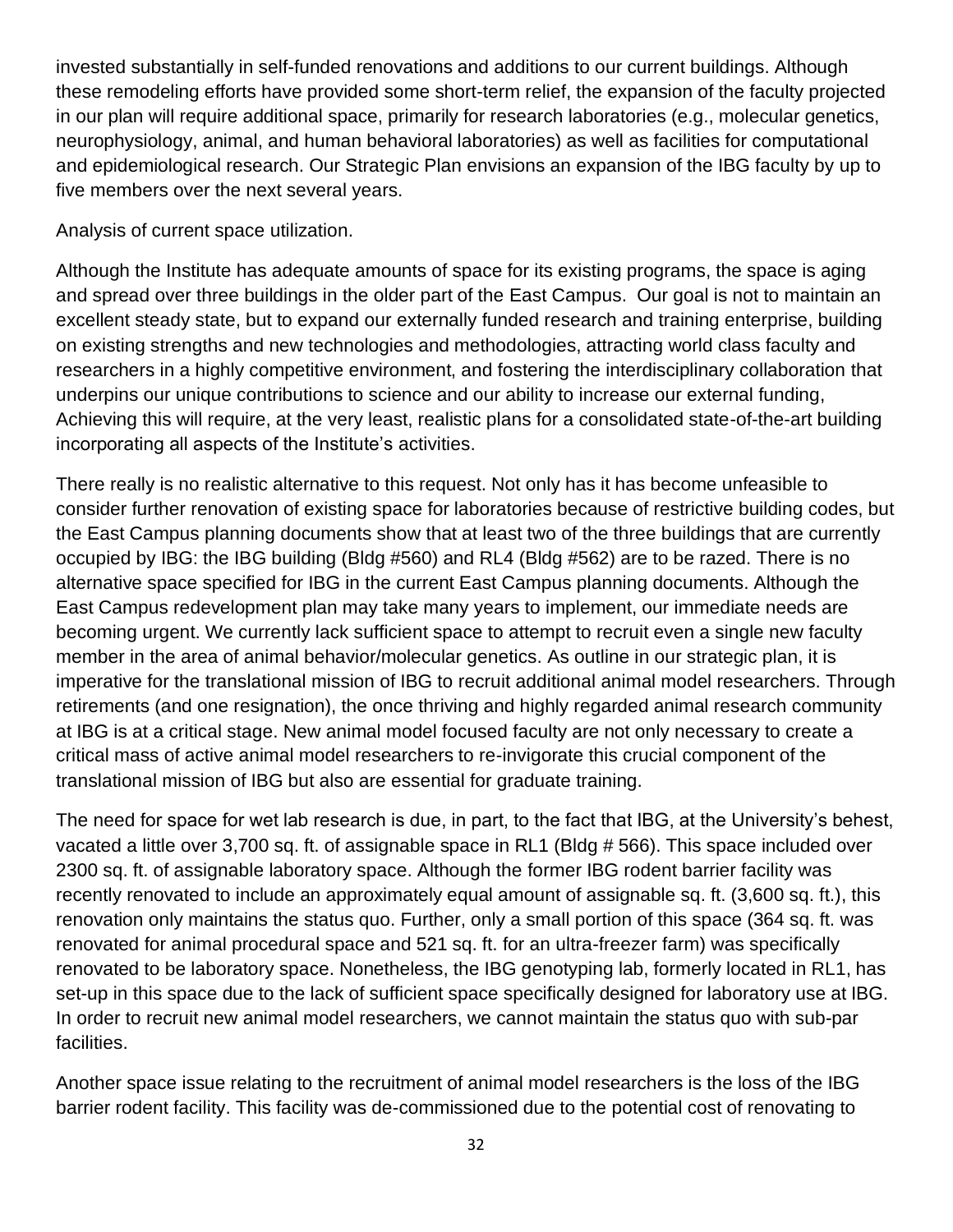invested substantially in self-funded renovations and additions to our current buildings. Although these remodeling efforts have provided some short-term relief, the expansion of the faculty projected in our plan will require additional space, primarily for research laboratories (e.g., molecular genetics, neurophysiology, animal, and human behavioral laboratories) as well as facilities for computational and epidemiological research. Our Strategic Plan envisions an expansion of the IBG faculty by up to five members over the next several years.

Analysis of current space utilization.

Although the Institute has adequate amounts of space for its existing programs, the space is aging and spread over three buildings in the older part of the East Campus. Our goal is not to maintain an excellent steady state, but to expand our externally funded research and training enterprise, building on existing strengths and new technologies and methodologies, attracting world class faculty and researchers in a highly competitive environment, and fostering the interdisciplinary collaboration that underpins our unique contributions to science and our ability to increase our external funding, Achieving this will require, at the very least, realistic plans for a consolidated state-of-the-art building incorporating all aspects of the Institute's activities.

There really is no realistic alternative to this request. Not only has it has become unfeasible to consider further renovation of existing space for laboratories because of restrictive building codes, but the East Campus planning documents show that at least two of the three buildings that are currently occupied by IBG: the IBG building (Bldg #560) and RL4 (Bldg #562) are to be razed. There is no alternative space specified for IBG in the current East Campus planning documents. Although the East Campus redevelopment plan may take many years to implement, our immediate needs are becoming urgent. We currently lack sufficient space to attempt to recruit even a single new faculty member in the area of animal behavior/molecular genetics. As outline in our strategic plan, it is imperative for the translational mission of IBG to recruit additional animal model researchers. Through retirements (and one resignation), the once thriving and highly regarded animal research community at IBG is at a critical stage. New animal model focused faculty are not only necessary to create a critical mass of active animal model researchers to re-invigorate this crucial component of the translational mission of IBG but also are essential for graduate training.

The need for space for wet lab research is due, in part, to the fact that IBG, at the University's behest, vacated a little over 3,700 sq. ft. of assignable space in RL1 (Bldg # 566). This space included over 2300 sq. ft. of assignable laboratory space. Although the former IBG rodent barrier facility was recently renovated to include an approximately equal amount of assignable sq. ft. (3,600 sq. ft.), this renovation only maintains the status quo. Further, only a small portion of this space (364 sq. ft. was renovated for animal procedural space and 521 sq. ft. for an ultra-freezer farm) was specifically renovated to be laboratory space. Nonetheless, the IBG genotyping lab, formerly located in RL1, has set-up in this space due to the lack of sufficient space specifically designed for laboratory use at IBG. In order to recruit new animal model researchers, we cannot maintain the status quo with sub-par facilities.

Another space issue relating to the recruitment of animal model researchers is the loss of the IBG barrier rodent facility. This facility was de-commissioned due to the potential cost of renovating to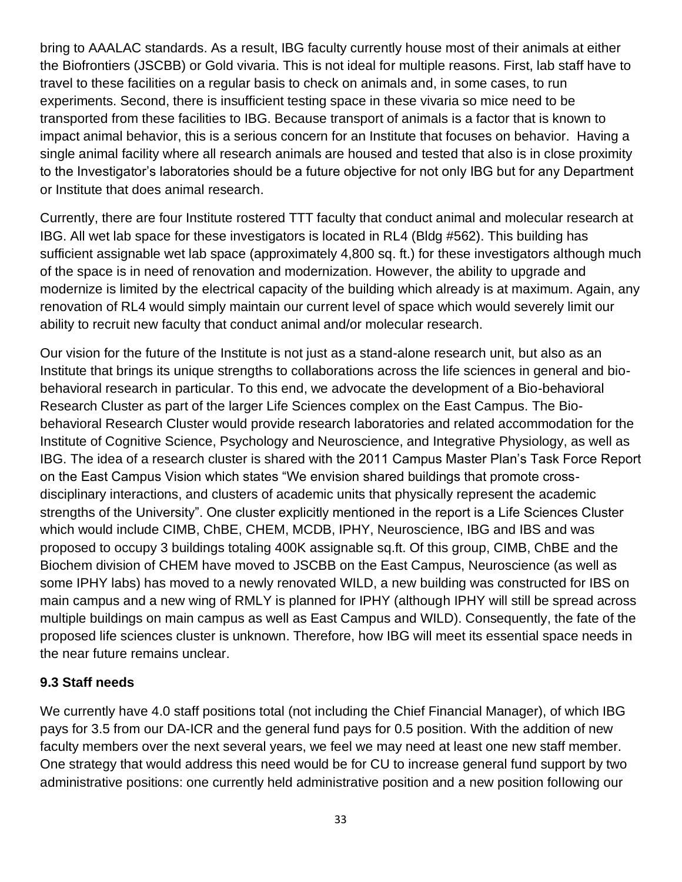bring to AAALAC standards. As a result, IBG faculty currently house most of their animals at either the Biofrontiers (JSCBB) or Gold vivaria. This is not ideal for multiple reasons. First, lab staff have to travel to these facilities on a regular basis to check on animals and, in some cases, to run experiments. Second, there is insufficient testing space in these vivaria so mice need to be transported from these facilities to IBG. Because transport of animals is a factor that is known to impact animal behavior, this is a serious concern for an Institute that focuses on behavior. Having a single animal facility where all research animals are housed and tested that also is in close proximity to the Investigator's laboratories should be a future objective for not only IBG but for any Department or Institute that does animal research.

Currently, there are four Institute rostered TTT faculty that conduct animal and molecular research at IBG. All wet lab space for these investigators is located in RL4 (Bldg #562). This building has sufficient assignable wet lab space (approximately 4,800 sq. ft.) for these investigators although much of the space is in need of renovation and modernization. However, the ability to upgrade and modernize is limited by the electrical capacity of the building which already is at maximum. Again, any renovation of RL4 would simply maintain our current level of space which would severely limit our ability to recruit new faculty that conduct animal and/or molecular research.

Our vision for the future of the Institute is not just as a stand-alone research unit, but also as an Institute that brings its unique strengths to collaborations across the life sciences in general and bio-behavioral research in particular. To this end, we advocate the development of a Bio-behavioral Research Cluster as part of the larger Life Sciences complex on the East Campus. The Bio-behavioral Research Cluster would provide research laboratories and related accommodation for the Institute of Cognitive Science, Psychology and Neuroscience, and Integrative Physiology, as well as IBG. The idea of a research cluster is shared with the 2011 Campus Master Plan's Task Force Report on the East Campus Vision which states "We envision shared buildings that promote cross-disciplinary interactions, and clusters of academic units that physically represent the academic strengths of the University". One cluster explicitly mentioned in the report is a Life Sciences Cluster which would include CIMB, ChBE, CHEM, MCDB, IPHY, Neuroscience, IBG and IBS and was proposed to occupy 3 buildings totaling 400K assignable sq.ft. Of this group, CIMB, ChBE and the Biochem division of CHEM have moved to JSCBB on the East Campus, Neuroscience (as well as some IPHY labs) has moved to a newly renovated WILD, a new building was constructed for IBS on main campus and a new wing of RMLY is planned for IPHY (although IPHY will still be spread across multiple buildings on main campus as well as East Campus and WILD). Consequently, the fate of the proposed life sciences cluster is unknown. Therefore, how IBG will meet its essential space needs in the near future remains unclear.

### 9.3 Staff needs

We currently have 4.0 staff positions total (not including the Chief Financial Manager), of which IBG pays for 3.5 from our DA-ICR and the general fund pays for 0.5 position. With the addition of new faculty members over the next several years, we feel we may need at least one new staff member. One strategy that would address this need would be for CU to increase general fund support by two administrative positions: one currently held administrative position and a new position following our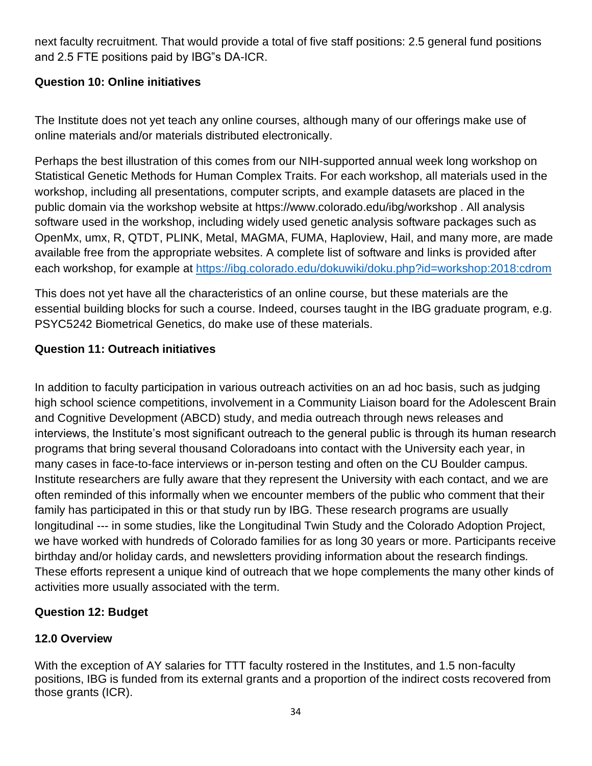next faculty recruitment. That would provide a total of five staff positions: 2.5 general fund positions and 2.5 FTE positions paid by IBG"s DA-ICR.

**Question 10: Online initiatives**

The Institute does not yet teach any online courses, although many of our offerings make use of online materials and/or materials distributed electronically.

Perhaps the best illustration of this comes from our NIH-supported annual week long workshop on Statistical Genetic Methods for Human Complex Traits. For each workshop, all materials used in the workshop, including all presentations, computer scripts, and example datasets are placed in the public domain via the workshop website at https://www.colorado.edu/ibg/workshop . All analysis software used in the workshop, including widely used genetic analysis software packages such as OpenMx, umx, R, QTDT, PLINK, Metal, MAGMA, FUMA, Haploview, Hail, and many more, are made available free from the appropriate websites. A complete list of software and links is provided after each workshop, for example at [https://ibg.colorado.edu/dokuwiki/doku.php?id=workshop:2018:cdrom](https://ibg.colorado.edu/dokuwiki/doku.php?id=workshop:2018:cdrom)

This does not yet have all the characteristics of an online course, but these materials are the essential building blocks for such a course. Indeed, courses taught in the IBG graduate program, e.g. PSYC5242 Biometrical Genetics, do make use of these materials.

**Question 11: Outreach initiatives**

In addition to faculty participation in various outreach activities on an ad hoc basis, such as judging high school science competitions, involvement in a Community Liaison board for the Adolescent Brain and Cognitive Development (ABCD) study, and media outreach through news releases and interviews, the Institute's most significant outreach to the general public is through its human research programs that bring several thousand Coloradoans into contact with the University each year, in many cases in face-to-face interviews or in-person testing and often on the CU Boulder campus. Institute researchers are fully aware that they represent the University with each contact, and we are often reminded of this informally when we encounter members of the public who comment that their family has participated in this or that study run by IBG. These research programs are usually longitudinal --- in some studies, like the Longitudinal Twin Study and the Colorado Adoption Project, we have worked with hundreds of Colorado families for as long 30 years or more. Participants receive birthday and/or holiday cards, and newsletters providing information about the research findings. These efforts represent a unique kind of outreach that we hope complements the many other kinds of activities more usually associated with the term.

**Question 12: Budget**

**12.0 Overview**

With the exception of AY salaries for TTT faculty rostered in the Institutes, and 1.5 non-faculty positions, IBG is funded from its external grants and a proportion of the indirect costs recovered from those grants (ICR).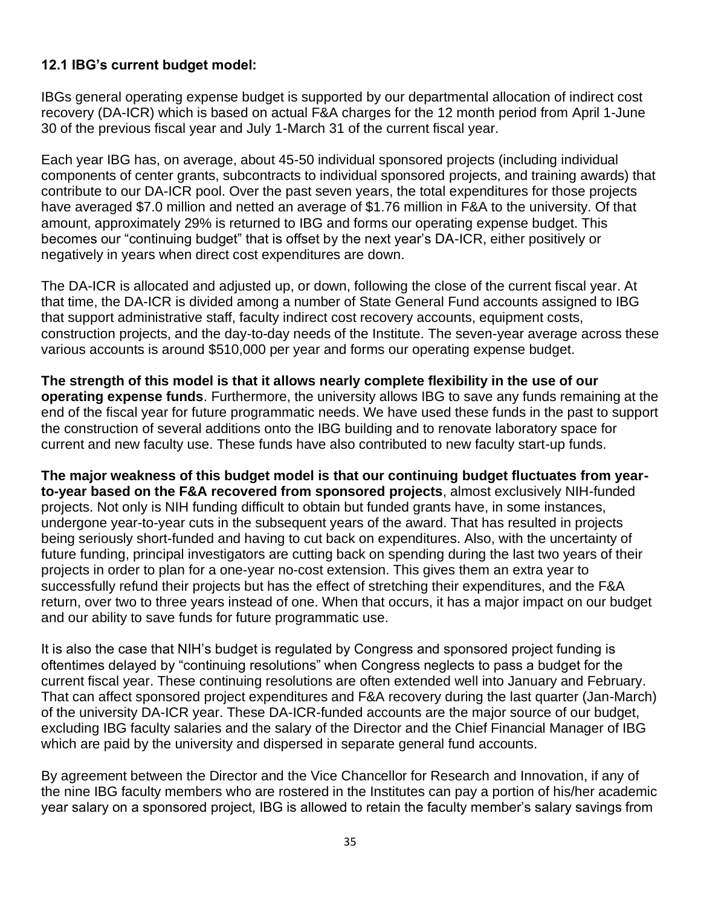### 12.1 IBG's current budget model:

IBGs general operating expense budget is supported by our departmental allocation of indirect cost recovery (DA-ICR) which is based on actual F&A charges for the 12 month period from April 1-June 30 of the previous fiscal year and July 1-March 31 of the current fiscal year.

Each year IBG has, on average, about 45-50 individual sponsored projects (including individual components of center grants, subcontracts to individual sponsored projects, and training awards) that contribute to our DA-ICR pool. Over the past seven years, the total expenditures for those projects have averaged $7.0 million and netted an average of $1.76 million in F&A to the university. Of that amount, approximately 29% is returned to IBG and forms our operating expense budget. This becomes our "continuing budget" that is offset by the next year's DA-ICR, either positively or negatively in years when direct cost expenditures are down.

The DA-ICR is allocated and adjusted up, or down, following the close of the current fiscal year. At that time, the DA-ICR is divided among a number of State General Fund accounts assigned to IBG that support administrative staff, faculty indirect cost recovery accounts, equipment costs, construction projects, and the day-to-day needs of the Institute. The seven-year average across these various accounts is around $510,000 per year and forms our operating expense budget.

**The strength of this model is that it allows nearly complete flexibility in the use of our operating expense funds**. Furthermore, the university allows IBG to save any funds remaining at the end of the fiscal year for future programmatic needs. We have used these funds in the past to support the construction of several additions onto the IBG building and to renovate laboratory space for current and new faculty use. These funds have also contributed to new faculty start-up funds.

**The major weakness of this budget model is that our continuing budget fluctuates from year-to-year based on the F&A recovered from sponsored projects**, almost exclusively NIH-funded projects. Not only is NIH funding difficult to obtain but funded grants have, in some instances, undergone year-to-year cuts in the subsequent years of the award. That has resulted in projects being seriously short-funded and having to cut back on expenditures. Also, with the uncertainty of future funding, principal investigators are cutting back on spending during the last two years of their projects in order to plan for a one-year no-cost extension. This gives them an extra year to successfully refund their projects but has the effect of stretching their expenditures, and the F&A return, over two to three years instead of one. When that occurs, it has a major impact on our budget and our ability to save funds for future programmatic use.

It is also the case that NIH's budget is regulated by Congress and sponsored project funding is oftentimes delayed by "continuing resolutions" when Congress neglects to pass a budget for the current fiscal year. These continuing resolutions are often extended well into January and February. That can affect sponsored project expenditures and F&A recovery during the last quarter (Jan-March) of the university DA-ICR year. These DA-ICR-funded accounts are the major source of our budget, excluding IBG faculty salaries and the salary of the Director and the Chief Financial Manager of IBG which are paid by the university and dispersed in separate general fund accounts.

By agreement between the Director and the Vice Chancellor for Research and Innovation, if any of the nine IBG faculty members who are rostered in the Institutes can pay a portion of his/her academic year salary on a sponsored project, IBG is allowed to retain the faculty member's salary savings from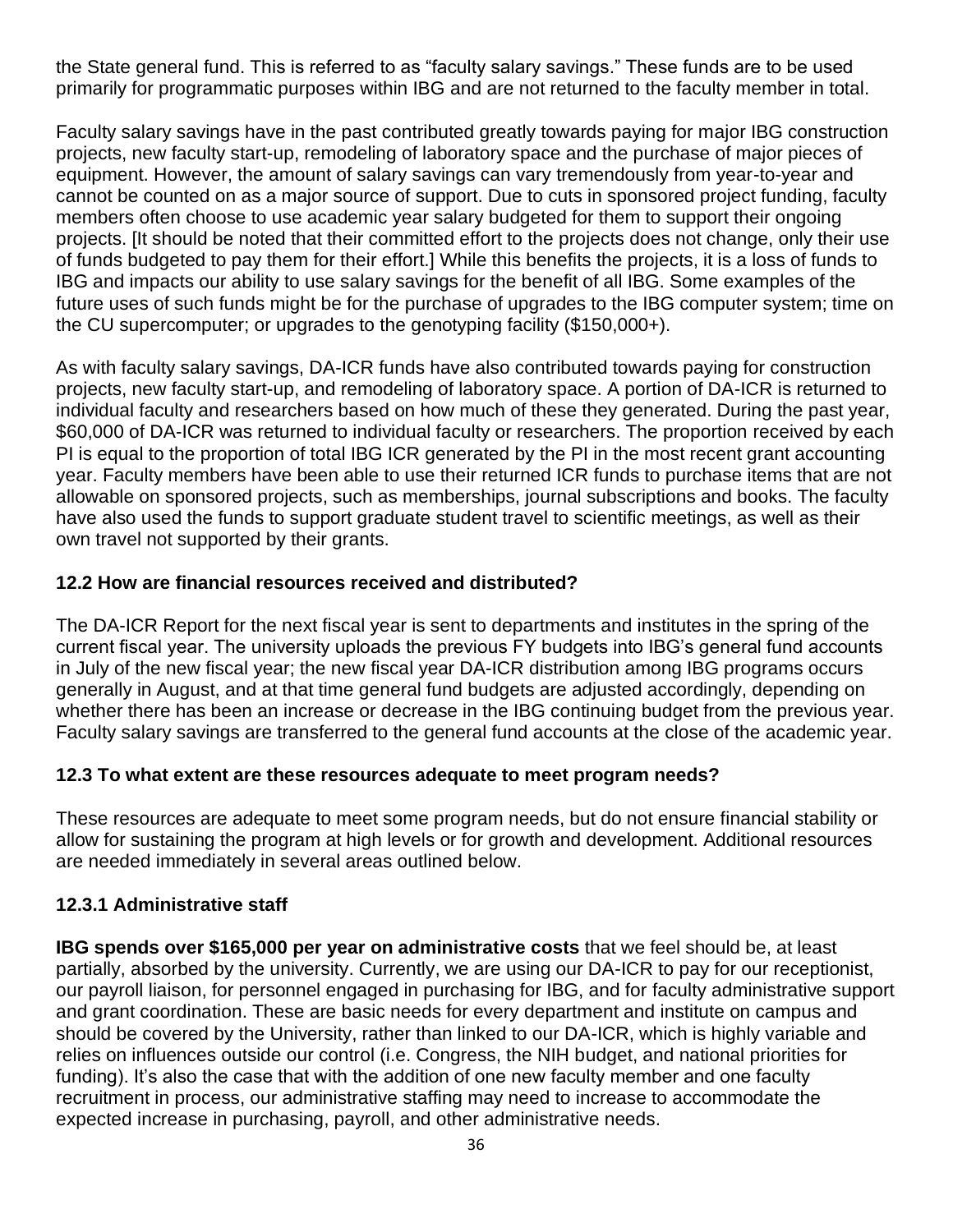the State general fund. This is referred to as "faculty salary savings." These funds are to be used primarily for programmatic purposes within IBG and are not returned to the faculty member in total.

Faculty salary savings have in the past contributed greatly towards paying for major IBG construction projects, new faculty start-up, remodeling of laboratory space and the purchase of major pieces of equipment. However, the amount of salary savings can vary tremendously from year-to-year and cannot be counted on as a major source of support. Due to cuts in sponsored project funding, faculty members often choose to use academic year salary budgeted for them to support their ongoing projects. [It should be noted that their committed effort to the projects does not change, only their use of funds budgeted to pay them for their effort.] While this benefits the projects, it is a loss of funds to IBG and impacts our ability to use salary savings for the benefit of all IBG. Some examples of the future uses of such funds might be for the purchase of upgrades to the IBG computer system; time on the CU supercomputer; or upgrades to the genotyping facility ($150,000+).

As with faculty salary savings, DA-ICR funds have also contributed towards paying for construction projects, new faculty start-up, and remodeling of laboratory space. A portion of DA-ICR is returned to individual faculty and researchers based on how much of these they generated. During the past year, $60,000 of DA-ICR was returned to individual faculty or researchers. The proportion received by each PI is equal to the proportion of total IBG ICR generated by the PI in the most recent grant accounting year. Faculty members have been able to use their returned ICR funds to purchase items that are not allowable on sponsored projects, such as memberships, journal subscriptions and books. The faculty have also used the funds to support graduate student travel to scientific meetings, as well as their own travel not supported by their grants.

### 12.2 How are financial resources received and distributed?

The DA-ICR Report for the next fiscal year is sent to departments and institutes in the spring of the current fiscal year. The university uploads the previous FY budgets into IBG's general fund accounts in July of the new fiscal year; the new fiscal year DA-ICR distribution among IBG programs occurs generally in August, and at that time general fund budgets are adjusted accordingly, depending on whether there has been an increase or decrease in the IBG continuing budget from the previous year. Faculty salary savings are transferred to the general fund accounts at the close of the academic year.

### 12.3 To what extent are these resources adequate to meet program needs?

These resources are adequate to meet some program needs, but do not ensure financial stability or allow for sustaining the program at high levels or for growth and development. Additional resources are needed immediately in several areas outlined below.

#### 12.3.1 Administrative staff

**IBG spends over $165,000 per year on administrative costs** that we feel should be, at least partially, absorbed by the university. Currently, we are using our DA-ICR to pay for our receptionist, our payroll liaison, for personnel engaged in purchasing for IBG, and for faculty administrative support and grant coordination. These are basic needs for every department and institute on campus and should be covered by the University, rather than linked to our DA-ICR, which is highly variable and relies on influences outside our control (i.e. Congress, the NIH budget, and national priorities for funding). It's also the case that with the addition of one new faculty member and one faculty recruitment in process, our administrative staffing may need to increase to accommodate the expected increase in purchasing, payroll, and other administrative needs.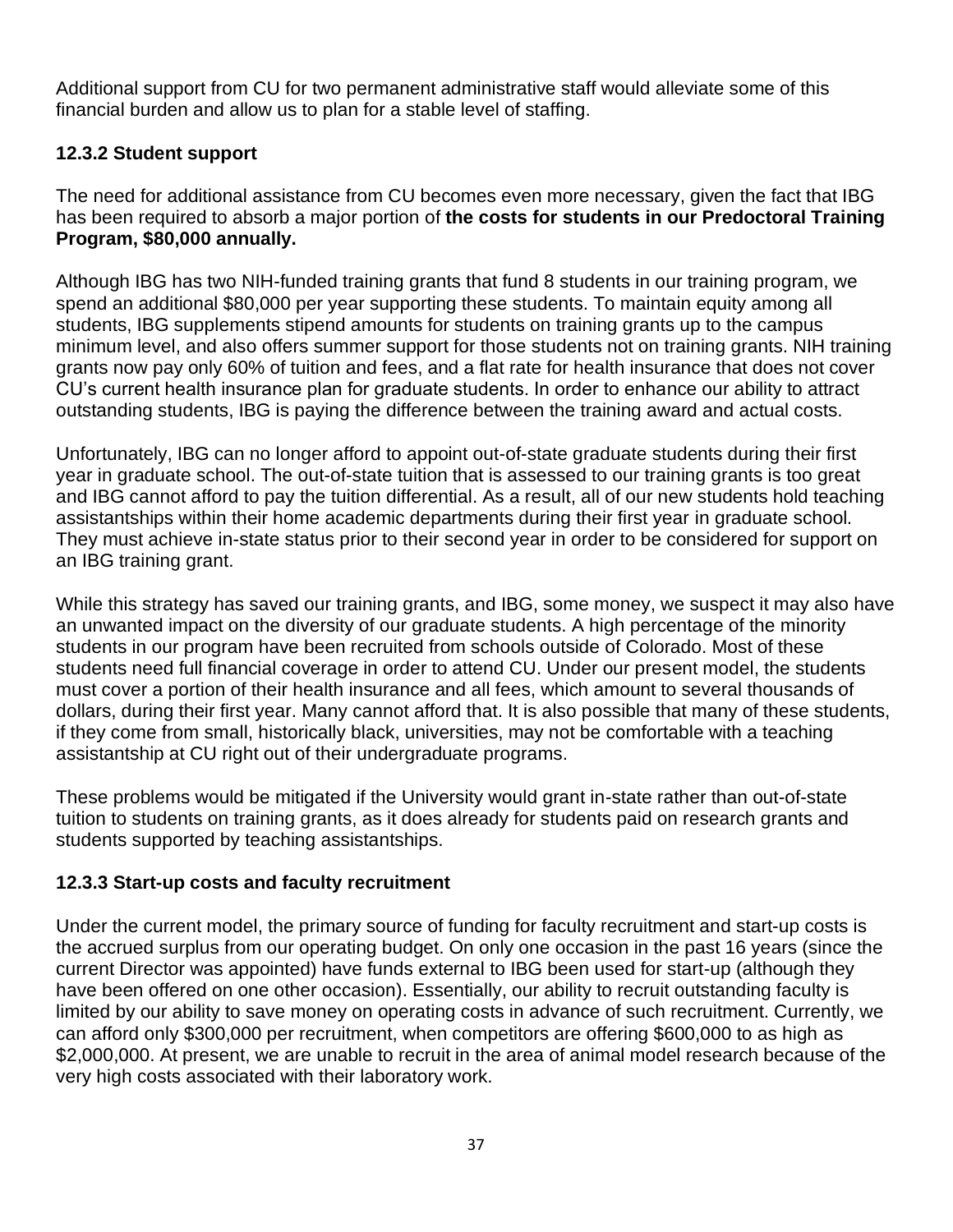Additional support from CU for two permanent administrative staff would alleviate some of this financial burden and allow us to plan for a stable level of staffing.

### 12.3.2 Student support

The need for additional assistance from CU becomes even more necessary, given the fact that IBG has been required to absorb a major portion of **the costs for students in our Predoctoral Training Program, $80,000 annually.**

Although IBG has two NIH-funded training grants that fund 8 students in our training program, we spend an additional $80,000 per year supporting these students. To maintain equity among all students, IBG supplements stipend amounts for students on training grants up to the campus minimum level, and also offers summer support for those students not on training grants. NIH training grants now pay only 60% of tuition and fees, and a flat rate for health insurance that does not cover CU's current health insurance plan for graduate students. In order to enhance our ability to attract outstanding students, IBG is paying the difference between the training award and actual costs.

Unfortunately, IBG can no longer afford to appoint out-of-state graduate students during their first year in graduate school. The out-of-state tuition that is assessed to our training grants is too great and IBG cannot afford to pay the tuition differential. As a result, all of our new students hold teaching assistantships within their home academic departments during their first year in graduate school. They must achieve in-state status prior to their second year in order to be considered for support on an IBG training grant.

While this strategy has saved our training grants, and IBG, some money, we suspect it may also have an unwanted impact on the diversity of our graduate students. A high percentage of the minority students in our program have been recruited from schools outside of Colorado. Most of these students need full financial coverage in order to attend CU. Under our present model, the students must cover a portion of their health insurance and all fees, which amount to several thousands of dollars, during their first year. Many cannot afford that. It is also possible that many of these students, if they come from small, historically black, universities, may not be comfortable with a teaching assistantship at CU right out of their undergraduate programs.

These problems would be mitigated if the University would grant in-state rather than out-of-state tuition to students on training grants, as it does already for students paid on research grants and students supported by teaching assistantships.

### 12.3.3 Start-up costs and faculty recruitment

Under the current model, the primary source of funding for faculty recruitment and start-up costs is the accrued surplus from our operating budget. On only one occasion in the past 16 years (since the current Director was appointed) have funds external to IBG been used for start-up (although they have been offered on one other occasion). Essentially, our ability to recruit outstanding faculty is limited by our ability to save money on operating costs in advance of such recruitment. Currently, we can afford only $300,000 per recruitment, when competitors are offering $600,000 to as high as $2,000,000. At present, we are unable to recruit in the area of animal model research because of the very high costs associated with their laboratory work.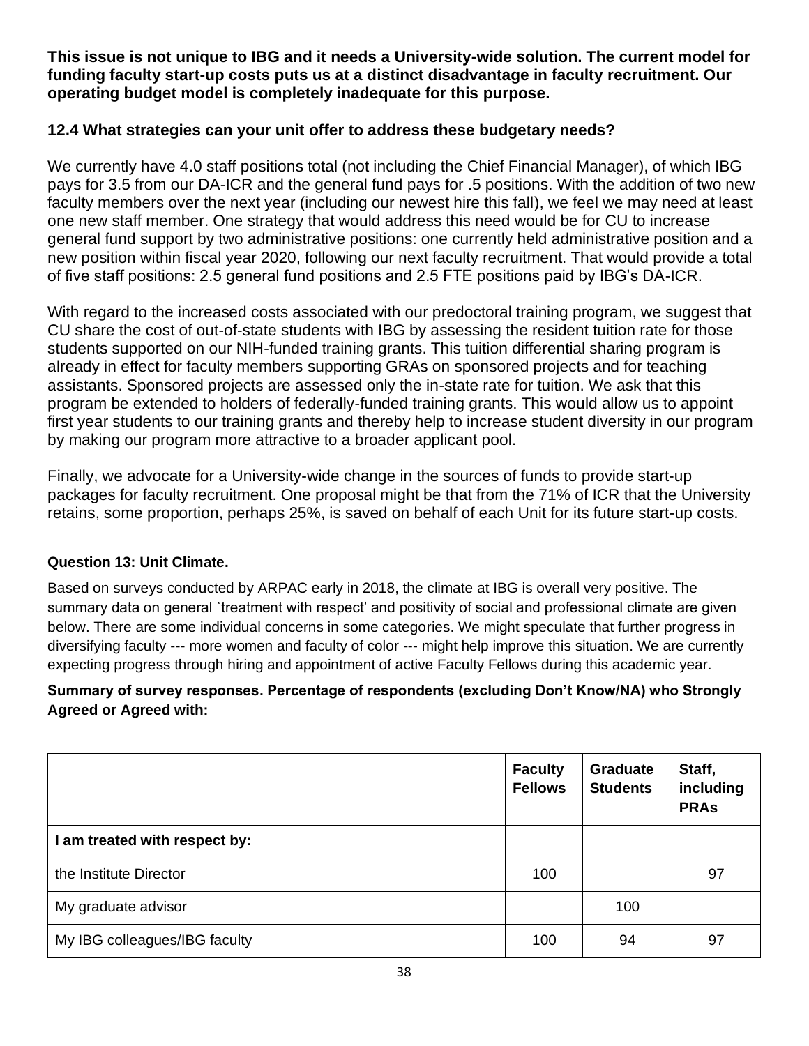**This issue is not unique to IBG and it needs a University-wide solution. The current model for funding faculty start-up costs puts us at a distinct disadvantage in faculty recruitment. Our operating budget model is completely inadequate for this purpose.**

### 12.4 What strategies can your unit offer to address these budgetary needs?

We currently have 4.0 staff positions total (not including the Chief Financial Manager), of which IBG pays for 3.5 from our DA-ICR and the general fund pays for .5 positions. With the addition of two new faculty members over the next year (including our newest hire this fall), we feel we may need at least one new staff member. One strategy that would address this need would be for CU to increase general fund support by two administrative positions: one currently held administrative position and a new position within fiscal year 2020, following our next faculty recruitment. That would provide a total of five staff positions: 2.5 general fund positions and 2.5 FTE positions paid by IBG's DA-ICR.

With regard to the increased costs associated with our predoctoral training program, we suggest that CU share the cost of out-of-state students with IBG by assessing the resident tuition rate for those students supported on our NIH-funded training grants. This tuition differential sharing program is already in effect for faculty members supporting GRAs on sponsored projects and for teaching assistants. Sponsored projects are assessed only the in-state rate for tuition. We ask that this program be extended to holders of federally-funded training grants. This would allow us to appoint first year students to our training grants and thereby help to increase student diversity in our program by making our program more attractive to a broader applicant pool.

Finally, we advocate for a University-wide change in the sources of funds to provide start-up packages for faculty recruitment. One proposal might be that from the 71% of ICR that the University retains, some proportion, perhaps 25%, is saved on behalf of each Unit for its future start-up costs.

### Question 13: Unit Climate.

Based on surveys conducted by ARPAC early in 2018, the climate at IBG is overall very positive. The summary data on general `treatment with respect' and positivity of social and professional climate are given below. There are some individual concerns in some categories. We might speculate that further progress in diversifying faculty --- more women and faculty of color --- might help improve this situation. We are currently expecting progress through hiring and appointment of active Faculty Fellows during this academic year.

**Summary of survey responses. Percentage of respondents (excluding Don't Know/NA) who Strongly Agreed or Agreed with:**

| | Faculty Fellows | Graduate Students | Staff, including PRAs |
|---|---|---|---|
| **I am treated with respect by:** | | | |
| the Institute Director | 100 | | 97 |
| My graduate advisor | | 100 | |
| My IBG colleagues/IBG faculty | 100 | 94 | 97 |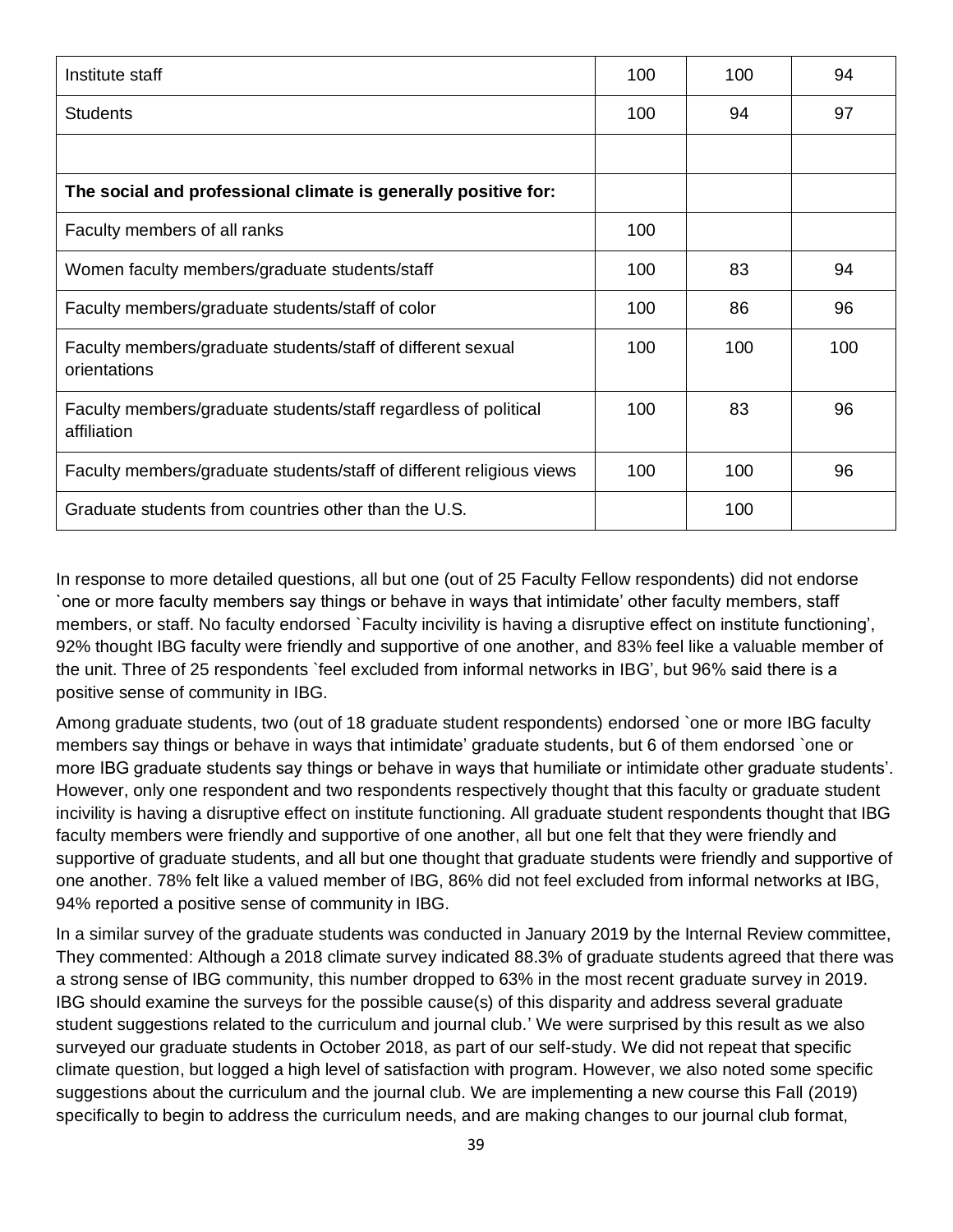| | | | |
|---|---|---|---|
| Institute staff | 100 | 100 | 94 |
| Students | 100 | 94 | 97 |
| | | | |
| **The social and professional climate is generally positive for:** | | | |
| Faculty members of all ranks | 100 | | |
| Women faculty members/graduate students/staff | 100 | 83 | 94 |
| Faculty members/graduate students/staff of color | 100 | 86 | 96 |
| Faculty members/graduate students/staff of different sexual orientations | 100 | 100 | 100 |
| Faculty members/graduate students/staff regardless of political affiliation | 100 | 83 | 96 |
| Faculty members/graduate students/staff of different religious views | 100 | 100 | 96 |
| Graduate students from countries other than the U.S. | | 100 | |

In response to more detailed questions, all but one (out of 25 Faculty Fellow respondents) did not endorse `one or more faculty members say things or behave in ways that intimidate' other faculty members, staff members, or staff. No faculty endorsed `Faculty incivility is having a disruptive effect on institute functioning', 92% thought IBG faculty were friendly and supportive of one another, and 83% feel like a valuable member of the unit. Three of 25 respondents `feel excluded from informal networks in IBG', but 96% said there is a positive sense of community in IBG.

Among graduate students, two (out of 18 graduate student respondents) endorsed `one or more IBG faculty members say things or behave in ways that intimidate' graduate students, but 6 of them endorsed `one or more IBG graduate students say things or behave in ways that humiliate or intimidate other graduate students'. However, only one respondent and two respondents respectively thought that this faculty or graduate student incivility is having a disruptive effect on institute functioning. All graduate student respondents thought that IBG faculty members were friendly and supportive of one another, all but one felt that they were friendly and supportive of graduate students, and all but one thought that graduate students were friendly and supportive of one another. 78% felt like a valued member of IBG, 86% did not feel excluded from informal networks at IBG, 94% reported a positive sense of community in IBG.

In a similar survey of the graduate students was conducted in January 2019 by the Internal Review committee, They commented: Although a 2018 climate survey indicated 88.3% of graduate students agreed that there was a strong sense of IBG community, this number dropped to 63% in the most recent graduate survey in 2019. IBG should examine the surveys for the possible cause(s) of this disparity and address several graduate student suggestions related to the curriculum and journal club.' We were surprised by this result as we also surveyed our graduate students in October 2018, as part of our self-study. We did not repeat that specific climate question, but logged a high level of satisfaction with program. However, we also noted some specific suggestions about the curriculum and the journal club. We are implementing a new course this Fall (2019) specifically to begin to address the curriculum needs, and are making changes to our journal club format,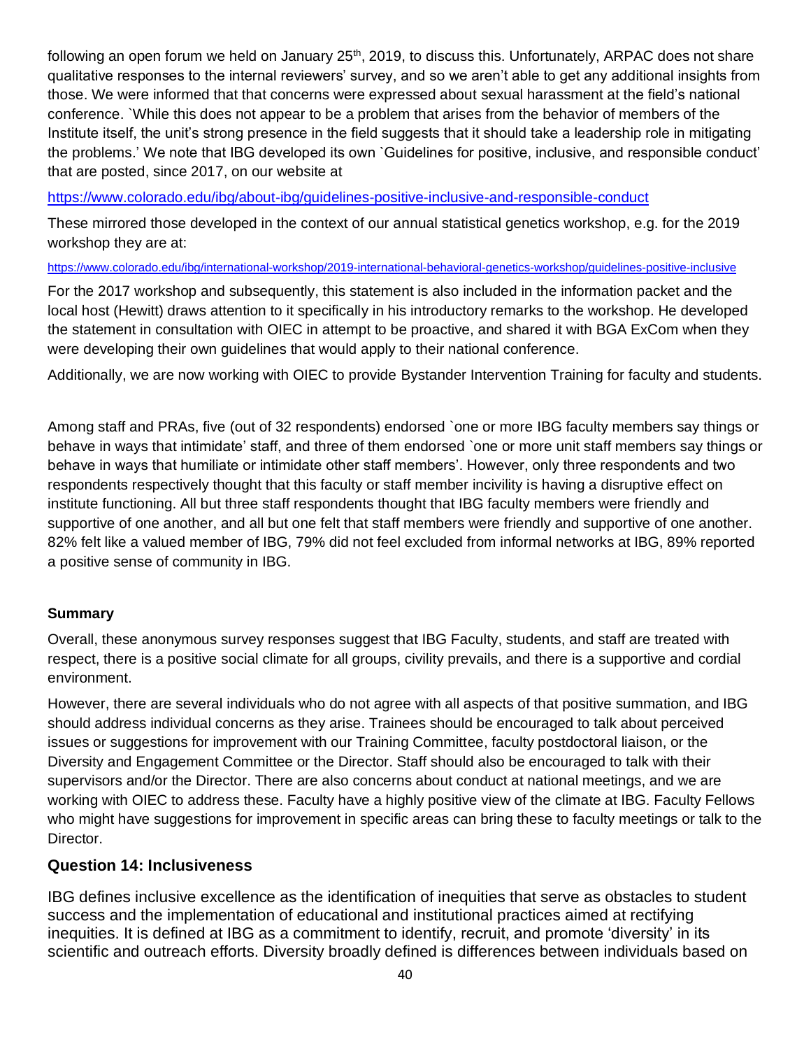following an open forum we held on January 25th, 2019, to discuss this. Unfortunately, ARPAC does not share qualitative responses to the internal reviewers' survey, and so we aren't able to get any additional insights from those. We were informed that that concerns were expressed about sexual harassment at the field's national conference. `While this does not appear to be a problem that arises from the behavior of members of the Institute itself, the unit's strong presence in the field suggests that it should take a leadership role in mitigating the problems.' We note that IBG developed its own `Guidelines for positive, inclusive, and responsible conduct' that are posted, since 2017, on our website at

https://www.colorado.edu/ibg/about-ibg/guidelines-positive-inclusive-and-responsible-conduct

These mirrored those developed in the context of our annual statistical genetics workshop, e.g. for the 2019 workshop they are at:

https://www.colorado.edu/ibg/international-workshop/2019-international-behavioral-genetics-workshop/guidelines-positive-inclusive

For the 2017 workshop and subsequently, this statement is also included in the information packet and the local host (Hewitt) draws attention to it specifically in his introductory remarks to the workshop. He developed the statement in consultation with OIEC in attempt to be proactive, and shared it with BGA ExCom when they were developing their own guidelines that would apply to their national conference.

Additionally, we are now working with OIEC to provide Bystander Intervention Training for faculty and students.

Among staff and PRAs, five (out of 32 respondents) endorsed `one or more IBG faculty members say things or behave in ways that intimidate' staff, and three of them endorsed `one or more unit staff members say things or behave in ways that humiliate or intimidate other staff members'. However, only three respondents and two respondents respectively thought that this faculty or staff member incivility is having a disruptive effect on institute functioning. All but three staff respondents thought that IBG faculty members were friendly and supportive of one another, and all but one felt that staff members were friendly and supportive of one another. 82% felt like a valued member of IBG, 79% did not feel excluded from informal networks at IBG, 89% reported a positive sense of community in IBG.

**Summary**

Overall, these anonymous survey responses suggest that IBG Faculty, students, and staff are treated with respect, there is a positive social climate for all groups, civility prevails, and there is a supportive and cordial environment.

However, there are several individuals who do not agree with all aspects of that positive summation, and IBG should address individual concerns as they arise. Trainees should be encouraged to talk about perceived issues or suggestions for improvement with our Training Committee, faculty postdoctoral liaison, or the Diversity and Engagement Committee or the Director. Staff should also be encouraged to talk with their supervisors and/or the Director. There are also concerns about conduct at national meetings, and we are working with OIEC to address these. Faculty have a highly positive view of the climate at IBG. Faculty Fellows who might have suggestions for improvement in specific areas can bring these to faculty meetings or talk to the Director.

## Question 14: Inclusiveness

IBG defines inclusive excellence as the identification of inequities that serve as obstacles to student success and the implementation of educational and institutional practices aimed at rectifying inequities. It is defined at IBG as a commitment to identify, recruit, and promote 'diversity' in its scientific and outreach efforts. Diversity broadly defined is differences between individuals based on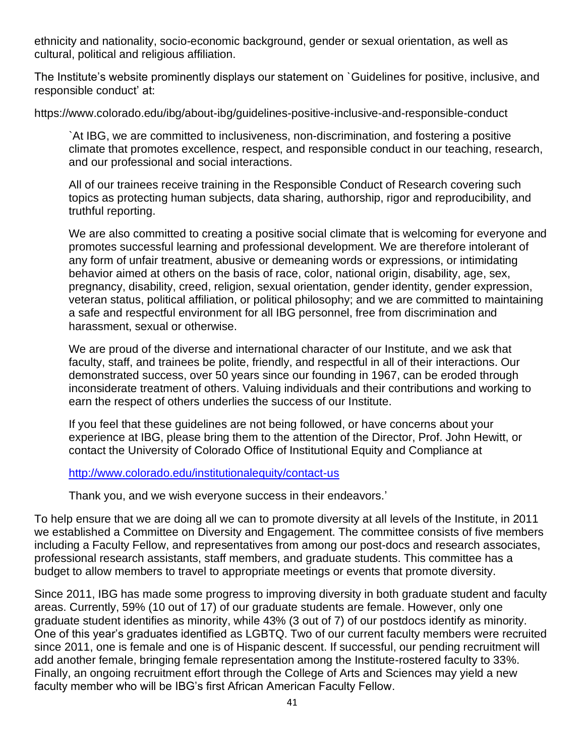ethnicity and nationality, socio-economic background, gender or sexual orientation, as well as cultural, political and religious affiliation.

The Institute's website prominently displays our statement on `Guidelines for positive, inclusive, and responsible conduct' at:

https://www.colorado.edu/ibg/about-ibg/guidelines-positive-inclusive-and-responsible-conduct

> `At IBG, we are committed to inclusiveness, non-discrimination, and fostering a positive climate that promotes excellence, respect, and responsible conduct in our teaching, research, and our professional and social interactions.
>
> All of our trainees receive training in the Responsible Conduct of Research covering such topics as protecting human subjects, data sharing, authorship, rigor and reproducibility, and truthful reporting.
>
> We are also committed to creating a positive social climate that is welcoming for everyone and promotes successful learning and professional development. We are therefore intolerant of any form of unfair treatment, abusive or demeaning words or expressions, or intimidating behavior aimed at others on the basis of race, color, national origin, disability, age, sex, pregnancy, disability, creed, religion, sexual orientation, gender identity, gender expression, veteran status, political affiliation, or political philosophy; and we are committed to maintaining a safe and respectful environment for all IBG personnel, free from discrimination and harassment, sexual or otherwise.
>
> We are proud of the diverse and international character of our Institute, and we ask that faculty, staff, and trainees be polite, friendly, and respectful in all of their interactions. Our demonstrated success, over 50 years since our founding in 1967, can be eroded through inconsiderate treatment of others. Valuing individuals and their contributions and working to earn the respect of others underlies the success of our Institute.
>
> If you feel that these guidelines are not being followed, or have concerns about your experience at IBG, please bring them to the attention of the Director, Prof. John Hewitt, or contact the University of Colorado Office of Institutional Equity and Compliance at
>
> http://www.colorado.edu/institutionalequity/contact-us
>
> Thank you, and we wish everyone success in their endeavors.'

To help ensure that we are doing all we can to promote diversity at all levels of the Institute, in 2011 we established a Committee on Diversity and Engagement. The committee consists of five members including a Faculty Fellow, and representatives from among our post-docs and research associates, professional research assistants, staff members, and graduate students. This committee has a budget to allow members to travel to appropriate meetings or events that promote diversity.

Since 2011, IBG has made some progress to improving diversity in both graduate student and faculty areas. Currently, 59% (10 out of 17) of our graduate students are female. However, only one graduate student identifies as minority, while 43% (3 out of 7) of our postdocs identify as minority. One of this year's graduates identified as LGBTQ. Two of our current faculty members were recruited since 2011, one is female and one is of Hispanic descent. If successful, our pending recruitment will add another female, bringing female representation among the Institute-rostered faculty to 33%. Finally, an ongoing recruitment effort through the College of Arts and Sciences may yield a new faculty member who will be IBG's first African American Faculty Fellow.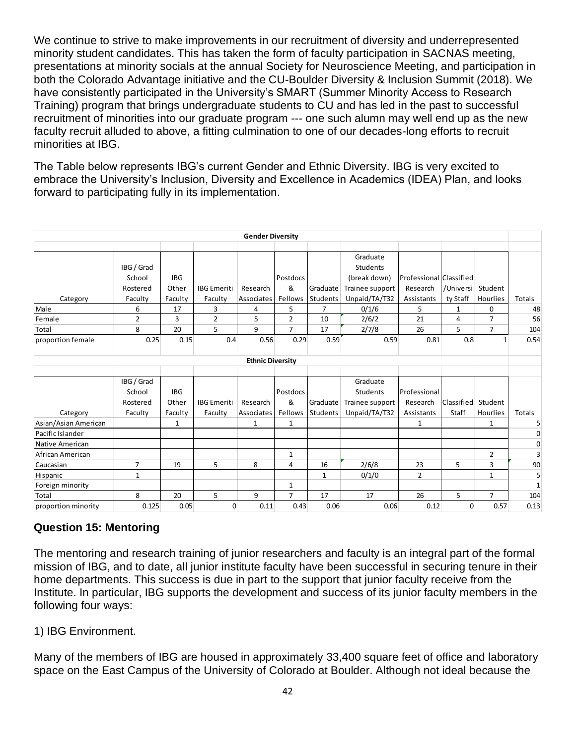We continue to strive to make improvements in our recruitment of diversity and underrepresented minority student candidates. This has taken the form of faculty participation in SACNAS meeting, presentations at minority socials at the annual Society for Neuroscience Meeting, and participation in both the Colorado Advantage initiative and the CU-Boulder Diversity & Inclusion Summit (2018). We have consistently participated in the University's SMART (Summer Minority Access to Research Training) program that brings undergraduate students to CU and has led in the past to successful recruitment of minorities into our graduate program --- one such alumn may well end up as the new faculty recruit alluded to above, a fitting culmination to one of our decades-long efforts to recruit minorities at IBG.

The Table below represents IBG's current Gender and Ethnic Diversity. IBG is very excited to embrace the University's Inclusion, Diversity and Excellence in Academics (IDEA) Plan, and looks forward to participating fully in its implementation.

**Gender Diversity**

| Category | IBG / Grad School Rostered Faculty | IBG Other Faculty | IBG Emeriti Faculty | Research Associates | Postdocs & Fellows | Graduate Students | Graduate Students (break down) Trainee support Unpaid/TA/T32 | Professional Research Assistants | Classified /University Staff | Student Hourlies | Totals |
|---|---|---|---|---|---|---|---|---|---|---|---|
| Male | 6 | 17 | 3 | 4 | 5 | 7 | 0/1/6 | 5 | 1 | 0 | 48 |
| Female | 2 | 3 | 2 | 5 | 2 | 10 | 2/6/2 | 21 | 4 | 7 | 56 |
| Total | 8 | 20 | 5 | 9 | 7 | 17 | 2/7/8 | 26 | 5 | 7 | 104 |
| proportion female | 0.25 | 0.15 | 0.4 | 0.56 | 0.29 | 0.59 | 0.59 | 0.81 | 0.8 | 1 | 0.54 |

**Ethnic Diversity**

| Category | IBG / Grad School Rostered Faculty | IBG Other Faculty | IBG Emeriti Faculty | Research Associates | Postdocs & Fellows | Graduate Students | Graduate Students Trainee support Unpaid/TA/T32 | Professional Research Assistants | Classified Staff | Student Hourlies | Totals |
|---|---|---|---|---|---|---|---|---|---|---|---|
| Asian/Asian American | | 1 | | 1 | 1 | | | 1 | | 1 | 5 |
| Pacific Islander | | | | | | | | | | | 0 |
| Native American | | | | | | | | | | | 0 |
| African American | | | | | 1 | | | | | 2 | 3 |
| Caucasian | 7 | 19 | 5 | 8 | 4 | 16 | 2/6/8 | 23 | 5 | 3 | 90 |
| Hispanic | 1 | | | | | 1 | 0/1/0 | 2 | | 1 | 5 |
| Foreign minority | | | | | 1 | | | | | | 1 |
| Total | 8 | 20 | 5 | 9 | 7 | 17 | 17 | 26 | 5 | 7 | 104 |
| proportion minority | 0.125 | 0.05 | 0 | 0.11 | 0.43 | 0.06 | 0.06 | 0.12 | 0 | 0.57 | 0.13 |

## Question 15: Mentoring

The mentoring and research training of junior researchers and faculty is an integral part of the formal mission of IBG, and to date, all junior institute faculty have been successful in securing tenure in their home departments. This success is due in part to the support that junior faculty receive from the Institute. In particular, IBG supports the development and success of its junior faculty members in the following four ways:

1) IBG Environment.

Many of the members of IBG are housed in approximately 33,400 square feet of office and laboratory space on the East Campus of the University of Colorado at Boulder. Although not ideal because the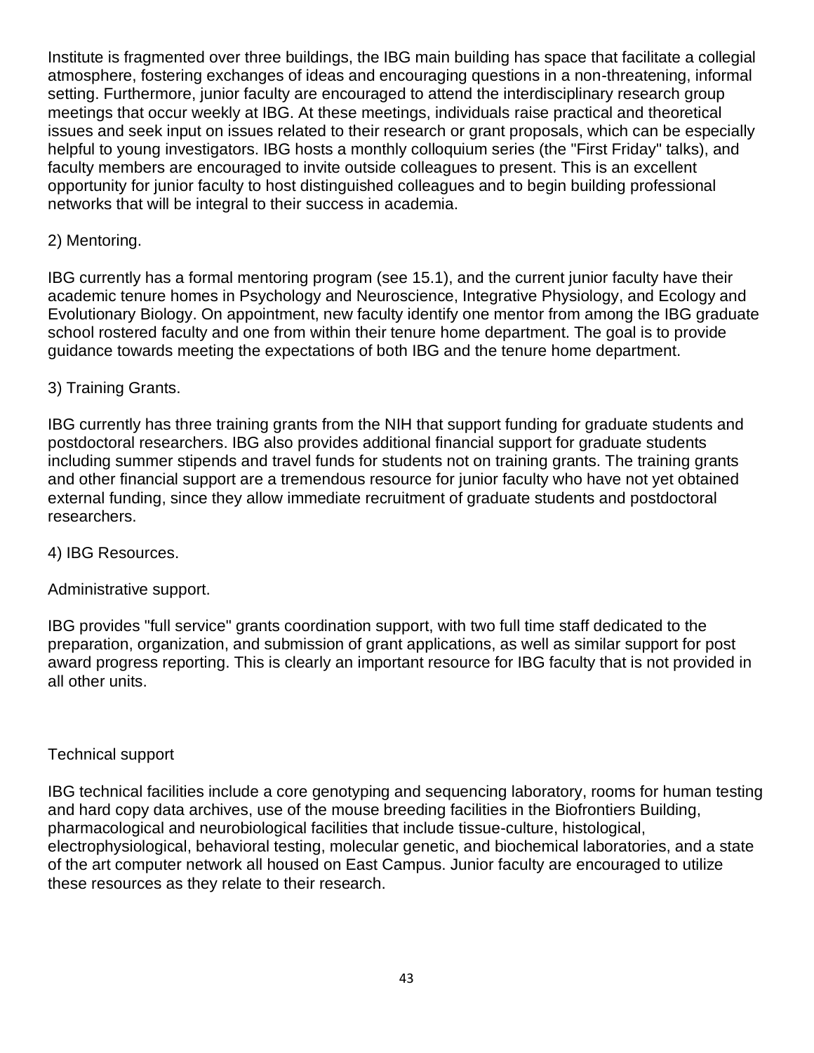Institute is fragmented over three buildings, the IBG main building has space that facilitate a collegial atmosphere, fostering exchanges of ideas and encouraging questions in a non-threatening, informal setting. Furthermore, junior faculty are encouraged to attend the interdisciplinary research group meetings that occur weekly at IBG. At these meetings, individuals raise practical and theoretical issues and seek input on issues related to their research or grant proposals, which can be especially helpful to young investigators. IBG hosts a monthly colloquium series (the "First Friday" talks), and faculty members are encouraged to invite outside colleagues to present. This is an excellent opportunity for junior faculty to host distinguished colleagues and to begin building professional networks that will be integral to their success in academia.

2) Mentoring.

IBG currently has a formal mentoring program (see 15.1), and the current junior faculty have their academic tenure homes in Psychology and Neuroscience, Integrative Physiology, and Ecology and Evolutionary Biology. On appointment, new faculty identify one mentor from among the IBG graduate school rostered faculty and one from within their tenure home department. The goal is to provide guidance towards meeting the expectations of both IBG and the tenure home department.

3) Training Grants.

IBG currently has three training grants from the NIH that support funding for graduate students and postdoctoral researchers. IBG also provides additional financial support for graduate students including summer stipends and travel funds for students not on training grants. The training grants and other financial support are a tremendous resource for junior faculty who have not yet obtained external funding, since they allow immediate recruitment of graduate students and postdoctoral researchers.

4) IBG Resources.

Administrative support.

IBG provides "full service" grants coordination support, with two full time staff dedicated to the preparation, organization, and submission of grant applications, as well as similar support for post award progress reporting. This is clearly an important resource for IBG faculty that is not provided in all other units.

Technical support

IBG technical facilities include a core genotyping and sequencing laboratory, rooms for human testing and hard copy data archives, use of the mouse breeding facilities in the Biofrontiers Building, pharmacological and neurobiological facilities that include tissue-culture, histological, electrophysiological, behavioral testing, molecular genetic, and biochemical laboratories, and a state of the art computer network all housed on East Campus. Junior faculty are encouraged to utilize these resources as they relate to their research.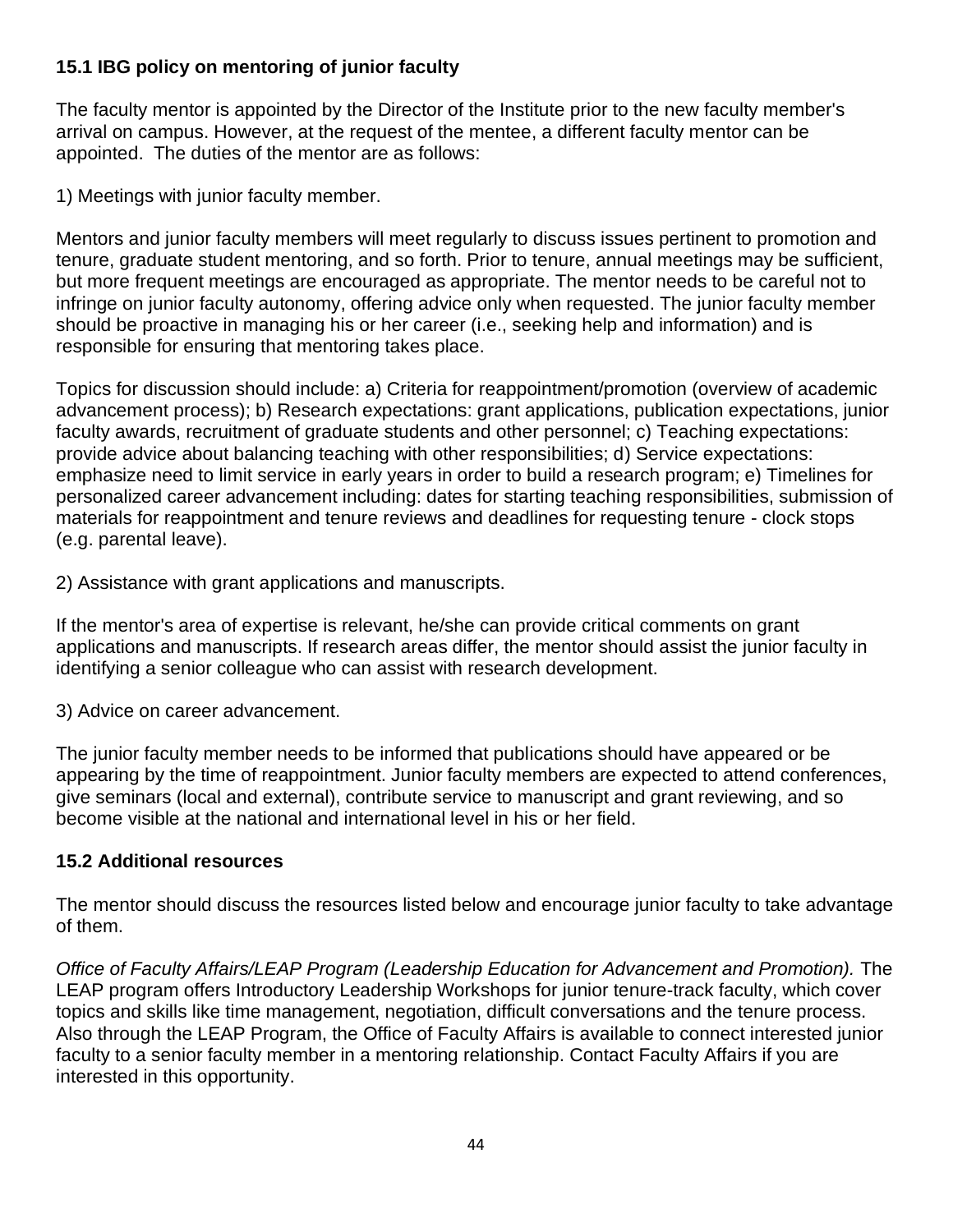### 15.1 IBG policy on mentoring of junior faculty

The faculty mentor is appointed by the Director of the Institute prior to the new faculty member's arrival on campus. However, at the request of the mentee, a different faculty mentor can be appointed. The duties of the mentor are as follows:

1) Meetings with junior faculty member.

Mentors and junior faculty members will meet regularly to discuss issues pertinent to promotion and tenure, graduate student mentoring, and so forth. Prior to tenure, annual meetings may be sufficient, but more frequent meetings are encouraged as appropriate. The mentor needs to be careful not to infringe on junior faculty autonomy, offering advice only when requested. The junior faculty member should be proactive in managing his or her career (i.e., seeking help and information) and is responsible for ensuring that mentoring takes place.

Topics for discussion should include: a) Criteria for reappointment/promotion (overview of academic advancement process); b) Research expectations: grant applications, publication expectations, junior faculty awards, recruitment of graduate students and other personnel; c) Teaching expectations: provide advice about balancing teaching with other responsibilities; d) Service expectations: emphasize need to limit service in early years in order to build a research program; e) Timelines for personalized career advancement including: dates for starting teaching responsibilities, submission of materials for reappointment and tenure reviews and deadlines for requesting tenure - clock stops (e.g. parental leave).

2) Assistance with grant applications and manuscripts.

If the mentor's area of expertise is relevant, he/she can provide critical comments on grant applications and manuscripts. If research areas differ, the mentor should assist the junior faculty in identifying a senior colleague who can assist with research development.

3) Advice on career advancement.

The junior faculty member needs to be informed that publications should have appeared or be appearing by the time of reappointment. Junior faculty members are expected to attend conferences, give seminars (local and external), contribute service to manuscript and grant reviewing, and so become visible at the national and international level in his or her field.

### 15.2 Additional resources

The mentor should discuss the resources listed below and encourage junior faculty to take advantage of them.

*Office of Faculty Affairs/LEAP Program (Leadership Education for Advancement and Promotion).* The LEAP program offers Introductory Leadership Workshops for junior tenure-track faculty, which cover topics and skills like time management, negotiation, difficult conversations and the tenure process. Also through the LEAP Program, the Office of Faculty Affairs is available to connect interested junior faculty to a senior faculty member in a mentoring relationship. Contact Faculty Affairs if you are interested in this opportunity.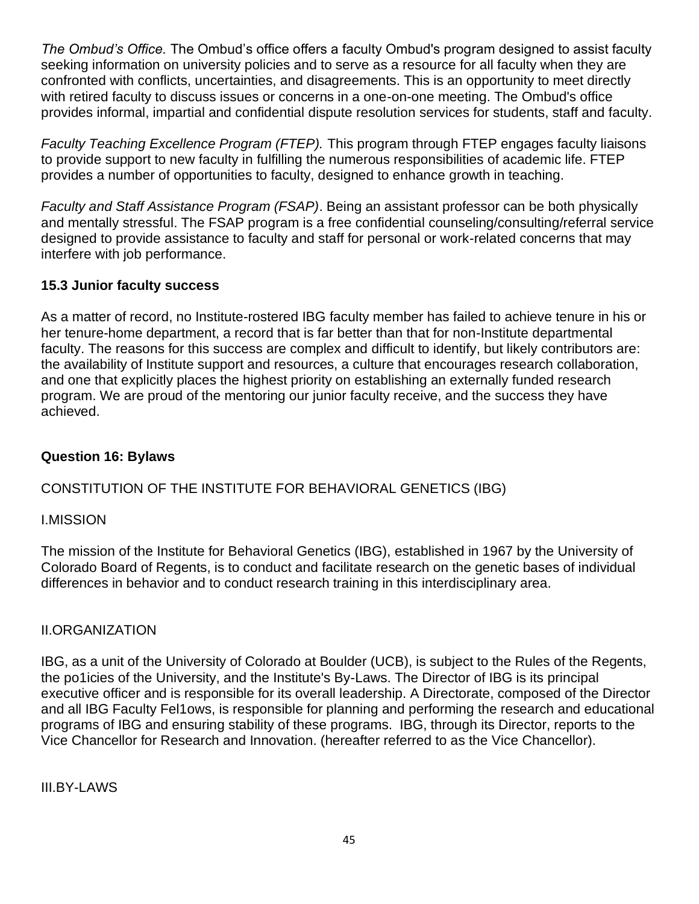*The Ombud's Office.* The Ombud's office offers a faculty Ombud's program designed to assist faculty seeking information on university policies and to serve as a resource for all faculty when they are confronted with conflicts, uncertainties, and disagreements. This is an opportunity to meet directly with retired faculty to discuss issues or concerns in a one-on-one meeting. The Ombud's office provides informal, impartial and confidential dispute resolution services for students, staff and faculty.

*Faculty Teaching Excellence Program (FTEP).* This program through FTEP engages faculty liaisons to provide support to new faculty in fulfilling the numerous responsibilities of academic life. FTEP provides a number of opportunities to faculty, designed to enhance growth in teaching.

*Faculty and Staff Assistance Program (FSAP)*. Being an assistant professor can be both physically and mentally stressful. The FSAP program is a free confidential counseling/consulting/referral service designed to provide assistance to faculty and staff for personal or work-related concerns that may interfere with job performance.

### 15.3 Junior faculty success

As a matter of record, no Institute-rostered IBG faculty member has failed to achieve tenure in his or her tenure-home department, a record that is far better than that for non-Institute departmental faculty. The reasons for this success are complex and difficult to identify, but likely contributors are: the availability of Institute support and resources, a culture that encourages research collaboration, and one that explicitly places the highest priority on establishing an externally funded research program. We are proud of the mentoring our junior faculty receive, and the success they have achieved.

## Question 16: Bylaws

CONSTITUTION OF THE INSTITUTE FOR BEHAVIORAL GENETICS (IBG)

I.MISSION

The mission of the Institute for Behavioral Genetics (IBG), established in 1967 by the University of Colorado Board of Regents, is to conduct and facilitate research on the genetic bases of individual differences in behavior and to conduct research training in this interdisciplinary area.

II.ORGANIZATION

IBG, as a unit of the University of Colorado at Boulder (UCB), is subject to the Rules of the Regents, the po1icies of the University, and the Institute's By-Laws. The Director of IBG is its principal executive officer and is responsible for its overall leadership. A Directorate, composed of the Director and all IBG Faculty Fel1ows, is responsible for planning and performing the research and educational programs of IBG and ensuring stability of these programs. IBG, through its Director, reports to the Vice Chancellor for Research and Innovation. (hereafter referred to as the Vice Chancellor).

III.BY-LAWS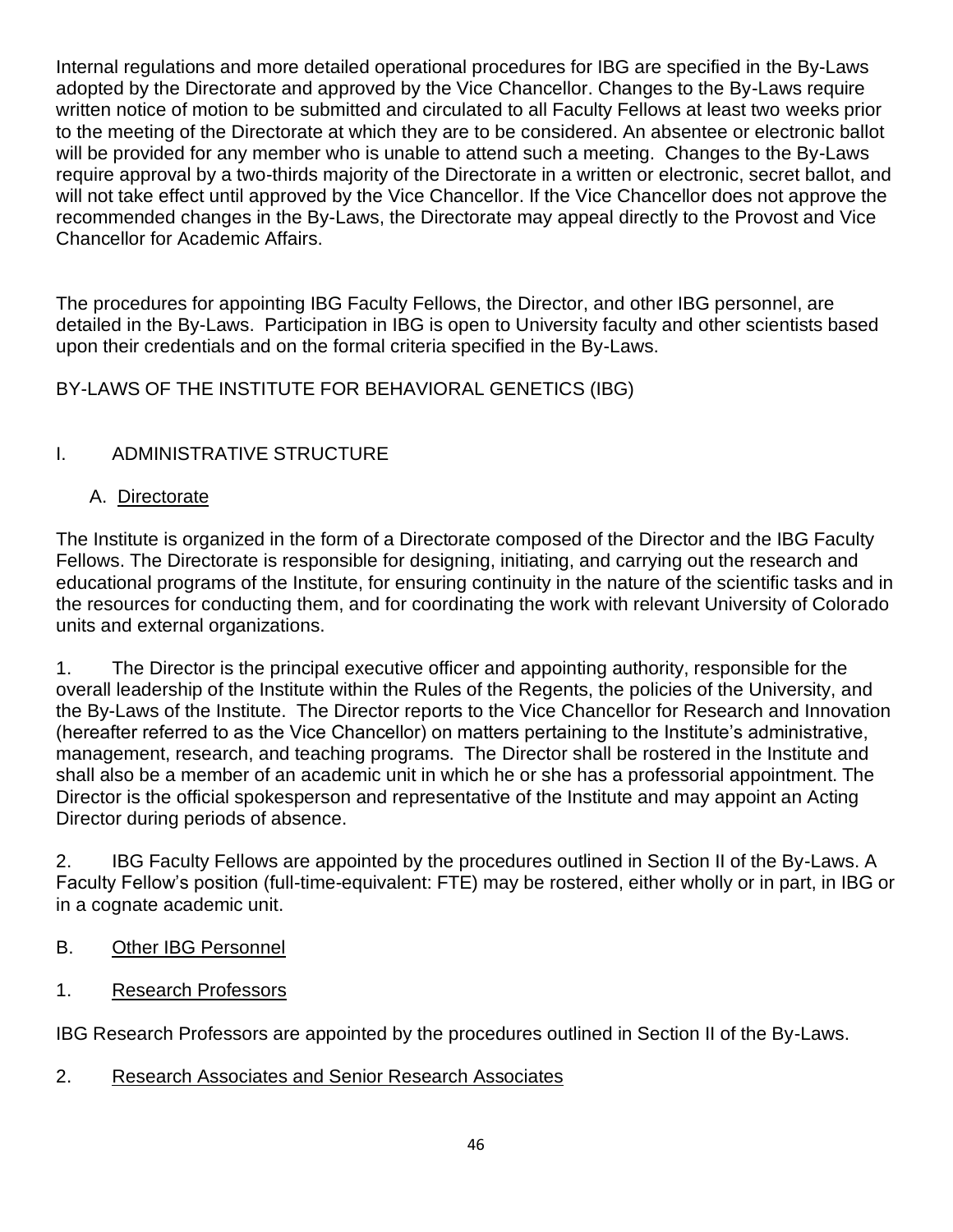Internal regulations and more detailed operational procedures for IBG are specified in the By-Laws adopted by the Directorate and approved by the Vice Chancellor. Changes to the By-Laws require written notice of motion to be submitted and circulated to all Faculty Fellows at least two weeks prior to the meeting of the Directorate at which they are to be considered. An absentee or electronic ballot will be provided for any member who is unable to attend such a meeting. Changes to the By-Laws require approval by a two-thirds majority of the Directorate in a written or electronic, secret ballot, and will not take effect until approved by the Vice Chancellor. If the Vice Chancellor does not approve the recommended changes in the By-Laws, the Directorate may appeal directly to the Provost and Vice Chancellor for Academic Affairs.

The procedures for appointing IBG Faculty Fellows, the Director, and other IBG personnel, are detailed in the By-Laws. Participation in IBG is open to University faculty and other scientists based upon their credentials and on the formal criteria specified in the By-Laws.

## BY-LAWS OF THE INSTITUTE FOR BEHAVIORAL GENETICS (IBG)

### I. ADMINISTRATIVE STRUCTURE

#### A. <u>Directorate</u>

The Institute is organized in the form of a Directorate composed of the Director and the IBG Faculty Fellows. The Directorate is responsible for designing, initiating, and carrying out the research and educational programs of the Institute, for ensuring continuity in the nature of the scientific tasks and in the resources for conducting them, and for coordinating the work with relevant University of Colorado units and external organizations.

1. The Director is the principal executive officer and appointing authority, responsible for the overall leadership of the Institute within the Rules of the Regents, the policies of the University, and the By-Laws of the Institute. The Director reports to the Vice Chancellor for Research and Innovation (hereafter referred to as the Vice Chancellor) on matters pertaining to the Institute's administrative, management, research, and teaching programs. The Director shall be rostered in the Institute and shall also be a member of an academic unit in which he or she has a professorial appointment. The Director is the official spokesperson and representative of the Institute and may appoint an Acting Director during periods of absence.

2. IBG Faculty Fellows are appointed by the procedures outlined in Section II of the By-Laws. A Faculty Fellow's position (full-time-equivalent: FTE) may be rostered, either wholly or in part, in IBG or in a cognate academic unit.

#### B. <u>Other IBG Personnel</u>

1. <u>Research Professors</u>

IBG Research Professors are appointed by the procedures outlined in Section II of the By-Laws.

2. <u>Research Associates and Senior Research Associates</u>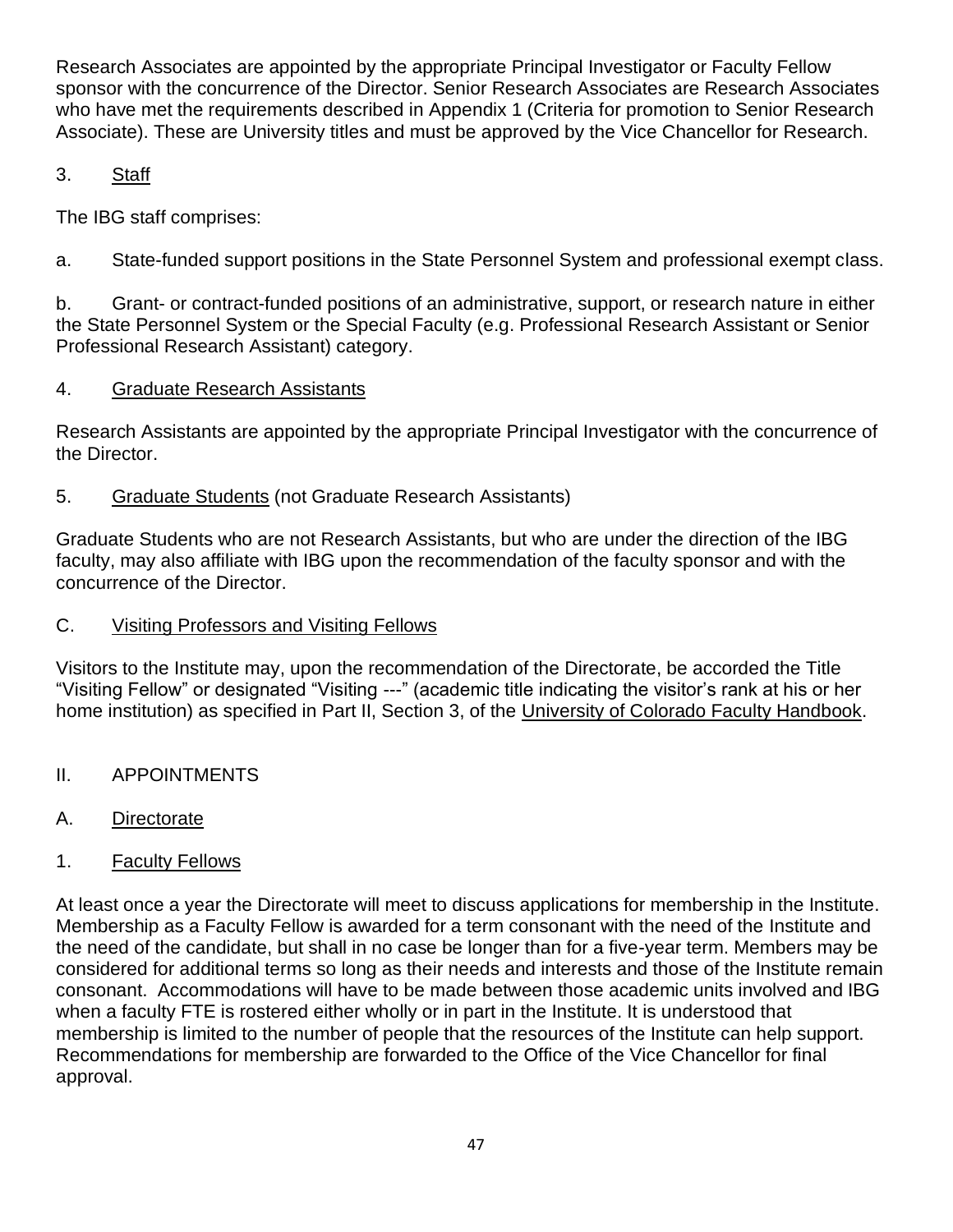Research Associates are appointed by the appropriate Principal Investigator or Faculty Fellow sponsor with the concurrence of the Director. Senior Research Associates are Research Associates who have met the requirements described in Appendix 1 (Criteria for promotion to Senior Research Associate). These are University titles and must be approved by the Vice Chancellor for Research.

3. Staff

The IBG staff comprises:

a. State-funded support positions in the State Personnel System and professional exempt class.

b. Grant- or contract-funded positions of an administrative, support, or research nature in either the State Personnel System or the Special Faculty (e.g. Professional Research Assistant or Senior Professional Research Assistant) category.

4. Graduate Research Assistants

Research Assistants are appointed by the appropriate Principal Investigator with the concurrence of the Director.

5. Graduate Students (not Graduate Research Assistants)

Graduate Students who are not Research Assistants, but who are under the direction of the IBG faculty, may also affiliate with IBG upon the recommendation of the faculty sponsor and with the concurrence of the Director.

C. Visiting Professors and Visiting Fellows

Visitors to the Institute may, upon the recommendation of the Directorate, be accorded the Title "Visiting Fellow" or designated "Visiting ---" (academic title indicating the visitor's rank at his or her home institution) as specified in Part II, Section 3, of the University of Colorado Faculty Handbook.

## II. APPOINTMENTS

A. Directorate

1. Faculty Fellows

At least once a year the Directorate will meet to discuss applications for membership in the Institute. Membership as a Faculty Fellow is awarded for a term consonant with the need of the Institute and the need of the candidate, but shall in no case be longer than for a five-year term. Members may be considered for additional terms so long as their needs and interests and those of the Institute remain consonant. Accommodations will have to be made between those academic units involved and IBG when a faculty FTE is rostered either wholly or in part in the Institute. It is understood that membership is limited to the number of people that the resources of the Institute can help support. Recommendations for membership are forwarded to the Office of the Vice Chancellor for final approval.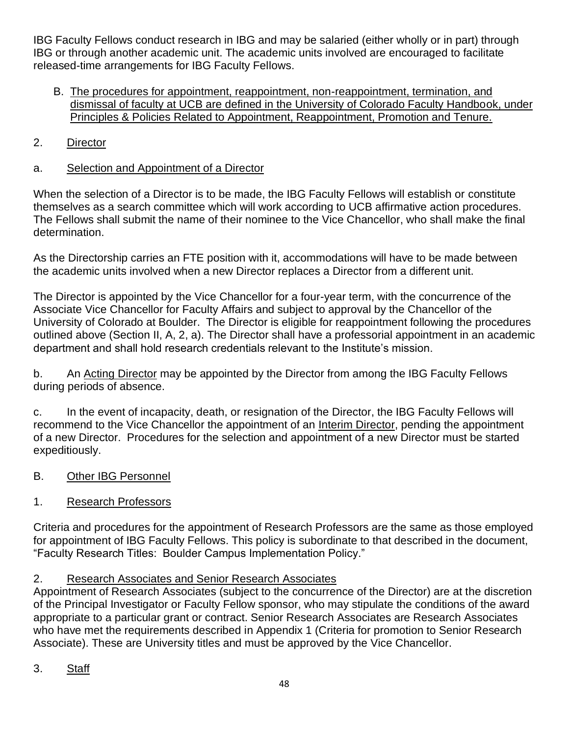IBG Faculty Fellows conduct research in IBG and may be salaried (either wholly or in part) through IBG or through another academic unit. The academic units involved are encouraged to facilitate released-time arrangements for IBG Faculty Fellows.

B. The procedures for appointment, reappointment, non-reappointment, termination, and dismissal of faculty at UCB are defined in the University of Colorado Faculty Handbook, under Principles & Policies Related to Appointment, Reappointment, Promotion and Tenure.

2. Director

a. Selection and Appointment of a Director

When the selection of a Director is to be made, the IBG Faculty Fellows will establish or constitute themselves as a search committee which will work according to UCB affirmative action procedures. The Fellows shall submit the name of their nominee to the Vice Chancellor, who shall make the final determination.

As the Directorship carries an FTE position with it, accommodations will have to be made between the academic units involved when a new Director replaces a Director from a different unit.

The Director is appointed by the Vice Chancellor for a four-year term, with the concurrence of the Associate Vice Chancellor for Faculty Affairs and subject to approval by the Chancellor of the University of Colorado at Boulder. The Director is eligible for reappointment following the procedures outlined above (Section II, A, 2, a). The Director shall have a professorial appointment in an academic department and shall hold research credentials relevant to the Institute's mission.

b. An Acting Director may be appointed by the Director from among the IBG Faculty Fellows during periods of absence.

c. In the event of incapacity, death, or resignation of the Director, the IBG Faculty Fellows will recommend to the Vice Chancellor the appointment of an Interim Director, pending the appointment of a new Director. Procedures for the selection and appointment of a new Director must be started expeditiously.

B. Other IBG Personnel

1. Research Professors

Criteria and procedures for the appointment of Research Professors are the same as those employed for appointment of IBG Faculty Fellows. This policy is subordinate to that described in the document, "Faculty Research Titles: Boulder Campus Implementation Policy."

2. Research Associates and Senior Research Associates

Appointment of Research Associates (subject to the concurrence of the Director) are at the discretion of the Principal Investigator or Faculty Fellow sponsor, who may stipulate the conditions of the award appropriate to a particular grant or contract. Senior Research Associates are Research Associates who have met the requirements described in Appendix 1 (Criteria for promotion to Senior Research Associate). These are University titles and must be approved by the Vice Chancellor.

3. Staff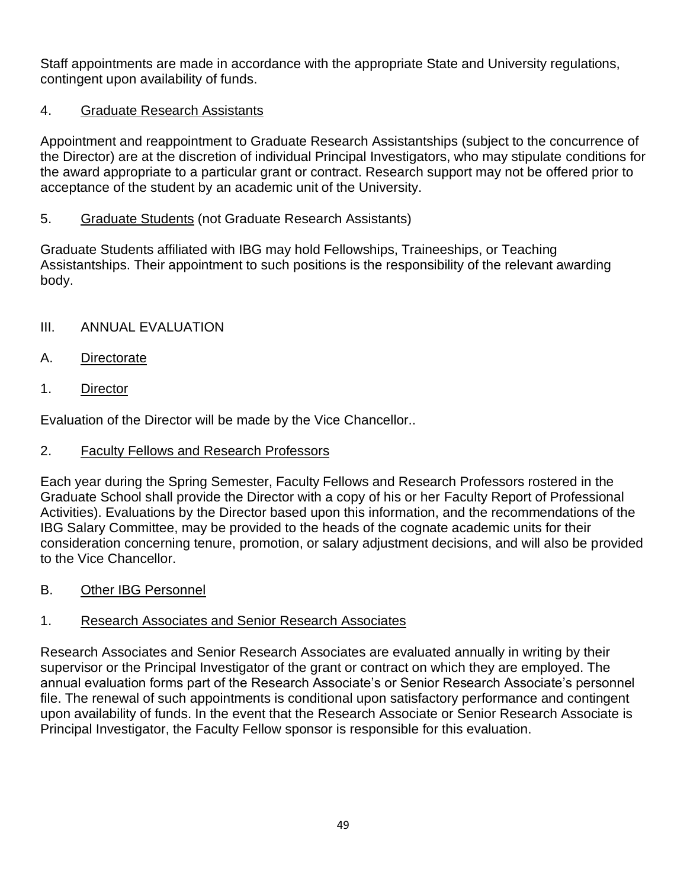Staff appointments are made in accordance with the appropriate State and University regulations, contingent upon availability of funds.

4. Graduate Research Assistants

Appointment and reappointment to Graduate Research Assistantships (subject to the concurrence of the Director) are at the discretion of individual Principal Investigators, who may stipulate conditions for the award appropriate to a particular grant or contract. Research support may not be offered prior to acceptance of the student by an academic unit of the University.

5. Graduate Students (not Graduate Research Assistants)

Graduate Students affiliated with IBG may hold Fellowships, Traineeships, or Teaching Assistantships. Their appointment to such positions is the responsibility of the relevant awarding body.

## III. ANNUAL EVALUATION

### A. Directorate

1. Director

Evaluation of the Director will be made by the Vice Chancellor..

2. Faculty Fellows and Research Professors

Each year during the Spring Semester, Faculty Fellows and Research Professors rostered in the Graduate School shall provide the Director with a copy of his or her Faculty Report of Professional Activities). Evaluations by the Director based upon this information, and the recommendations of the IBG Salary Committee, may be provided to the heads of the cognate academic units for their consideration concerning tenure, promotion, or salary adjustment decisions, and will also be provided to the Vice Chancellor.

### B. Other IBG Personnel

1. Research Associates and Senior Research Associates

Research Associates and Senior Research Associates are evaluated annually in writing by their supervisor or the Principal Investigator of the grant or contract on which they are employed. The annual evaluation forms part of the Research Associate's or Senior Research Associate's personnel file. The renewal of such appointments is conditional upon satisfactory performance and contingent upon availability of funds. In the event that the Research Associate or Senior Research Associate is Principal Investigator, the Faculty Fellow sponsor is responsible for this evaluation.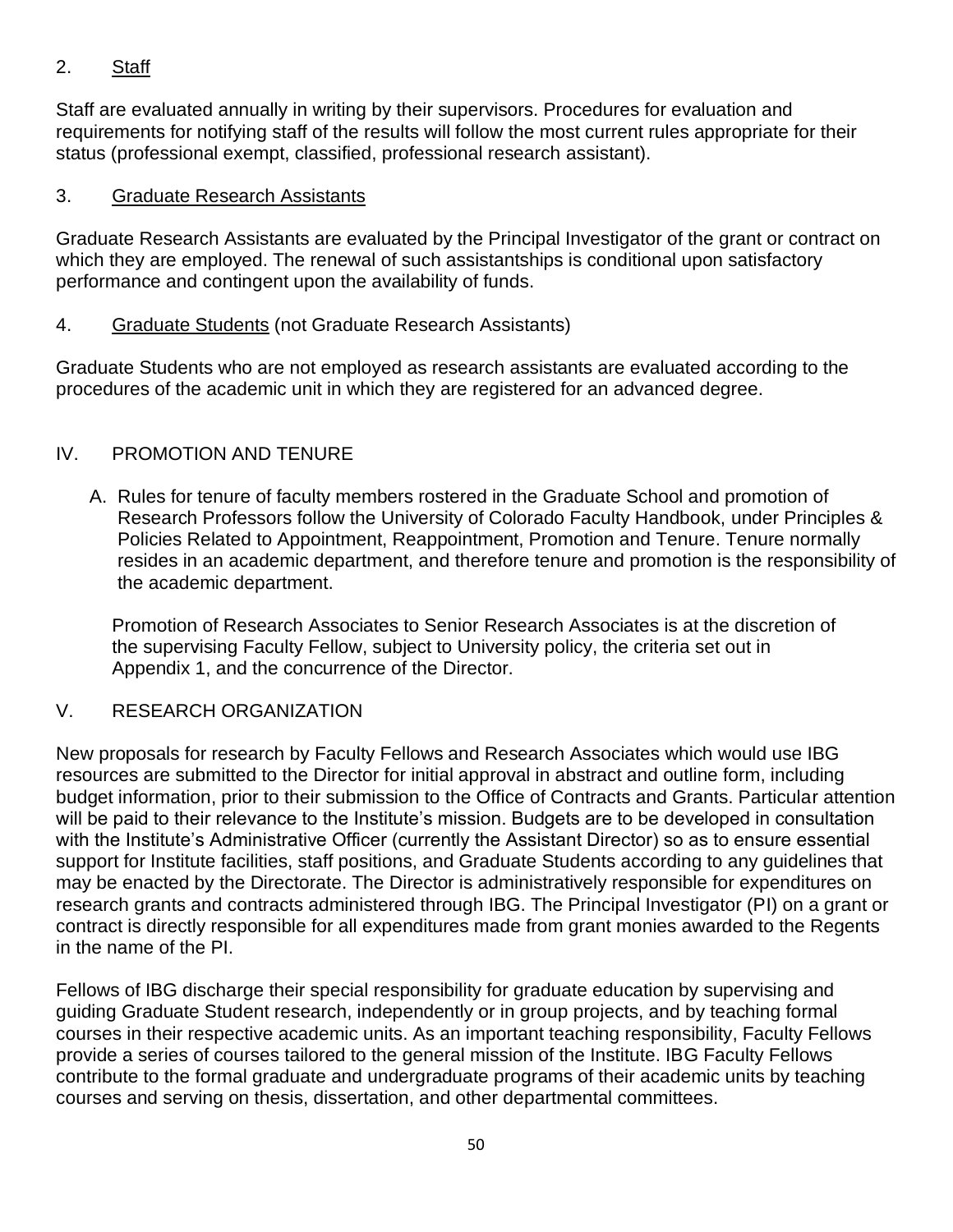2. <u>Staff</u>

Staff are evaluated annually in writing by their supervisors. Procedures for evaluation and requirements for notifying staff of the results will follow the most current rules appropriate for their status (professional exempt, classified, professional research assistant).

3. <u>Graduate Research Assistants</u>

Graduate Research Assistants are evaluated by the Principal Investigator of the grant or contract on which they are employed. The renewal of such assistantships is conditional upon satisfactory performance and contingent upon the availability of funds.

4. <u>Graduate Students</u> (not Graduate Research Assistants)

Graduate Students who are not employed as research assistants are evaluated according to the procedures of the academic unit in which they are registered for an advanced degree.

## IV. PROMOTION AND TENURE

A. Rules for tenure of faculty members rostered in the Graduate School and promotion of Research Professors follow the University of Colorado Faculty Handbook, under Principles & Policies Related to Appointment, Reappointment, Promotion and Tenure. Tenure normally resides in an academic department, and therefore tenure and promotion is the responsibility of the academic department.

Promotion of Research Associates to Senior Research Associates is at the discretion of the supervising Faculty Fellow, subject to University policy, the criteria set out in Appendix 1, and the concurrence of the Director.

## V. RESEARCH ORGANIZATION

New proposals for research by Faculty Fellows and Research Associates which would use IBG resources are submitted to the Director for initial approval in abstract and outline form, including budget information, prior to their submission to the Office of Contracts and Grants. Particular attention will be paid to their relevance to the Institute's mission. Budgets are to be developed in consultation with the Institute's Administrative Officer (currently the Assistant Director) so as to ensure essential support for Institute facilities, staff positions, and Graduate Students according to any guidelines that may be enacted by the Directorate. The Director is administratively responsible for expenditures on research grants and contracts administered through IBG. The Principal Investigator (PI) on a grant or contract is directly responsible for all expenditures made from grant monies awarded to the Regents in the name of the PI.

Fellows of IBG discharge their special responsibility for graduate education by supervising and guiding Graduate Student research, independently or in group projects, and by teaching formal courses in their respective academic units. As an important teaching responsibility, Faculty Fellows provide a series of courses tailored to the general mission of the Institute. IBG Faculty Fellows contribute to the formal graduate and undergraduate programs of their academic units by teaching courses and serving on thesis, dissertation, and other departmental committees.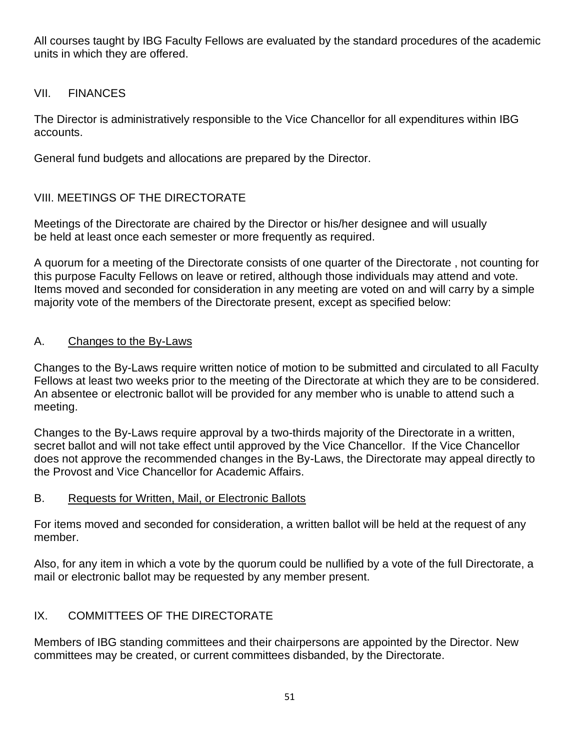All courses taught by IBG Faculty Fellows are evaluated by the standard procedures of the academic units in which they are offered.

## VII. FINANCES

The Director is administratively responsible to the Vice Chancellor for all expenditures within IBG accounts.

General fund budgets and allocations are prepared by the Director.

## VIII. MEETINGS OF THE DIRECTORATE

Meetings of the Directorate are chaired by the Director or his/her designee and will usually be held at least once each semester or more frequently as required.

A quorum for a meeting of the Directorate consists of one quarter of the Directorate , not counting for this purpose Faculty Fellows on leave or retired, although those individuals may attend and vote. Items moved and seconded for consideration in any meeting are voted on and will carry by a simple majority vote of the members of the Directorate present, except as specified below:

### A. Changes to the By-Laws

Changes to the By-Laws require written notice of motion to be submitted and circulated to all Faculty Fellows at least two weeks prior to the meeting of the Directorate at which they are to be considered. An absentee or electronic ballot will be provided for any member who is unable to attend such a meeting.

Changes to the By-Laws require approval by a two-thirds majority of the Directorate in a written, secret ballot and will not take effect until approved by the Vice Chancellor. If the Vice Chancellor does not approve the recommended changes in the By-Laws, the Directorate may appeal directly to the Provost and Vice Chancellor for Academic Affairs.

### B. Requests for Written, Mail, or Electronic Ballots

For items moved and seconded for consideration, a written ballot will be held at the request of any member.

Also, for any item in which a vote by the quorum could be nullified by a vote of the full Directorate, a mail or electronic ballot may be requested by any member present.

## IX. COMMITTEES OF THE DIRECTORATE

Members of IBG standing committees and their chairpersons are appointed by the Director. New committees may be created, or current committees disbanded, by the Directorate.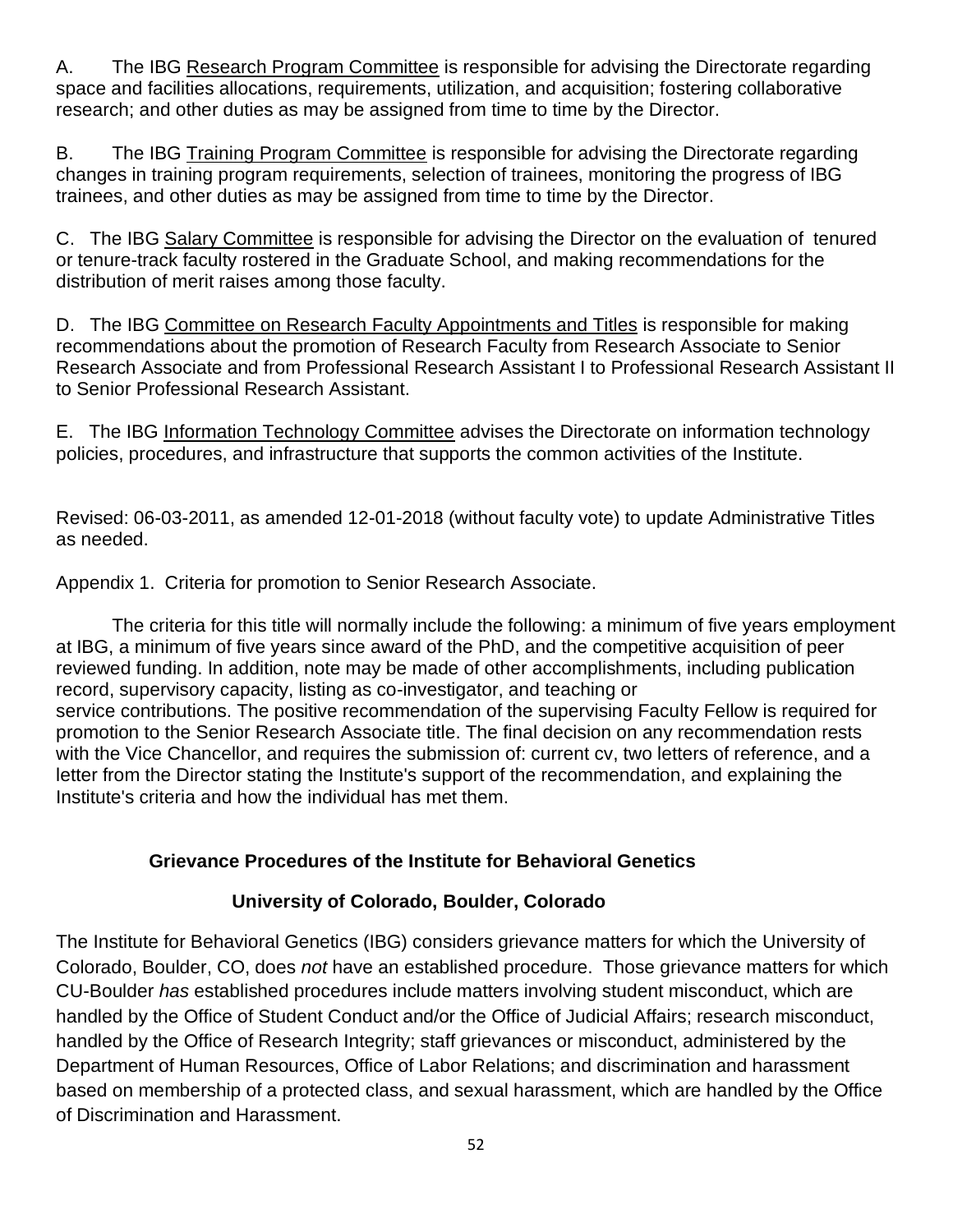A. The IBG <u>Research Program Committee</u> is responsible for advising the Directorate regarding space and facilities allocations, requirements, utilization, and acquisition; fostering collaborative research; and other duties as may be assigned from time to time by the Director.

B. The IBG <u>Training Program Committee</u> is responsible for advising the Directorate regarding changes in training program requirements, selection of trainees, monitoring the progress of IBG trainees, and other duties as may be assigned from time to time by the Director.

C. The IBG <u>Salary Committee</u> is responsible for advising the Director on the evaluation of tenured or tenure-track faculty rostered in the Graduate School, and making recommendations for the distribution of merit raises among those faculty.

D. The IBG <u>Committee on Research Faculty Appointments and Titles</u> is responsible for making recommendations about the promotion of Research Faculty from Research Associate to Senior Research Associate and from Professional Research Assistant I to Professional Research Assistant II to Senior Professional Research Assistant.

E. The IBG <u>Information Technology Committee</u> advises the Directorate on information technology policies, procedures, and infrastructure that supports the common activities of the Institute.

Revised: 06-03-2011, as amended 12-01-2018 (without faculty vote) to update Administrative Titles as needed.

Appendix 1. Criteria for promotion to Senior Research Associate.

The criteria for this title will normally include the following: a minimum of five years employment at IBG, a minimum of five years since award of the PhD, and the competitive acquisition of peer reviewed funding. In addition, note may be made of other accomplishments, including publication record, supervisory capacity, listing as co-investigator, and teaching or service contributions. The positive recommendation of the supervising Faculty Fellow is required for promotion to the Senior Research Associate title. The final decision on any recommendation rests with the Vice Chancellor, and requires the submission of: current cv, two letters of reference, and a letter from the Director stating the Institute's support of the recommendation, and explaining the Institute's criteria and how the individual has met them.

## Grievance Procedures of the Institute for Behavioral Genetics

### University of Colorado, Boulder, Colorado

The Institute for Behavioral Genetics (IBG) considers grievance matters for which the University of Colorado, Boulder, CO, does *not* have an established procedure. Those grievance matters for which CU-Boulder *has* established procedures include matters involving student misconduct, which are handled by the Office of Student Conduct and/or the Office of Judicial Affairs; research misconduct, handled by the Office of Research Integrity; staff grievances or misconduct, administered by the Department of Human Resources, Office of Labor Relations; and discrimination and harassment based on membership of a protected class, and sexual harassment, which are handled by the Office of Discrimination and Harassment.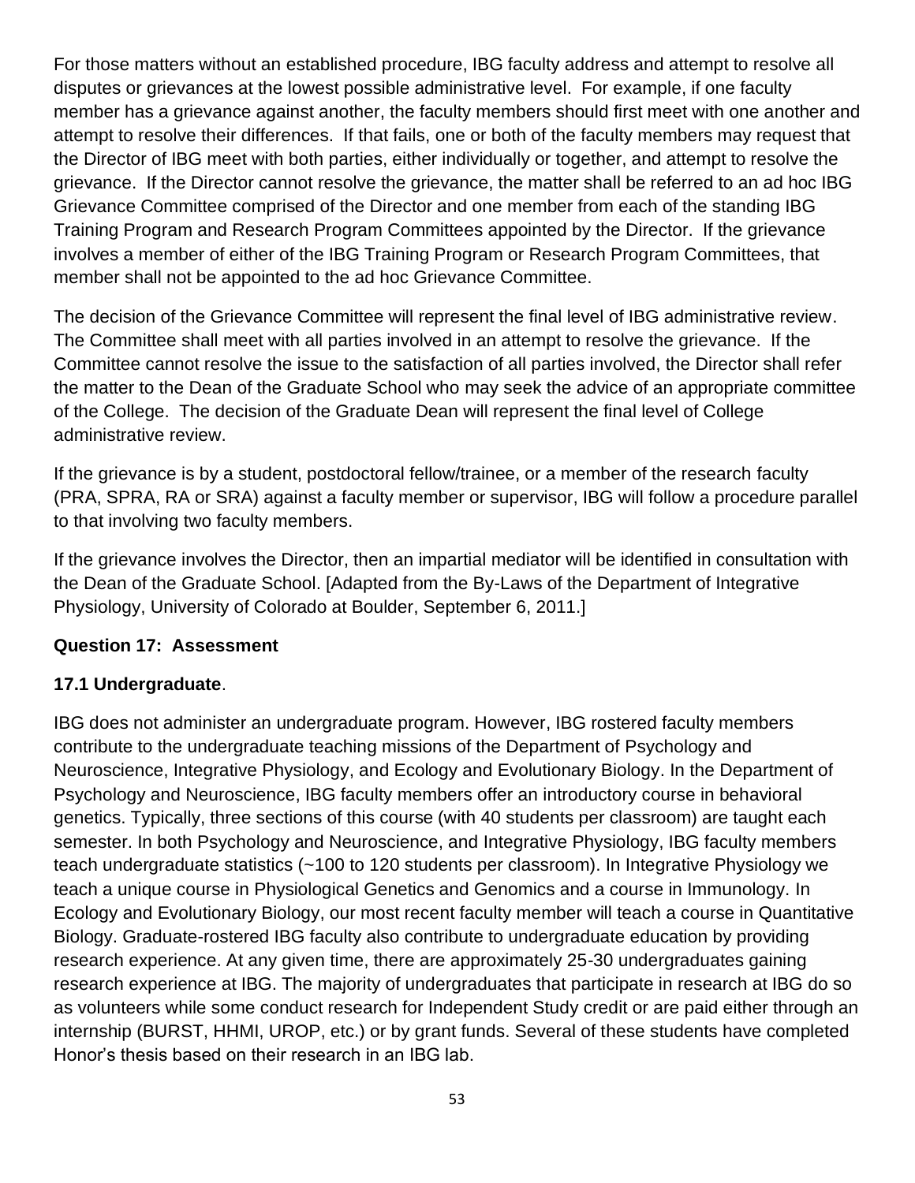For those matters without an established procedure, IBG faculty address and attempt to resolve all disputes or grievances at the lowest possible administrative level. For example, if one faculty member has a grievance against another, the faculty members should first meet with one another and attempt to resolve their differences. If that fails, one or both of the faculty members may request that the Director of IBG meet with both parties, either individually or together, and attempt to resolve the grievance. If the Director cannot resolve the grievance, the matter shall be referred to an ad hoc IBG Grievance Committee comprised of the Director and one member from each of the standing IBG Training Program and Research Program Committees appointed by the Director. If the grievance involves a member of either of the IBG Training Program or Research Program Committees, that member shall not be appointed to the ad hoc Grievance Committee.

The decision of the Grievance Committee will represent the final level of IBG administrative review. The Committee shall meet with all parties involved in an attempt to resolve the grievance. If the Committee cannot resolve the issue to the satisfaction of all parties involved, the Director shall refer the matter to the Dean of the Graduate School who may seek the advice of an appropriate committee of the College. The decision of the Graduate Dean will represent the final level of College administrative review.

If the grievance is by a student, postdoctoral fellow/trainee, or a member of the research faculty (PRA, SPRA, RA or SRA) against a faculty member or supervisor, IBG will follow a procedure parallel to that involving two faculty members.

If the grievance involves the Director, then an impartial mediator will be identified in consultation with the Dean of the Graduate School. [Adapted from the By-Laws of the Department of Integrative Physiology, University of Colorado at Boulder, September 6, 2011.]

### Question 17: Assessment

#### 17.1 Undergraduate.

IBG does not administer an undergraduate program. However, IBG rostered faculty members contribute to the undergraduate teaching missions of the Department of Psychology and Neuroscience, Integrative Physiology, and Ecology and Evolutionary Biology. In the Department of Psychology and Neuroscience, IBG faculty members offer an introductory course in behavioral genetics. Typically, three sections of this course (with 40 students per classroom) are taught each semester. In both Psychology and Neuroscience, and Integrative Physiology, IBG faculty members teach undergraduate statistics (~100 to 120 students per classroom). In Integrative Physiology we teach a unique course in Physiological Genetics and Genomics and a course in Immunology. In Ecology and Evolutionary Biology, our most recent faculty member will teach a course in Quantitative Biology. Graduate-rostered IBG faculty also contribute to undergraduate education by providing research experience. At any given time, there are approximately 25-30 undergraduates gaining research experience at IBG. The majority of undergraduates that participate in research at IBG do so as volunteers while some conduct research for Independent Study credit or are paid either through an internship (BURST, HHMI, UROP, etc.) or by grant funds. Several of these students have completed Honor's thesis based on their research in an IBG lab.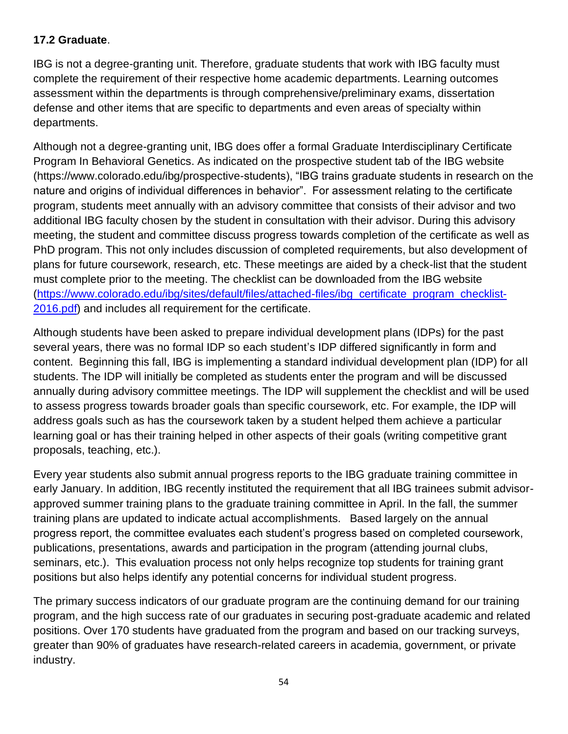**17.2 Graduate**.

IBG is not a degree-granting unit. Therefore, graduate students that work with IBG faculty must complete the requirement of their respective home academic departments. Learning outcomes assessment within the departments is through comprehensive/preliminary exams, dissertation defense and other items that are specific to departments and even areas of specialty within departments.

Although not a degree-granting unit, IBG does offer a formal Graduate Interdisciplinary Certificate Program In Behavioral Genetics. As indicated on the prospective student tab of the IBG website (https://www.colorado.edu/ibg/prospective-students), "IBG trains graduate students in research on the nature and origins of individual differences in behavior". For assessment relating to the certificate program, students meet annually with an advisory committee that consists of their advisor and two additional IBG faculty chosen by the student in consultation with their advisor. During this advisory meeting, the student and committee discuss progress towards completion of the certificate as well as PhD program. This not only includes discussion of completed requirements, but also development of plans for future coursework, research, etc. These meetings are aided by a check-list that the student must complete prior to the meeting. The checklist can be downloaded from the IBG website (https://www.colorado.edu/ibg/sites/default/files/attached-files/ibg_certificate_program_checklist-2016.pdf) and includes all requirement for the certificate.

Although students have been asked to prepare individual development plans (IDPs) for the past several years, there was no formal IDP so each student's IDP differed significantly in form and content. Beginning this fall, IBG is implementing a standard individual development plan (IDP) for all students. The IDP will initially be completed as students enter the program and will be discussed annually during advisory committee meetings. The IDP will supplement the checklist and will be used to assess progress towards broader goals than specific coursework, etc. For example, the IDP will address goals such as has the coursework taken by a student helped them achieve a particular learning goal or has their training helped in other aspects of their goals (writing competitive grant proposals, teaching, etc.).

Every year students also submit annual progress reports to the IBG graduate training committee in early January. In addition, IBG recently instituted the requirement that all IBG trainees submit advisor-approved summer training plans to the graduate training committee in April. In the fall, the summer training plans are updated to indicate actual accomplishments. Based largely on the annual progress report, the committee evaluates each student's progress based on completed coursework, publications, presentations, awards and participation in the program (attending journal clubs, seminars, etc.). This evaluation process not only helps recognize top students for training grant positions but also helps identify any potential concerns for individual student progress.

The primary success indicators of our graduate program are the continuing demand for our training program, and the high success rate of our graduates in securing post-graduate academic and related positions. Over 170 students have graduated from the program and based on our tracking surveys, greater than 90% of graduates have research-related careers in academia, government, or private industry.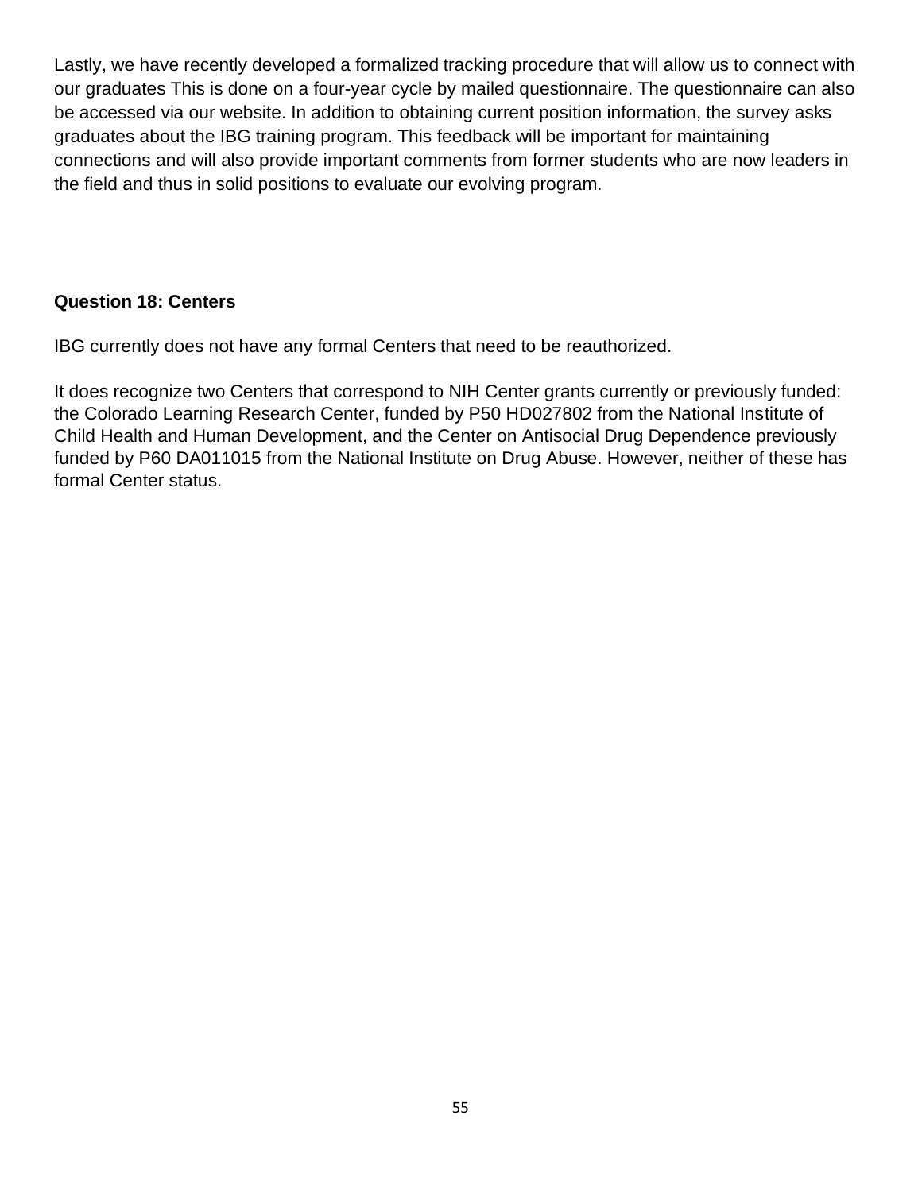Lastly, we have recently developed a formalized tracking procedure that will allow us to connect with our graduates This is done on a four-year cycle by mailed questionnaire. The questionnaire can also be accessed via our website. In addition to obtaining current position information, the survey asks graduates about the IBG training program. This feedback will be important for maintaining connections and will also provide important comments from former students who are now leaders in the field and thus in solid positions to evaluate our evolving program.

**Question 18: Centers**

IBG currently does not have any formal Centers that need to be reauthorized.

It does recognize two Centers that correspond to NIH Center grants currently or previously funded: the Colorado Learning Research Center, funded by P50 HD027802 from the National Institute of Child Health and Human Development, and the Center on Antisocial Drug Dependence previously funded by P60 DA011015 from the National Institute on Drug Abuse. However, neither of these has formal Center status.